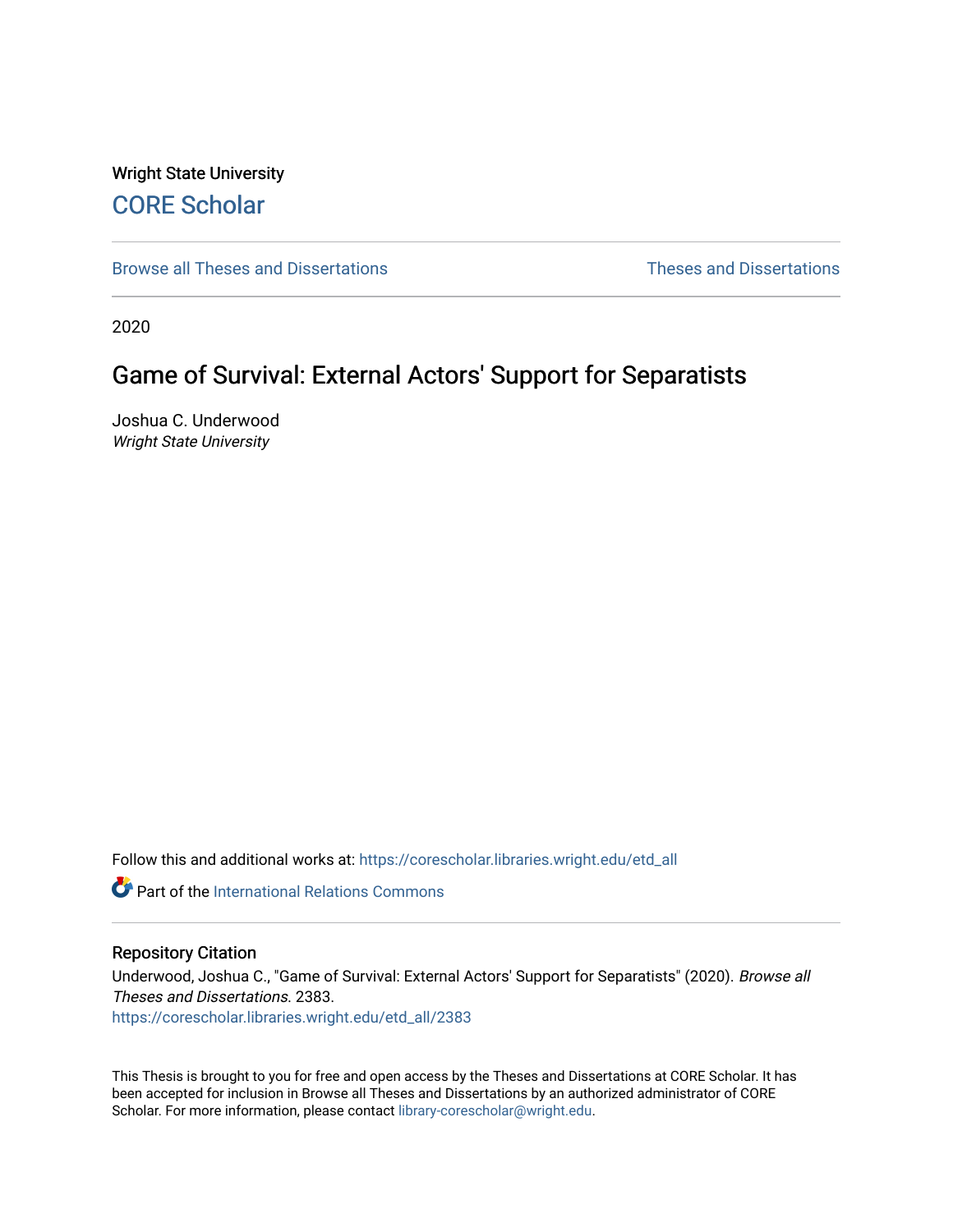Wright State University

# CORE Scholar

Browse all Theses and Dissertations

Theses and Dissertations

2020

## Game of Survival: External Actors' Support for Separatists

Joshua C. Underwood
*Wright State University*

Follow this and additional works at: https://corescholar.libraries.wright.edu/etd_all

Part of the International Relations Commons

### Repository Citation

Underwood, Joshua C., "Game of Survival: External Actors' Support for Separatists" (2020). *Browse all Theses and Dissertations*. 2383.
https://corescholar.libraries.wright.edu/etd_all/2383

This Thesis is brought to you for free and open access by the Theses and Dissertations at CORE Scholar. It has been accepted for inclusion in Browse all Theses and Dissertations by an authorized administrator of CORE Scholar. For more information, please contact library-corescholar@wright.edu.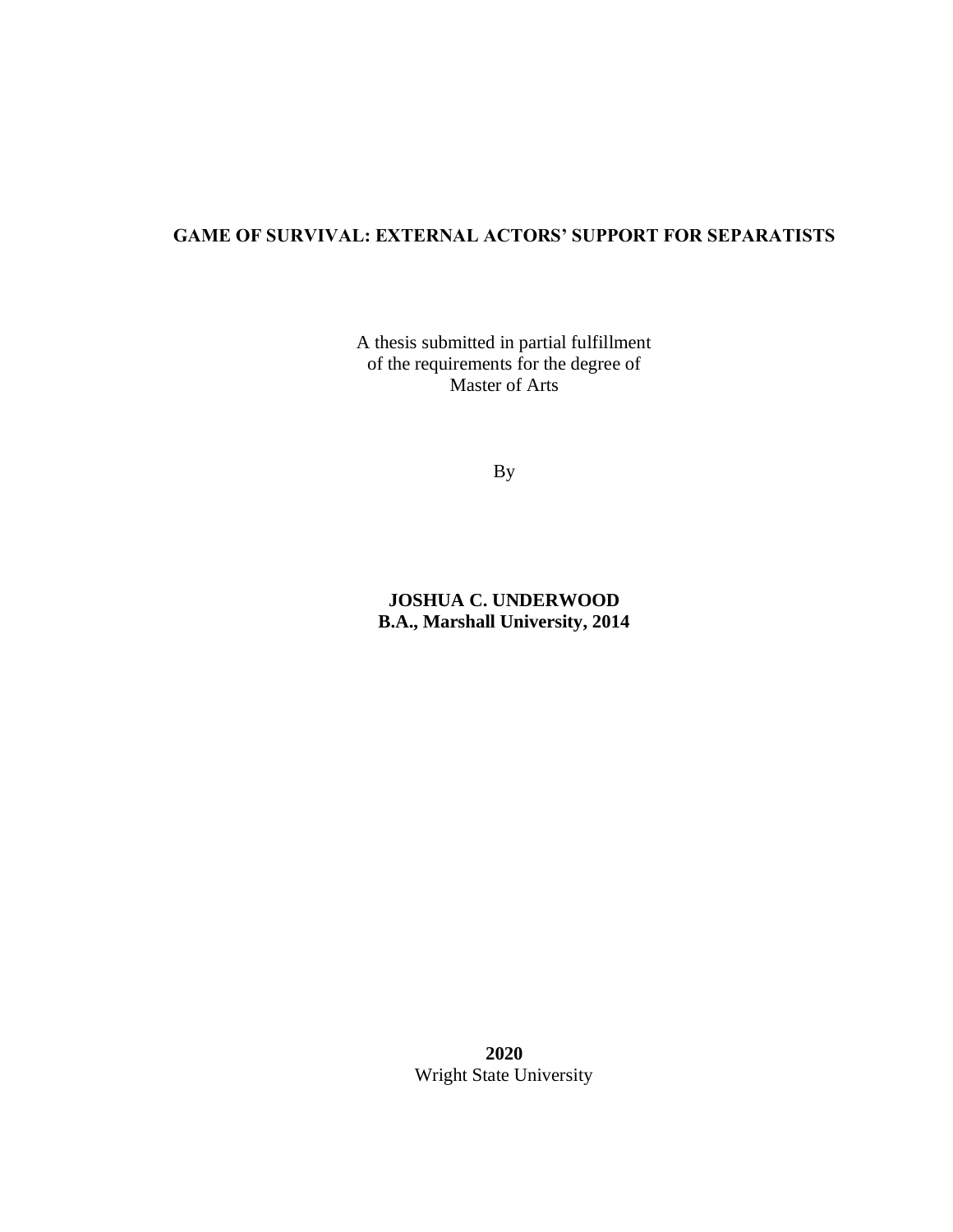# GAME OF SURVIVAL: EXTERNAL ACTORS' SUPPORT FOR SEPARATISTS

A thesis submitted in partial fulfillment
of the requirements for the degree of
Master of Arts

By

**JOSHUA C. UNDERWOOD**
**B.A., Marshall University, 2014**

**2020**
Wright State University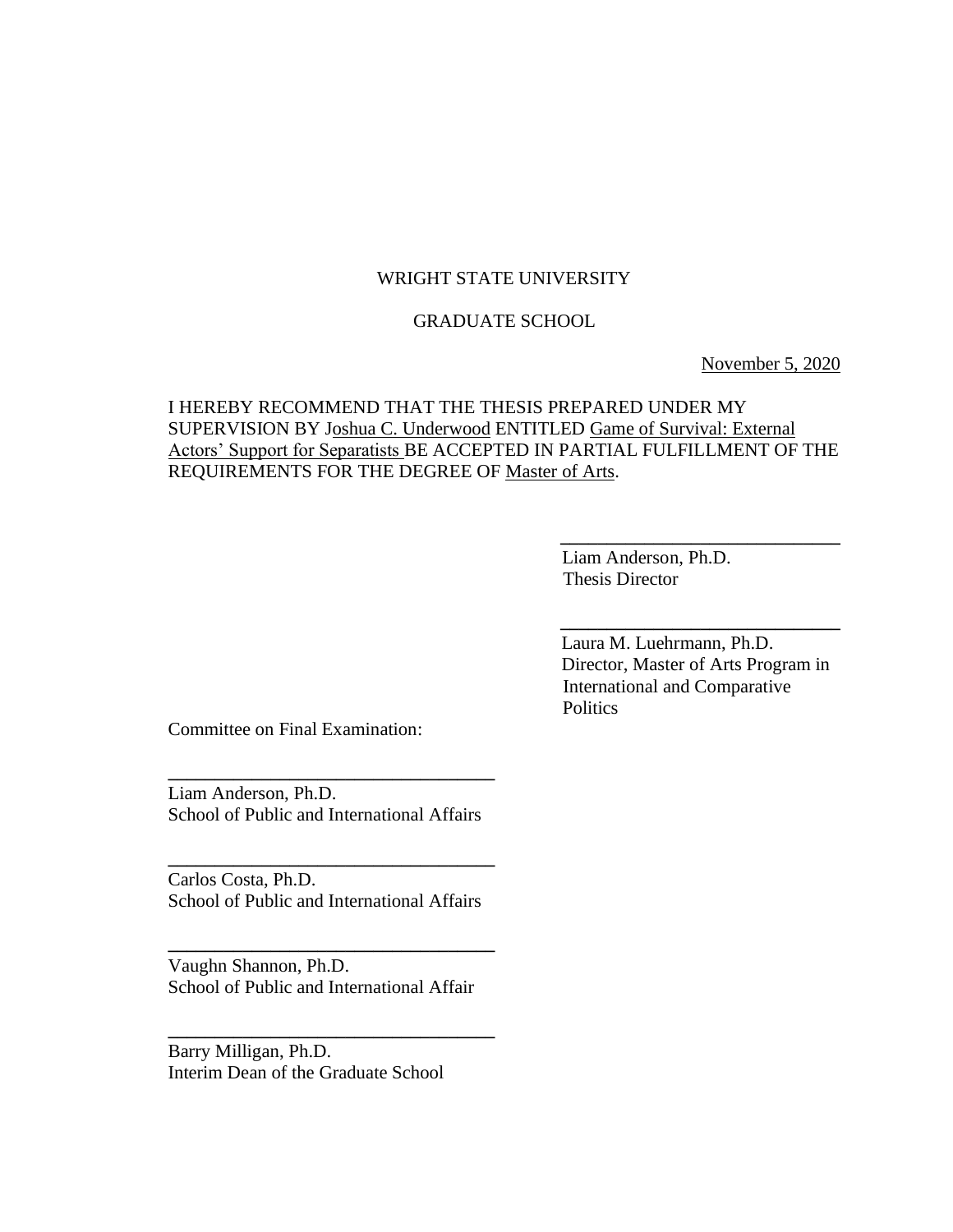WRIGHT STATE UNIVERSITY

GRADUATE SCHOOL

November 5, 2020

I HEREBY RECOMMEND THAT THE THESIS PREPARED UNDER MY SUPERVISION BY Joshua C. Underwood ENTITLED Game of Survival: External Actors' Support for Separatists BE ACCEPTED IN PARTIAL FULFILLMENT OF THE REQUIREMENTS FOR THE DEGREE OF Master of Arts.

\_\_\_\_\_\_\_\_\_\_\_\_\_\_\_\_\_\_\_\_\_\_\_\_\_\_\_\_\_\_

Liam Anderson, Ph.D.
Thesis Director

\_\_\_\_\_\_\_\_\_\_\_\_\_\_\_\_\_\_\_\_\_\_\_\_\_\_\_\_\_\_

Laura M. Luehrmann, Ph.D.
Director, Master of Arts Program in International and Comparative Politics

Committee on Final Examination:

\_\_\_\_\_\_\_\_\_\_\_\_\_\_\_\_\_\_\_\_\_\_\_\_\_\_\_\_\_\_

Liam Anderson, Ph.D.
School of Public and International Affairs

\_\_\_\_\_\_\_\_\_\_\_\_\_\_\_\_\_\_\_\_\_\_\_\_\_\_\_\_\_\_

Carlos Costa, Ph.D.
School of Public and International Affairs

\_\_\_\_\_\_\_\_\_\_\_\_\_\_\_\_\_\_\_\_\_\_\_\_\_\_\_\_\_\_

Vaughn Shannon, Ph.D.
School of Public and International Affair

\_\_\_\_\_\_\_\_\_\_\_\_\_\_\_\_\_\_\_\_\_\_\_\_\_\_\_\_\_\_

Barry Milligan, Ph.D.
Interim Dean of the Graduate School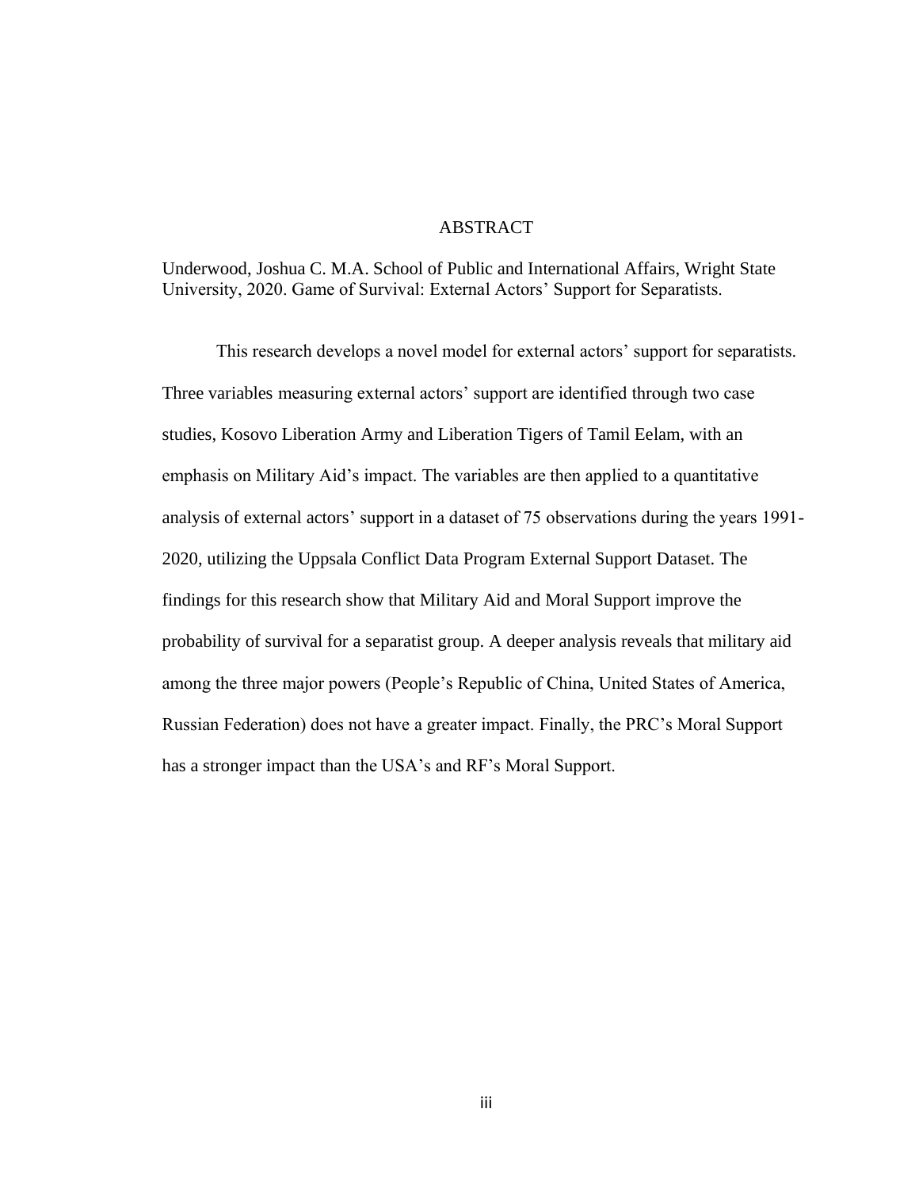# ABSTRACT

Underwood, Joshua C. M.A. School of Public and International Affairs, Wright State University, 2020. Game of Survival: External Actors' Support for Separatists.

This research develops a novel model for external actors' support for separatists. Three variables measuring external actors' support are identified through two case studies, Kosovo Liberation Army and Liberation Tigers of Tamil Eelam, with an emphasis on Military Aid's impact. The variables are then applied to a quantitative analysis of external actors' support in a dataset of 75 observations during the years 1991-2020, utilizing the Uppsala Conflict Data Program External Support Dataset. The findings for this research show that Military Aid and Moral Support improve the probability of survival for a separatist group. A deeper analysis reveals that military aid among the three major powers (People's Republic of China, United States of America, Russian Federation) does not have a greater impact. Finally, the PRC's Moral Support has a stronger impact than the USA's and RF's Moral Support.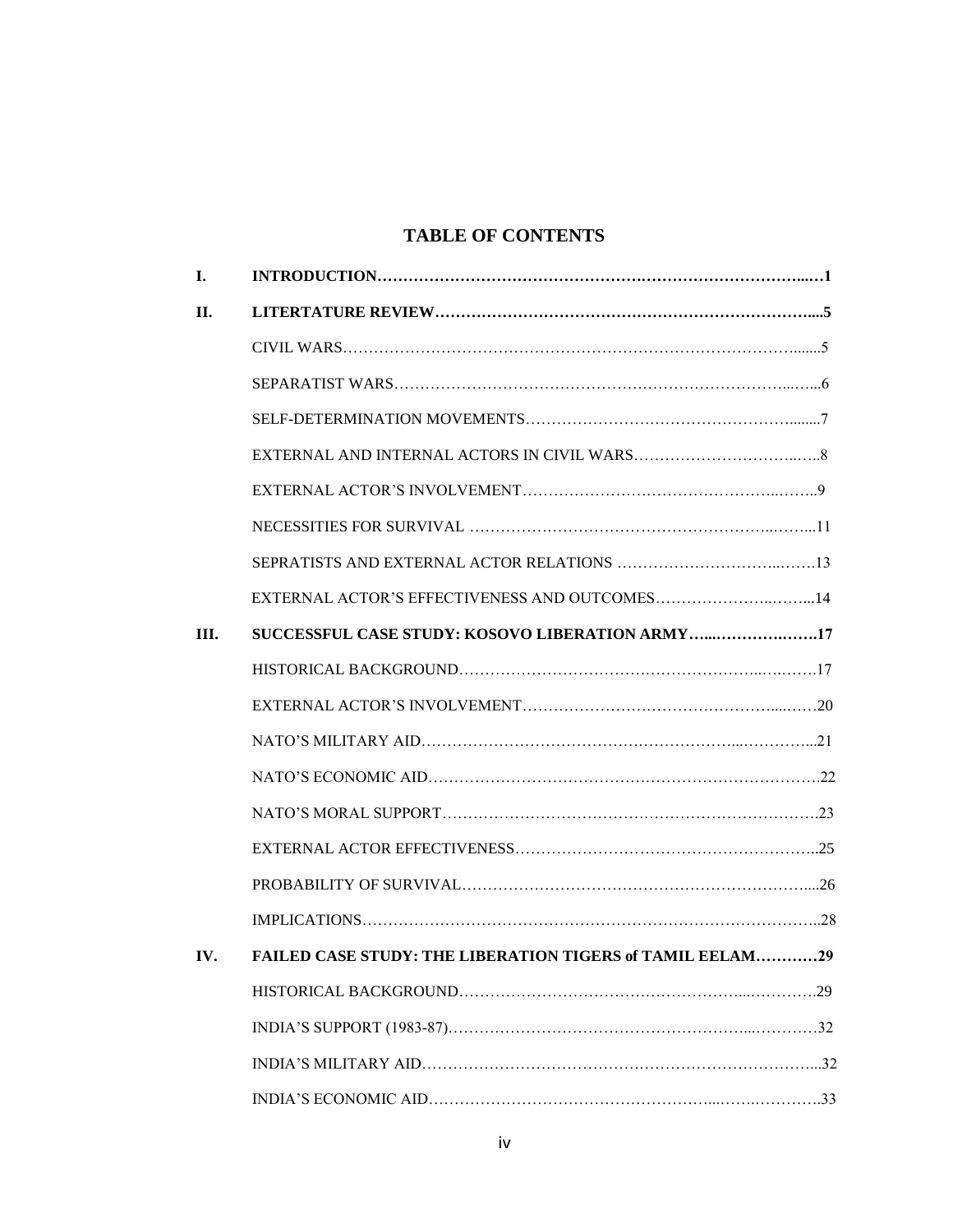# TABLE OF CONTENTS

**I. INTRODUCTION……………………………………………………………………………..…1**

**II. LITERTATURE REVIEW……………………………………………………………….....5**

CIVIL WARS……………………………………………………………………………......5

SEPARATIST WARS…………………………………………………………………...…...6

SELF-DETERMINATION MOVEMENTS………………………………………………........7

EXTERNAL AND INTERNAL ACTORS IN CIVIL WARS…………………………..…..8

EXTERNAL ACTOR'S INVOLVEMENT……………………………………………..……..9

NECESSITIES FOR SURVIVAL …………………………………………………..……...11

SEPRATISTS AND EXTERNAL ACTOR RELATIONS ……………………………..…….13

EXTERNAL ACTOR'S EFFECTIVENESS AND OUTCOMES……………………..……...14

**III. SUCCESSFUL CASE STUDY: KOSOVO LIBERATION ARMY…...……………..……17**

HISTORICAL BACKGROUND……………………………………………………..….…….17

EXTERNAL ACTOR'S INVOLVEMENT…………………………………………....……20

NATO'S MILITARY AID…………………………………………………...…………...21

NATO'S ECONOMIC AID………………………………………………………………….22

NATO'S MORAL SUPPORT……………………………………………………………….23

EXTERNAL ACTOR EFFECTIVENESS…………………………………………………..25

PROBABILITY OF SURVIVAL…………………………………………………………....26

IMPLICATIONS…………………………………………………………………………..28

**IV. FAILED CASE STUDY: THE LIBERATION TIGERS of TAMIL EELAM…………29**

HISTORICAL BACKGROUND……………………………………………....………….29

INDIA'S SUPPORT (1983-87)………………………………………………....…………32

INDIA'S MILITARY AID………………………………………………………………...32

INDIA'S ECONOMIC AID……………………………………………...…….………….33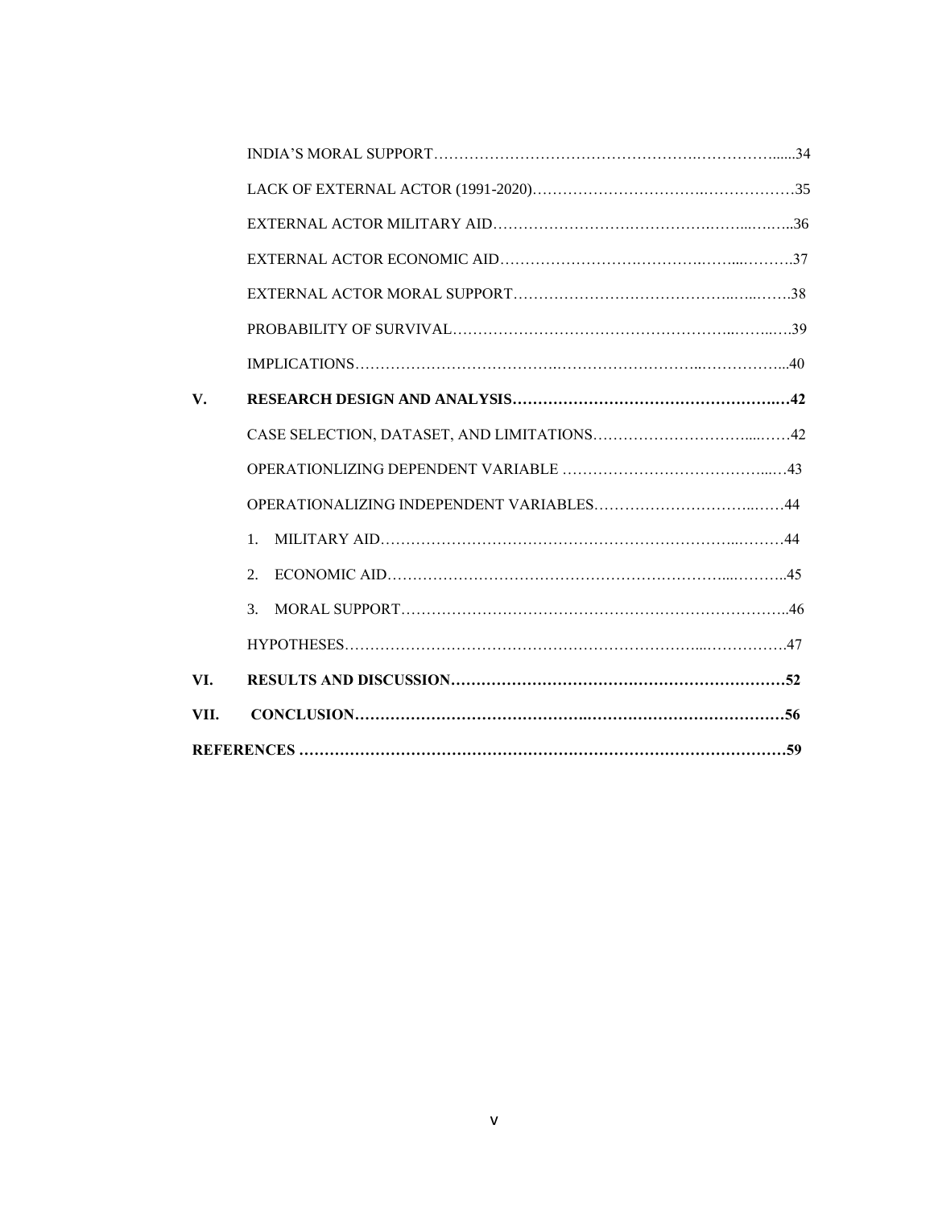INDIA'S MORAL SUPPORT……………………………………………….……………......34

LACK OF EXTERNAL ACTOR (1991-2020)…………………………….………………35

EXTERNAL ACTOR MILITARY AID……………………………………….……...……..36

EXTERNAL ACTOR ECONOMIC AID……………………….……………….…...……….37

EXTERNAL ACTOR MORAL SUPPORT……………………………………..…..……..38

PROBABILITY OF SURVIVAL……………………………………………………..……..….39

IMPLICATIONS……………….……………………….……………………...……………...40

**V. RESEARCH DESIGN AND ANALYSIS…………………………………………….…42**

CASE SELECTION, DATASET, AND LIMITATIONS………………………….....……42

OPERATIONLIZING DEPENDENT VARIABLE …………………………………...…43

OPERATIONALIZING INDEPENDENT VARIABLES…………………………..……44

1. MILITARY AID………………………………………………………………..………44
2. ECONOMIC AID…………………………………………………………....………..45
3. MORAL SUPPORT…………………………………………….……………………..46

HYPOTHESES……………………………………………………………...…………….47

**VI. RESULTS AND DISCUSSION…………………………….…………………………52**

**VII. CONCLUSION……………………………………..…………………………………56**

**REFERENCES ………………………………………………………………………………59**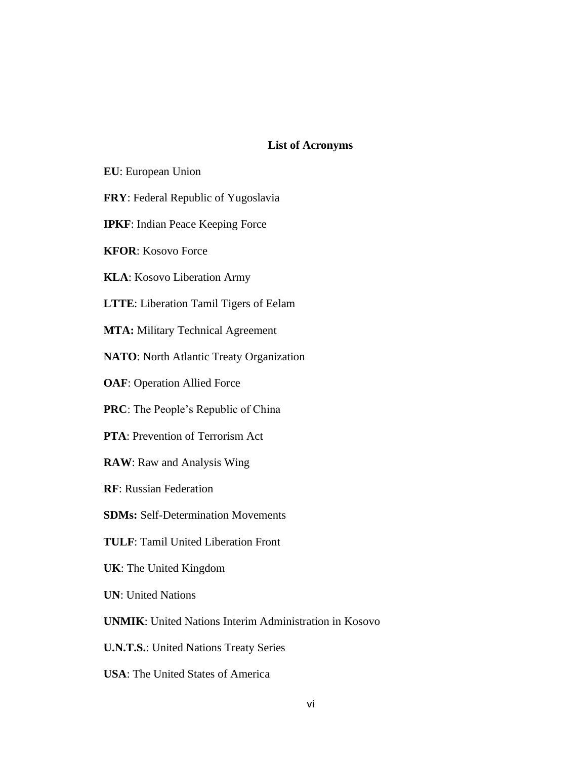## List of Acronyms

**EU**: European Union

**FRY**: Federal Republic of Yugoslavia

**IPKF**: Indian Peace Keeping Force

**KFOR**: Kosovo Force

**KLA**: Kosovo Liberation Army

**LTTE**: Liberation Tamil Tigers of Eelam

**MTA:** Military Technical Agreement

**NATO**: North Atlantic Treaty Organization

**OAF**: Operation Allied Force

**PRC**: The People's Republic of China

**PTA**: Prevention of Terrorism Act

**RAW**: Raw and Analysis Wing

**RF**: Russian Federation

**SDMs:** Self-Determination Movements

**TULF**: Tamil United Liberation Front

**UK**: The United Kingdom

**UN**: United Nations

**UNMIK**: United Nations Interim Administration in Kosovo

**U.N.T.S.**: United Nations Treaty Series

**USA**: The United States of America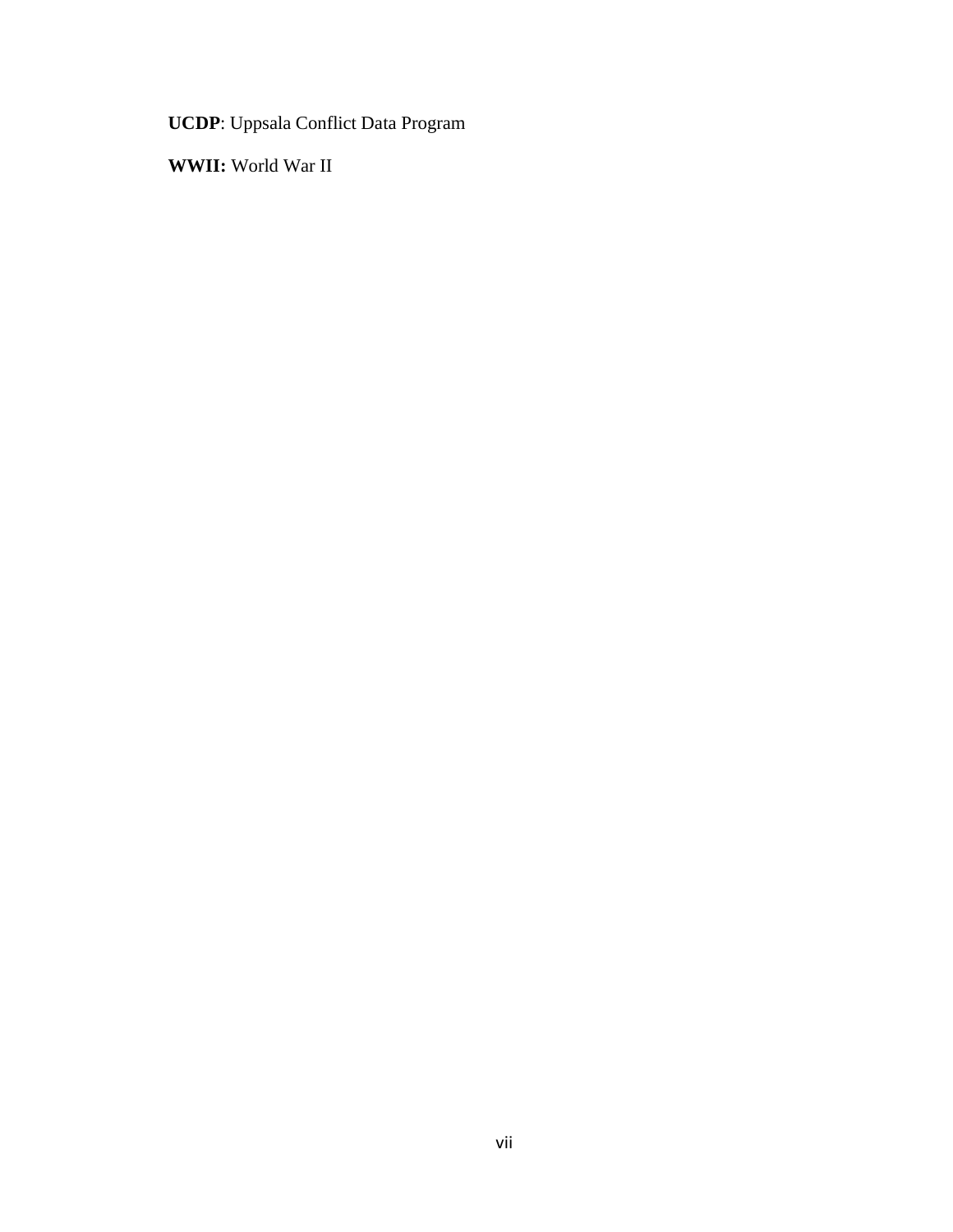**UCDP**: Uppsala Conflict Data Program

**WWII:** World War II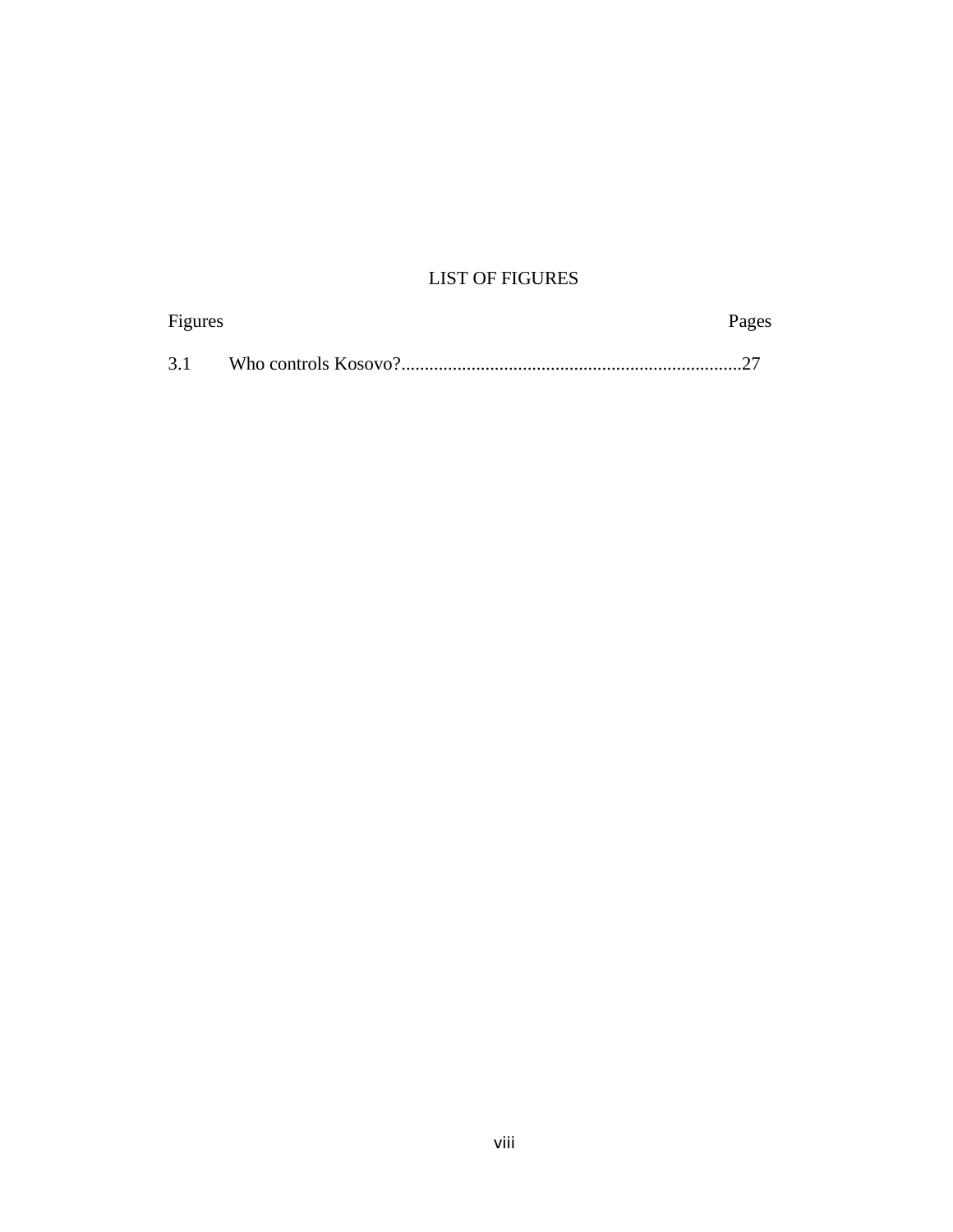## LIST OF FIGURES

| Figures | | Pages |
| --- | --- | --- |
| 3.1 | Who controls Kosovo? | 27 |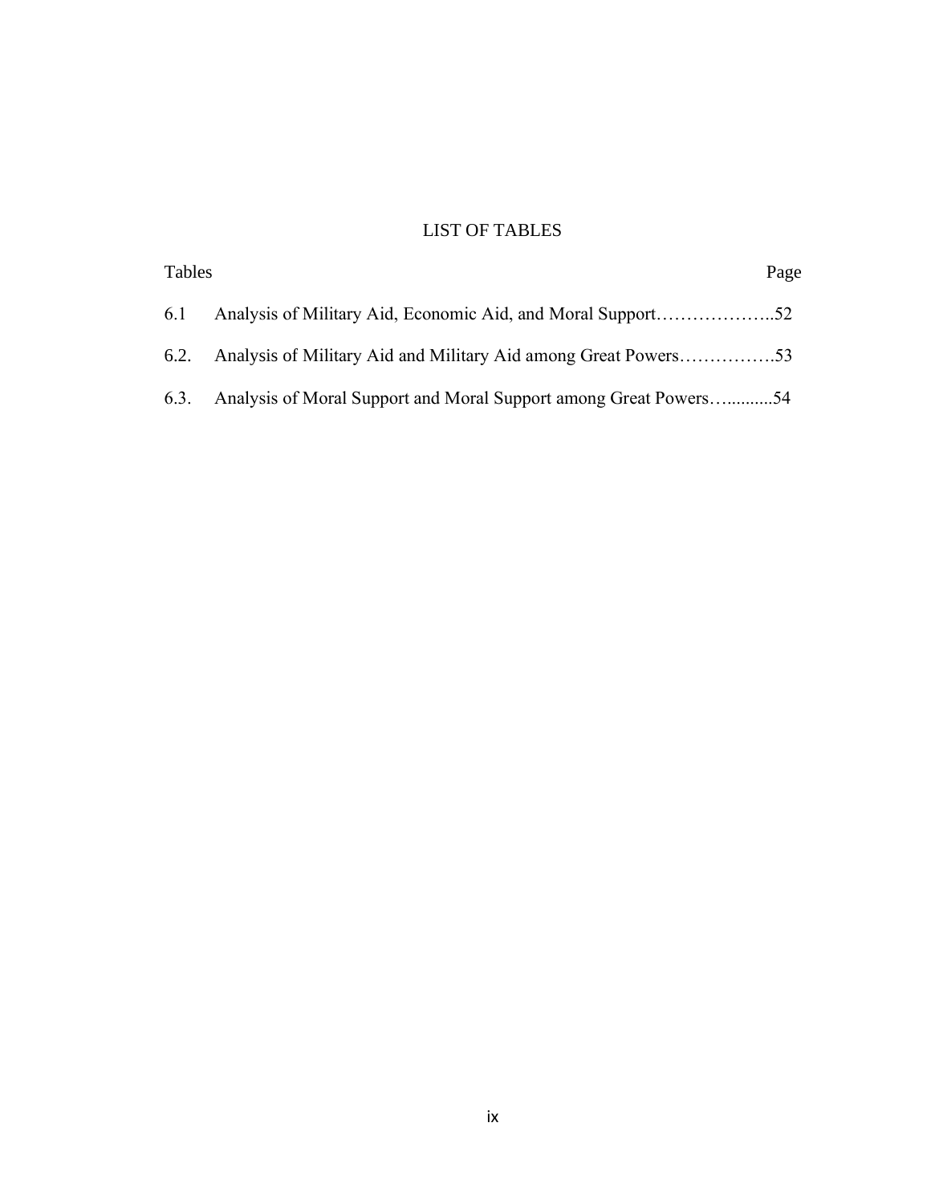# LIST OF TABLES

| Tables | | Page |
|---|---|---|
| 6.1 | Analysis of Military Aid, Economic Aid, and Moral Support | 52 |
| 6.2. | Analysis of Military Aid and Military Aid among Great Powers | 53 |
| 6.3. | Analysis of Moral Support and Moral Support among Great Powers | 54 |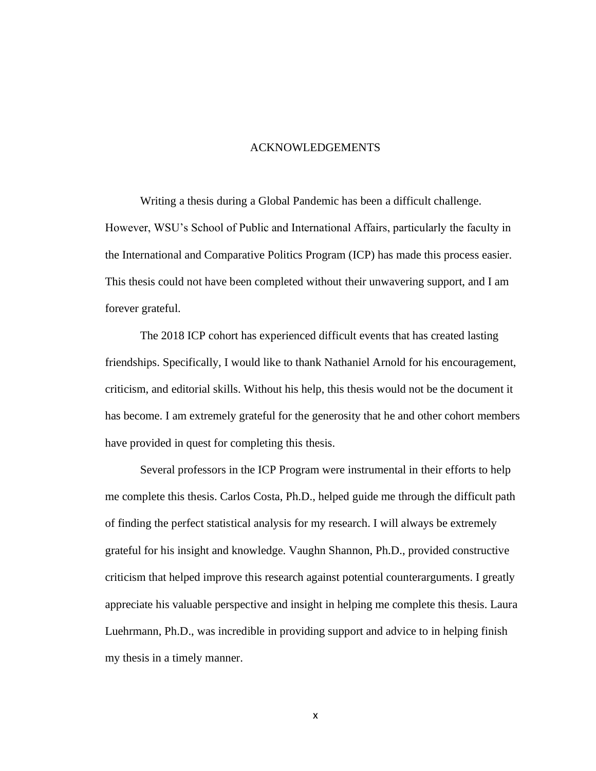# ACKNOWLEDGEMENTS

Writing a thesis during a Global Pandemic has been a difficult challenge. However, WSU's School of Public and International Affairs, particularly the faculty in the International and Comparative Politics Program (ICP) has made this process easier. This thesis could not have been completed without their unwavering support, and I am forever grateful.

The 2018 ICP cohort has experienced difficult events that has created lasting friendships. Specifically, I would like to thank Nathaniel Arnold for his encouragement, criticism, and editorial skills. Without his help, this thesis would not be the document it has become. I am extremely grateful for the generosity that he and other cohort members have provided in quest for completing this thesis.

Several professors in the ICP Program were instrumental in their efforts to help me complete this thesis. Carlos Costa, Ph.D., helped guide me through the difficult path of finding the perfect statistical analysis for my research. I will always be extremely grateful for his insight and knowledge. Vaughn Shannon, Ph.D., provided constructive criticism that helped improve this research against potential counterarguments. I greatly appreciate his valuable perspective and insight in helping me complete this thesis. Laura Luehrmann, Ph.D., was incredible in providing support and advice to in helping finish my thesis in a timely manner.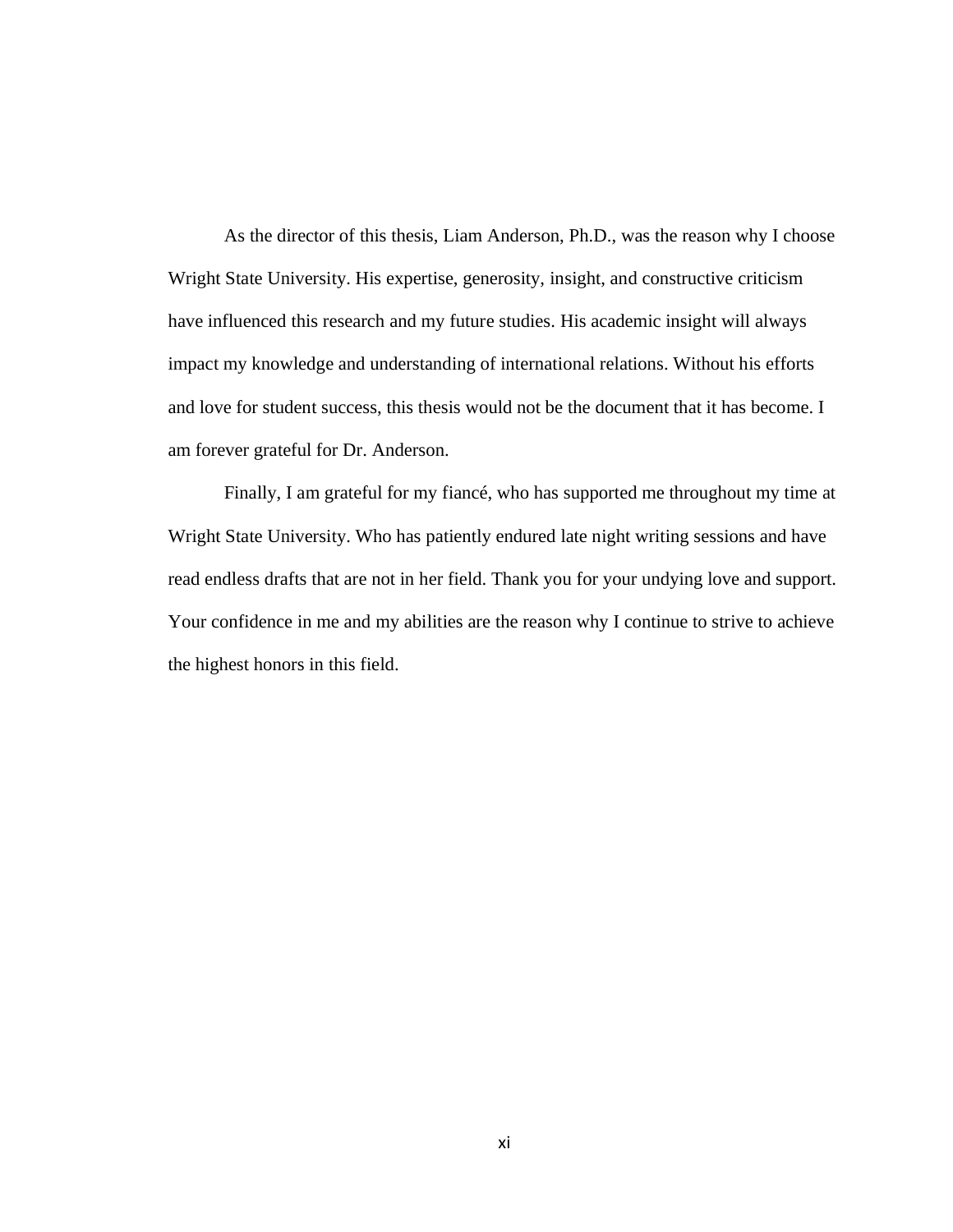As the director of this thesis, Liam Anderson, Ph.D., was the reason why I choose Wright State University. His expertise, generosity, insight, and constructive criticism have influenced this research and my future studies. His academic insight will always impact my knowledge and understanding of international relations. Without his efforts and love for student success, this thesis would not be the document that it has become. I am forever grateful for Dr. Anderson.

Finally, I am grateful for my fiancé, who has supported me throughout my time at Wright State University. Who has patiently endured late night writing sessions and have read endless drafts that are not in her field. Thank you for your undying love and support. Your confidence in me and my abilities are the reason why I continue to strive to achieve the highest honors in this field.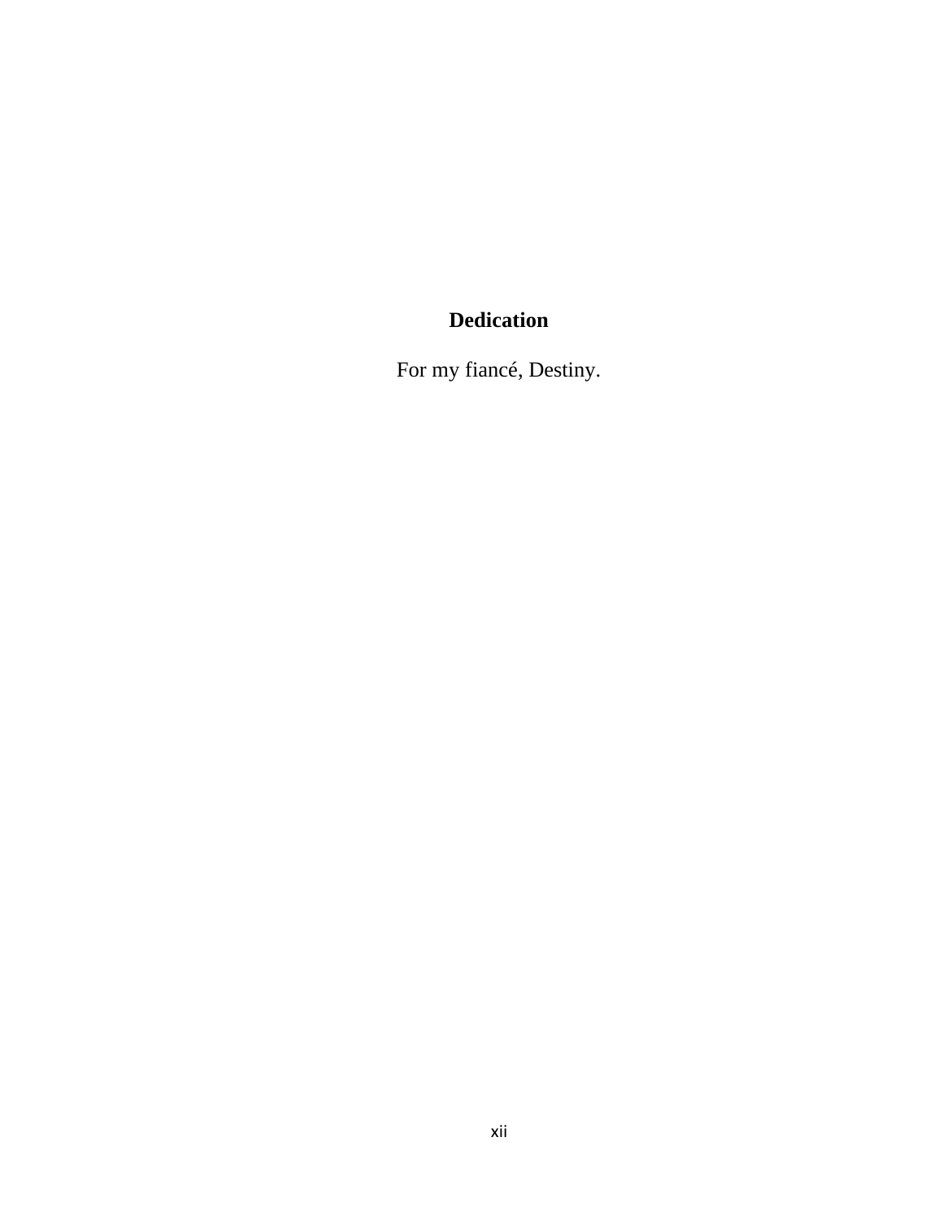## Dedication

For my fiancé, Destiny.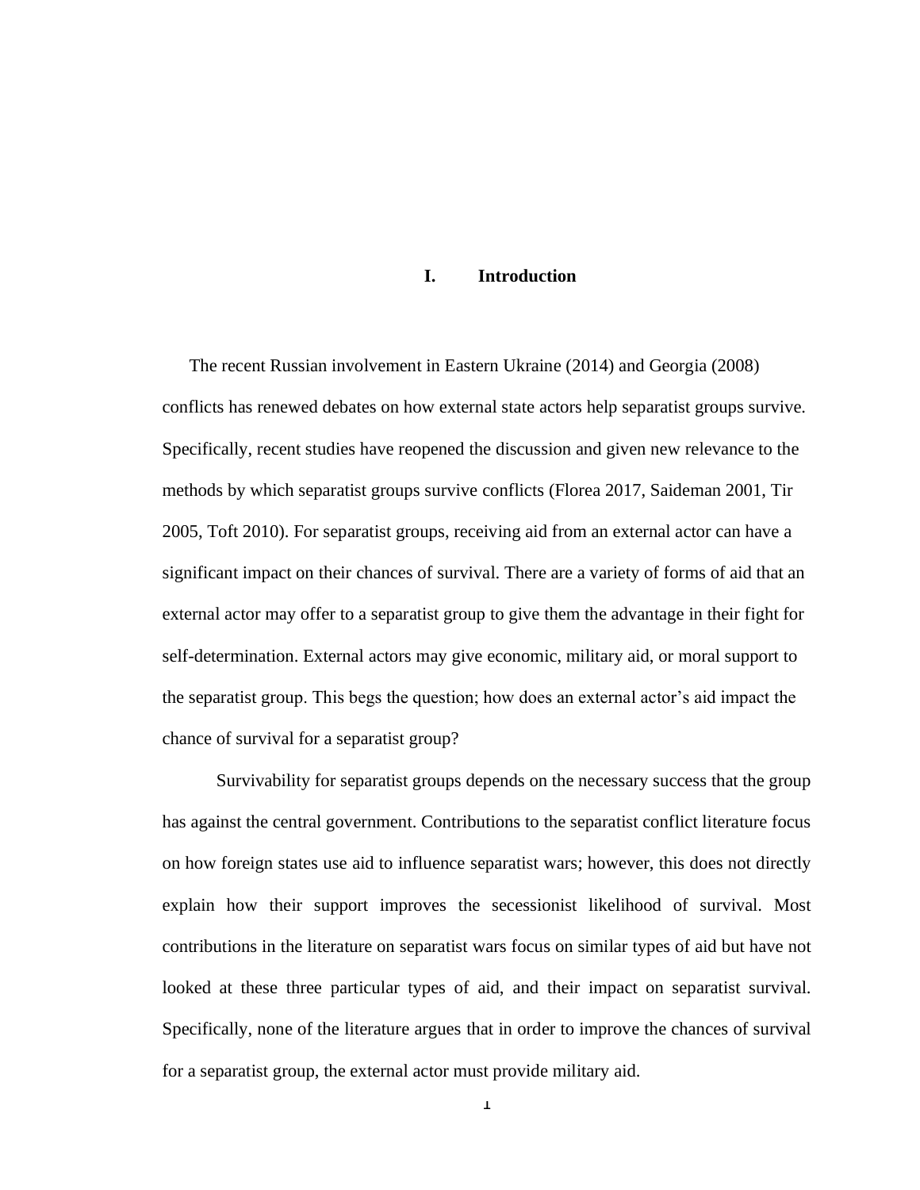# I. Introduction

The recent Russian involvement in Eastern Ukraine (2014) and Georgia (2008) conflicts has renewed debates on how external state actors help separatist groups survive. Specifically, recent studies have reopened the discussion and given new relevance to the methods by which separatist groups survive conflicts (Florea 2017, Saideman 2001, Tir 2005, Toft 2010). For separatist groups, receiving aid from an external actor can have a significant impact on their chances of survival. There are a variety of forms of aid that an external actor may offer to a separatist group to give them the advantage in their fight for self-determination. External actors may give economic, military aid, or moral support to the separatist group. This begs the question; how does an external actor's aid impact the chance of survival for a separatist group?

Survivability for separatist groups depends on the necessary success that the group has against the central government. Contributions to the separatist conflict literature focus on how foreign states use aid to influence separatist wars; however, this does not directly explain how their support improves the secessionist likelihood of survival. Most contributions in the literature on separatist wars focus on similar types of aid but have not looked at these three particular types of aid, and their impact on separatist survival. Specifically, none of the literature argues that in order to improve the chances of survival for a separatist group, the external actor must provide military aid.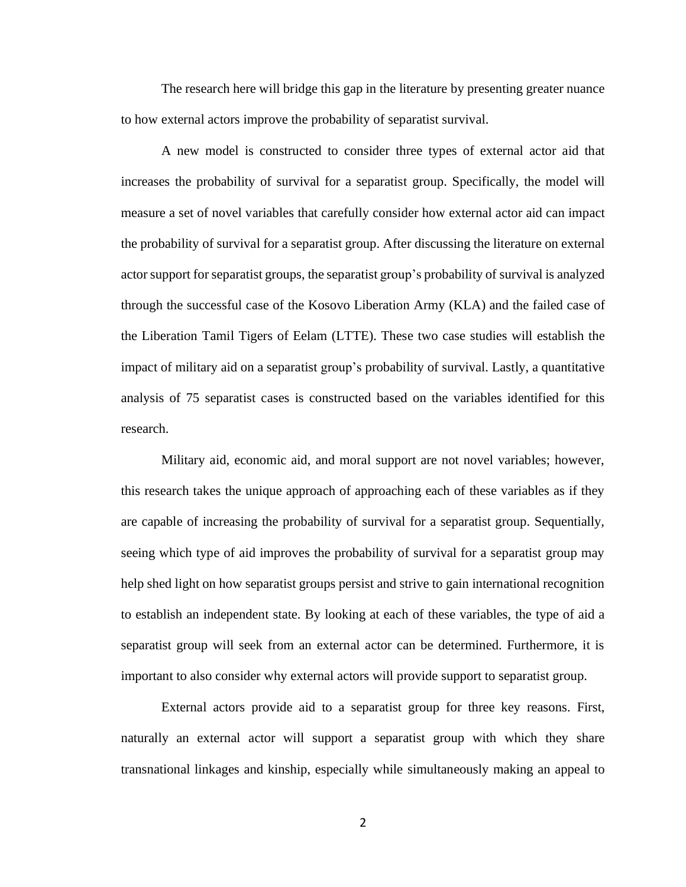The research here will bridge this gap in the literature by presenting greater nuance to how external actors improve the probability of separatist survival.

A new model is constructed to consider three types of external actor aid that increases the probability of survival for a separatist group. Specifically, the model will measure a set of novel variables that carefully consider how external actor aid can impact the probability of survival for a separatist group. After discussing the literature on external actor support for separatist groups, the separatist group's probability of survival is analyzed through the successful case of the Kosovo Liberation Army (KLA) and the failed case of the Liberation Tamil Tigers of Eelam (LTTE). These two case studies will establish the impact of military aid on a separatist group's probability of survival. Lastly, a quantitative analysis of 75 separatist cases is constructed based on the variables identified for this research.

Military aid, economic aid, and moral support are not novel variables; however, this research takes the unique approach of approaching each of these variables as if they are capable of increasing the probability of survival for a separatist group. Sequentially, seeing which type of aid improves the probability of survival for a separatist group may help shed light on how separatist groups persist and strive to gain international recognition to establish an independent state. By looking at each of these variables, the type of aid a separatist group will seek from an external actor can be determined. Furthermore, it is important to also consider why external actors will provide support to separatist group.

External actors provide aid to a separatist group for three key reasons. First, naturally an external actor will support a separatist group with which they share transnational linkages and kinship, especially while simultaneously making an appeal to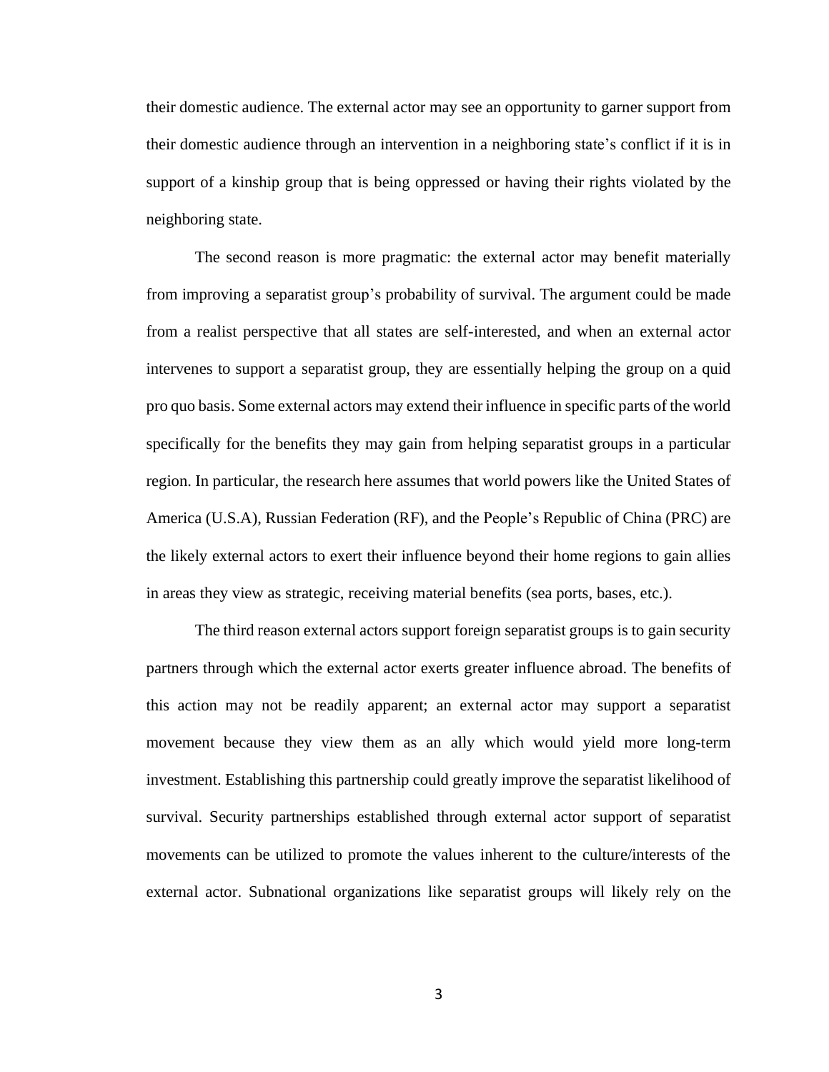their domestic audience. The external actor may see an opportunity to garner support from their domestic audience through an intervention in a neighboring state's conflict if it is in support of a kinship group that is being oppressed or having their rights violated by the neighboring state.

The second reason is more pragmatic: the external actor may benefit materially from improving a separatist group's probability of survival. The argument could be made from a realist perspective that all states are self-interested, and when an external actor intervenes to support a separatist group, they are essentially helping the group on a quid pro quo basis. Some external actors may extend their influence in specific parts of the world specifically for the benefits they may gain from helping separatist groups in a particular region. In particular, the research here assumes that world powers like the United States of America (U.S.A), Russian Federation (RF), and the People's Republic of China (PRC) are the likely external actors to exert their influence beyond their home regions to gain allies in areas they view as strategic, receiving material benefits (sea ports, bases, etc.).

The third reason external actors support foreign separatist groups is to gain security partners through which the external actor exerts greater influence abroad. The benefits of this action may not be readily apparent; an external actor may support a separatist movement because they view them as an ally which would yield more long-term investment. Establishing this partnership could greatly improve the separatist likelihood of survival. Security partnerships established through external actor support of separatist movements can be utilized to promote the values inherent to the culture/interests of the external actor. Subnational organizations like separatist groups will likely rely on the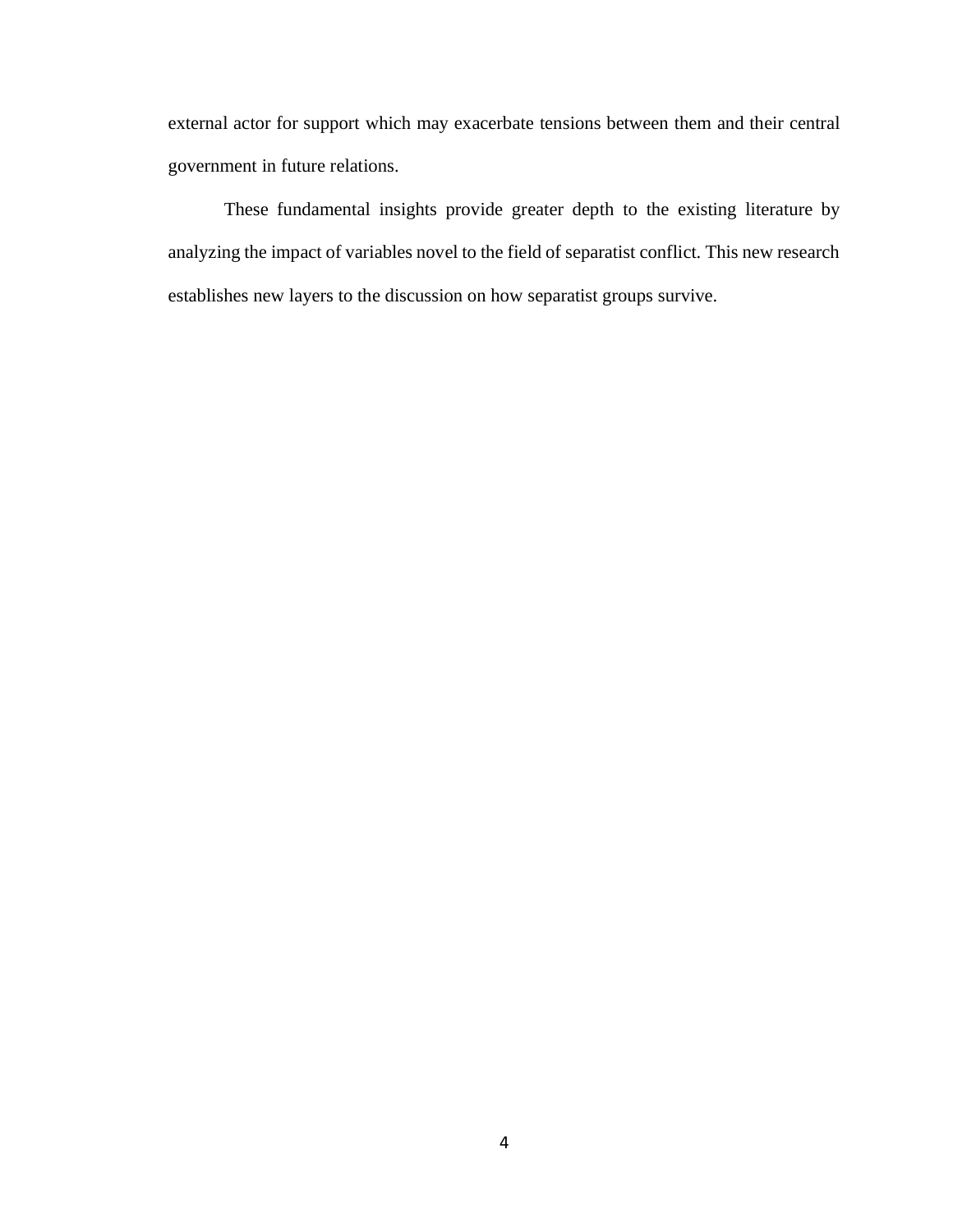external actor for support which may exacerbate tensions between them and their central government in future relations.

These fundamental insights provide greater depth to the existing literature by analyzing the impact of variables novel to the field of separatist conflict. This new research establishes new layers to the discussion on how separatist groups survive.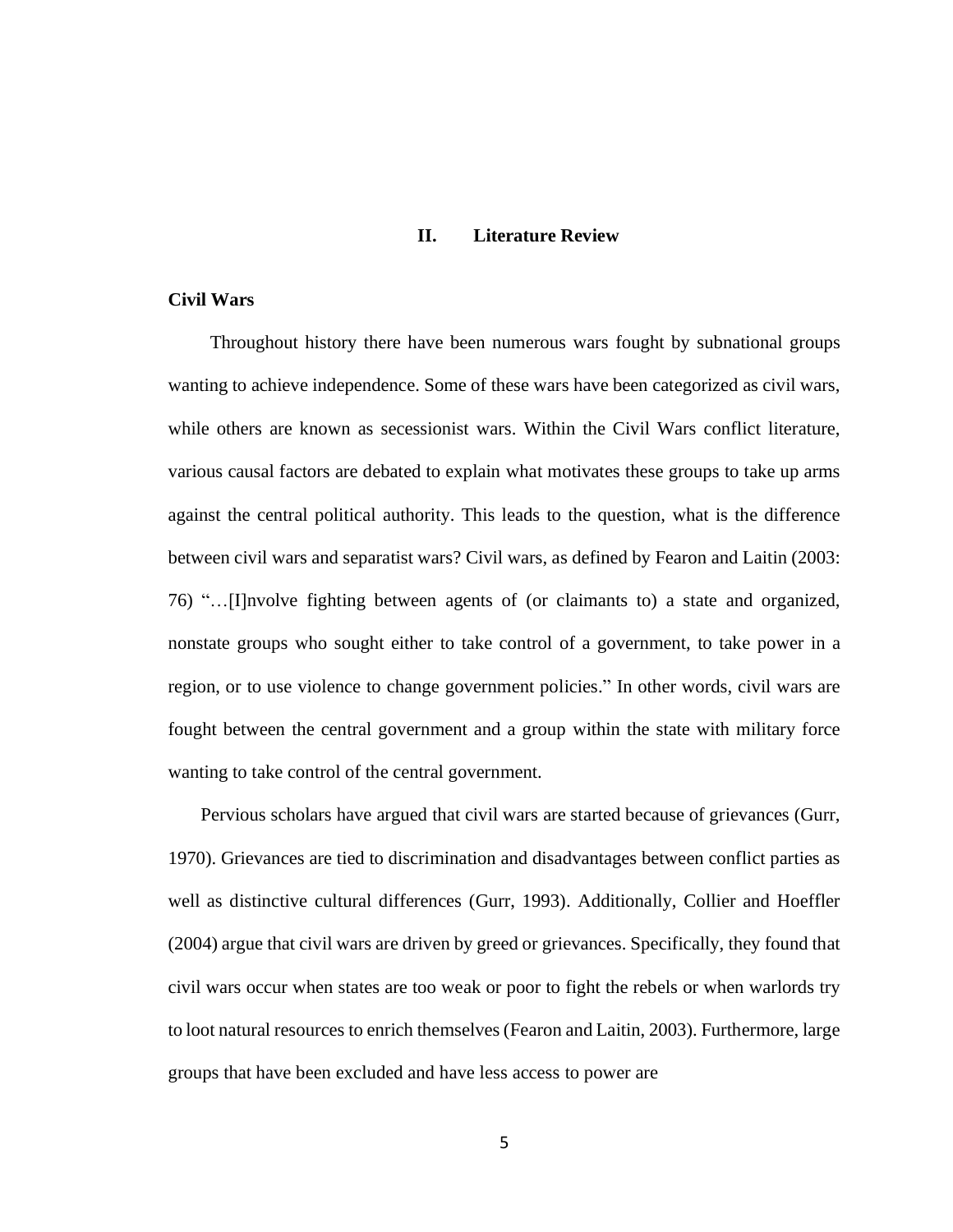## II. Literature Review

### Civil Wars

Throughout history there have been numerous wars fought by subnational groups wanting to achieve independence. Some of these wars have been categorized as civil wars, while others are known as secessionist wars. Within the Civil Wars conflict literature, various causal factors are debated to explain what motivates these groups to take up arms against the central political authority. This leads to the question, what is the difference between civil wars and separatist wars? Civil wars, as defined by Fearon and Laitin (2003: 76) "…[I]nvolve fighting between agents of (or claimants to) a state and organized, nonstate groups who sought either to take control of a government, to take power in a region, or to use violence to change government policies." In other words, civil wars are fought between the central government and a group within the state with military force wanting to take control of the central government.

Pervious scholars have argued that civil wars are started because of grievances (Gurr, 1970). Grievances are tied to discrimination and disadvantages between conflict parties as well as distinctive cultural differences (Gurr, 1993). Additionally, Collier and Hoeffler (2004) argue that civil wars are driven by greed or grievances. Specifically, they found that civil wars occur when states are too weak or poor to fight the rebels or when warlords try to loot natural resources to enrich themselves (Fearon and Laitin, 2003). Furthermore, large groups that have been excluded and have less access to power are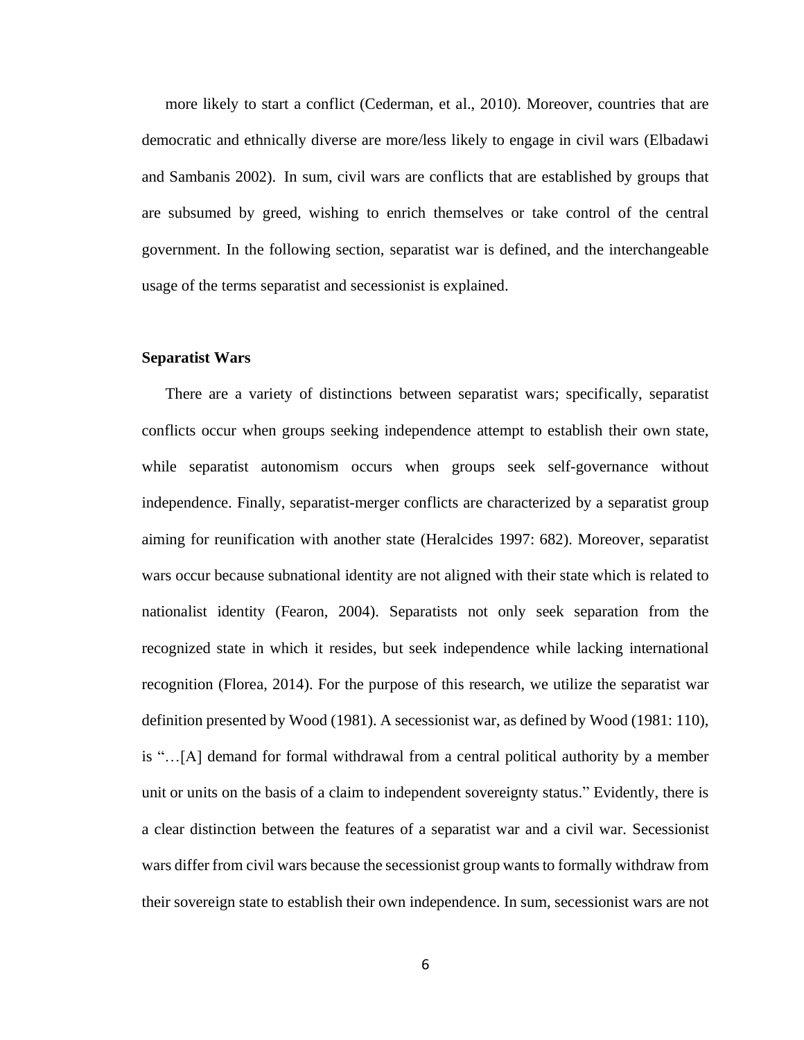more likely to start a conflict (Cederman, et al., 2010). Moreover, countries that are democratic and ethnically diverse are more/less likely to engage in civil wars (Elbadawi and Sambanis 2002). In sum, civil wars are conflicts that are established by groups that are subsumed by greed, wishing to enrich themselves or take control of the central government. In the following section, separatist war is defined, and the interchangeable usage of the terms separatist and secessionist is explained.

### Separatist Wars

There are a variety of distinctions between separatist wars; specifically, separatist conflicts occur when groups seeking independence attempt to establish their own state, while separatist autonomism occurs when groups seek self-governance without independence. Finally, separatist-merger conflicts are characterized by a separatist group aiming for reunification with another state (Heralcides 1997: 682). Moreover, separatist wars occur because subnational identity are not aligned with their state which is related to nationalist identity (Fearon, 2004). Separatists not only seek separation from the recognized state in which it resides, but seek independence while lacking international recognition (Florea, 2014). For the purpose of this research, we utilize the separatist war definition presented by Wood (1981). A secessionist war, as defined by Wood (1981: 110), is "…[A] demand for formal withdrawal from a central political authority by a member unit or units on the basis of a claim to independent sovereignty status." Evidently, there is a clear distinction between the features of a separatist war and a civil war. Secessionist wars differ from civil wars because the secessionist group wants to formally withdraw from their sovereign state to establish their own independence. In sum, secessionist wars are not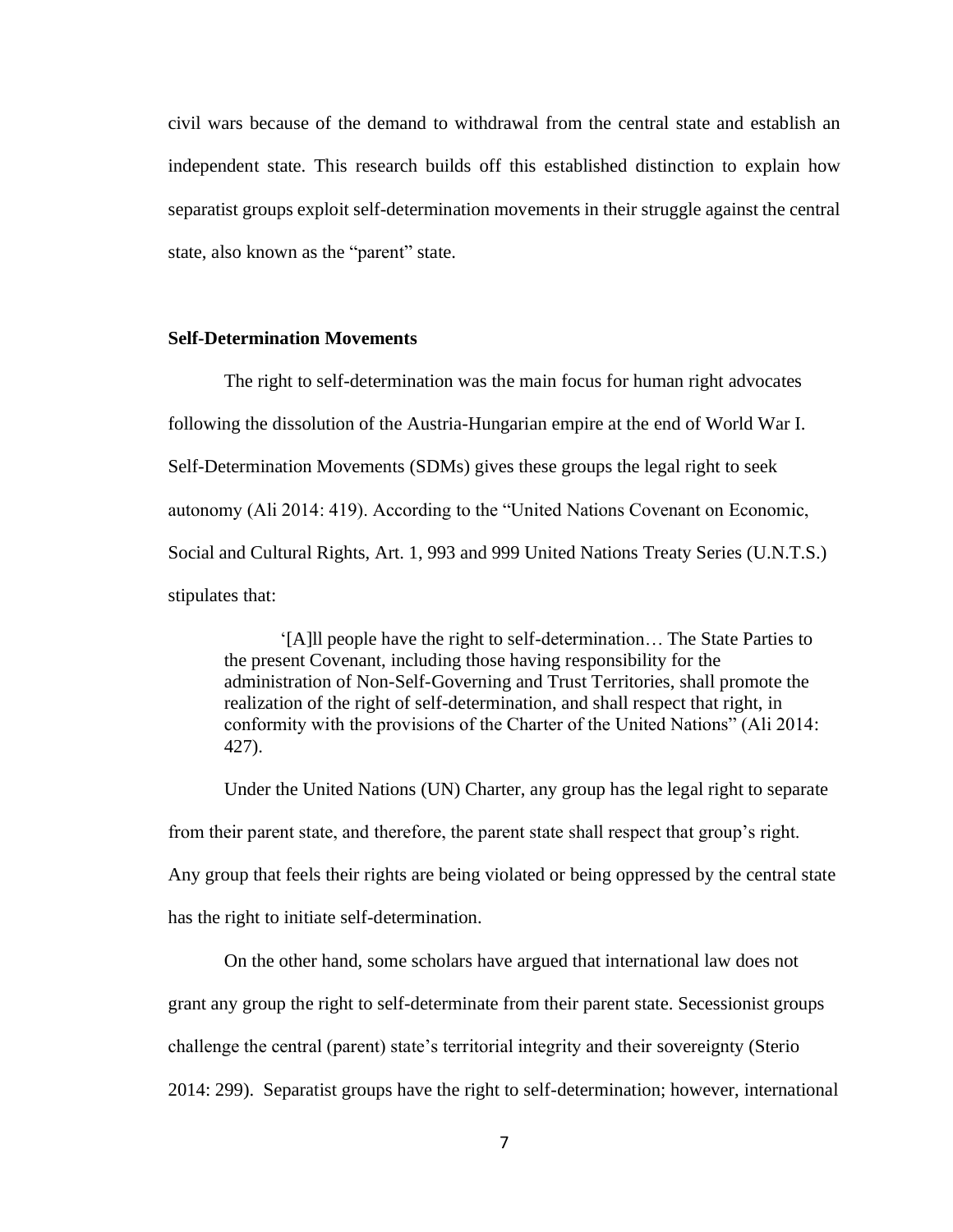civil wars because of the demand to withdrawal from the central state and establish an independent state. This research builds off this established distinction to explain how separatist groups exploit self-determination movements in their struggle against the central state, also known as the "parent" state.

**Self-Determination Movements**

The right to self-determination was the main focus for human right advocates following the dissolution of the Austria-Hungarian empire at the end of World War I. Self-Determination Movements (SDMs) gives these groups the legal right to seek autonomy (Ali 2014: 419). According to the "United Nations Covenant on Economic, Social and Cultural Rights, Art. 1, 993 and 999 United Nations Treaty Series (U.N.T.S.) stipulates that:

> '[A]ll people have the right to self-determination… The State Parties to the present Covenant, including those having responsibility for the administration of Non-Self-Governing and Trust Territories, shall promote the realization of the right of self-determination, and shall respect that right, in conformity with the provisions of the Charter of the United Nations" (Ali 2014: 427).

Under the United Nations (UN) Charter, any group has the legal right to separate from their parent state, and therefore, the parent state shall respect that group's right. Any group that feels their rights are being violated or being oppressed by the central state has the right to initiate self-determination.

On the other hand, some scholars have argued that international law does not grant any group the right to self-determinate from their parent state. Secessionist groups challenge the central (parent) state's territorial integrity and their sovereignty (Sterio 2014: 299). Separatist groups have the right to self-determination; however, international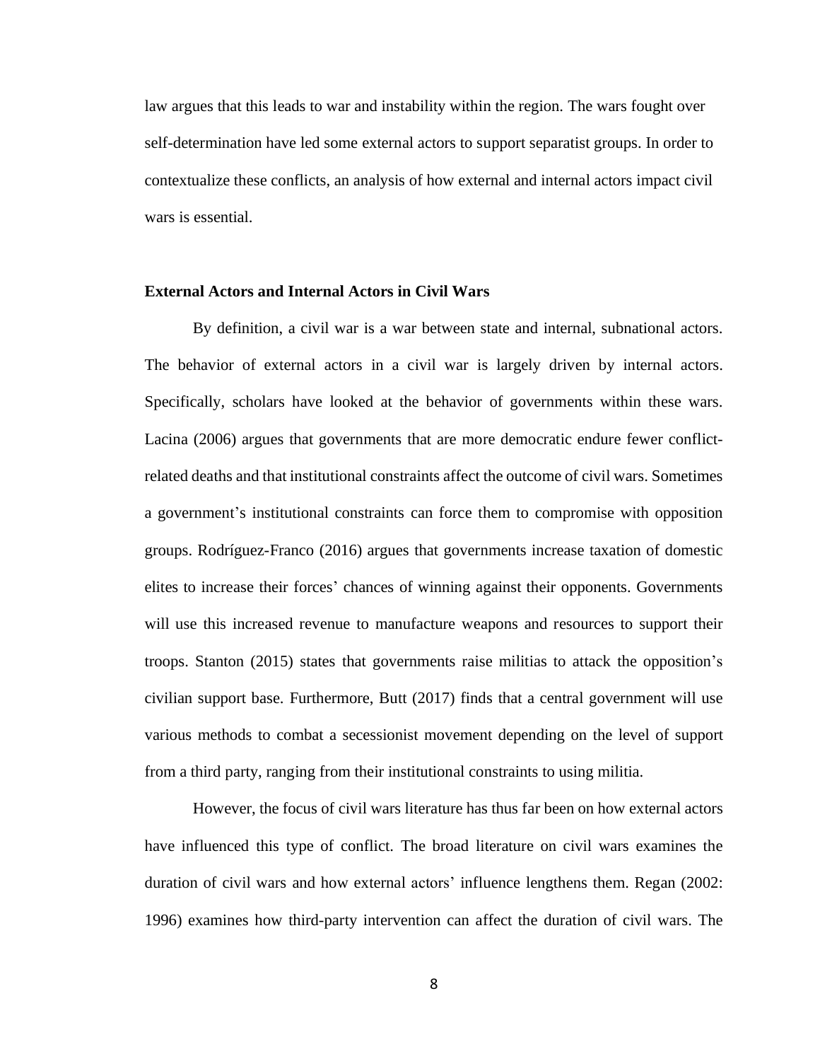law argues that this leads to war and instability within the region. The wars fought over self-determination have led some external actors to support separatist groups. In order to contextualize these conflicts, an analysis of how external and internal actors impact civil wars is essential.

### External Actors and Internal Actors in Civil Wars

By definition, a civil war is a war between state and internal, subnational actors. The behavior of external actors in a civil war is largely driven by internal actors. Specifically, scholars have looked at the behavior of governments within these wars. Lacina (2006) argues that governments that are more democratic endure fewer conflict-related deaths and that institutional constraints affect the outcome of civil wars. Sometimes a government's institutional constraints can force them to compromise with opposition groups. Rodríguez-Franco (2016) argues that governments increase taxation of domestic elites to increase their forces' chances of winning against their opponents. Governments will use this increased revenue to manufacture weapons and resources to support their troops. Stanton (2015) states that governments raise militias to attack the opposition's civilian support base. Furthermore, Butt (2017) finds that a central government will use various methods to combat a secessionist movement depending on the level of support from a third party, ranging from their institutional constraints to using militia.

However, the focus of civil wars literature has thus far been on how external actors have influenced this type of conflict. The broad literature on civil wars examines the duration of civil wars and how external actors' influence lengthens them. Regan (2002: 1996) examines how third-party intervention can affect the duration of civil wars. The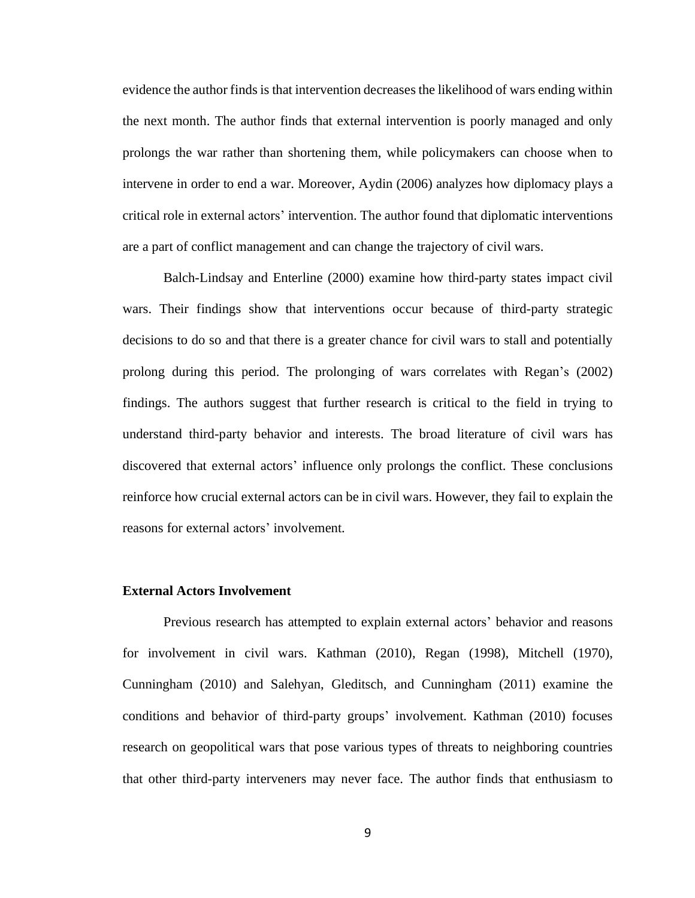evidence the author finds is that intervention decreases the likelihood of wars ending within the next month. The author finds that external intervention is poorly managed and only prolongs the war rather than shortening them, while policymakers can choose when to intervene in order to end a war. Moreover, Aydin (2006) analyzes how diplomacy plays a critical role in external actors' intervention. The author found that diplomatic interventions are a part of conflict management and can change the trajectory of civil wars.

Balch-Lindsay and Enterline (2000) examine how third-party states impact civil wars. Their findings show that interventions occur because of third-party strategic decisions to do so and that there is a greater chance for civil wars to stall and potentially prolong during this period. The prolonging of wars correlates with Regan's (2002) findings. The authors suggest that further research is critical to the field in trying to understand third-party behavior and interests. The broad literature of civil wars has discovered that external actors' influence only prolongs the conflict. These conclusions reinforce how crucial external actors can be in civil wars. However, they fail to explain the reasons for external actors' involvement.

### External Actors Involvement

Previous research has attempted to explain external actors' behavior and reasons for involvement in civil wars. Kathman (2010), Regan (1998), Mitchell (1970), Cunningham (2010) and Salehyan, Gleditsch, and Cunningham (2011) examine the conditions and behavior of third-party groups' involvement. Kathman (2010) focuses research on geopolitical wars that pose various types of threats to neighboring countries that other third-party interveners may never face. The author finds that enthusiasm to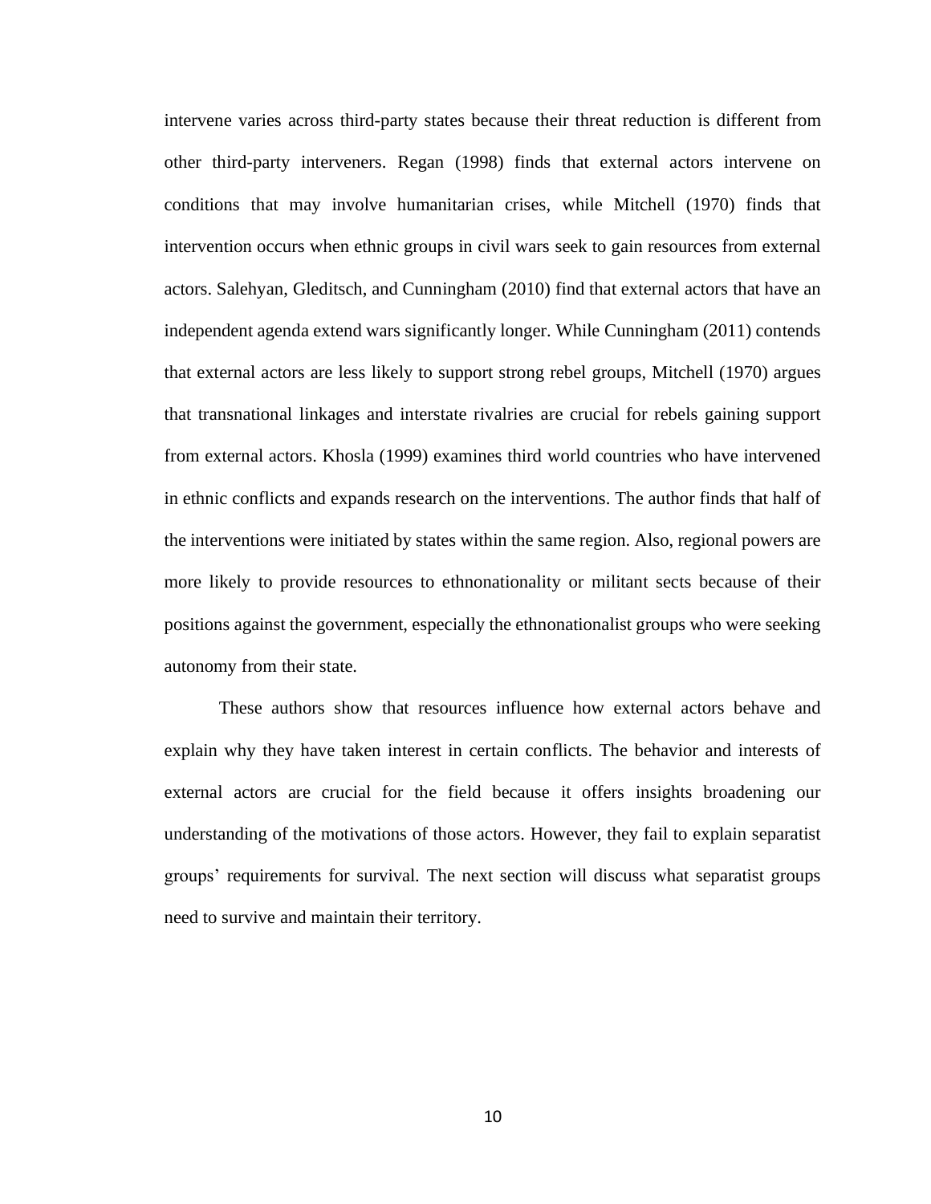intervene varies across third-party states because their threat reduction is different from other third-party interveners. Regan (1998) finds that external actors intervene on conditions that may involve humanitarian crises, while Mitchell (1970) finds that intervention occurs when ethnic groups in civil wars seek to gain resources from external actors. Salehyan, Gleditsch, and Cunningham (2010) find that external actors that have an independent agenda extend wars significantly longer. While Cunningham (2011) contends that external actors are less likely to support strong rebel groups, Mitchell (1970) argues that transnational linkages and interstate rivalries are crucial for rebels gaining support from external actors. Khosla (1999) examines third world countries who have intervened in ethnic conflicts and expands research on the interventions. The author finds that half of the interventions were initiated by states within the same region. Also, regional powers are more likely to provide resources to ethnonationality or militant sects because of their positions against the government, especially the ethnonationalist groups who were seeking autonomy from their state.

These authors show that resources influence how external actors behave and explain why they have taken interest in certain conflicts. The behavior and interests of external actors are crucial for the field because it offers insights broadening our understanding of the motivations of those actors. However, they fail to explain separatist groups' requirements for survival. The next section will discuss what separatist groups need to survive and maintain their territory.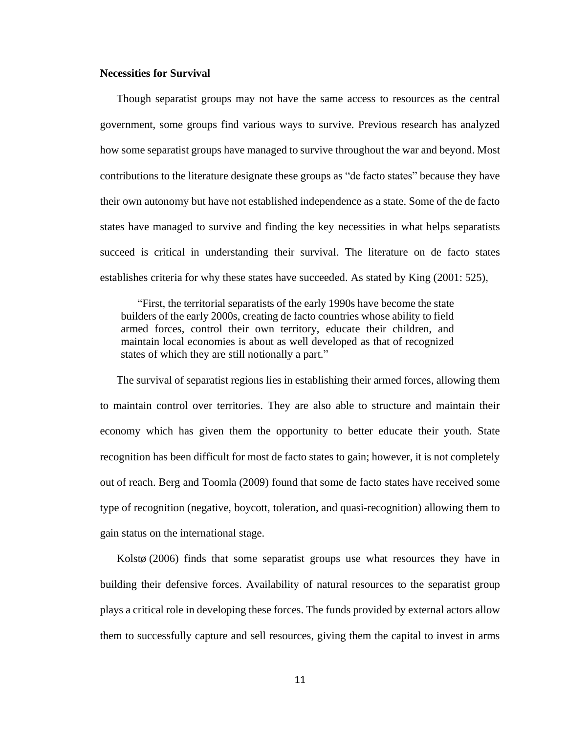### Necessities for Survival

Though separatist groups may not have the same access to resources as the central government, some groups find various ways to survive. Previous research has analyzed how some separatist groups have managed to survive throughout the war and beyond. Most contributions to the literature designate these groups as "de facto states" because they have their own autonomy but have not established independence as a state. Some of the de facto states have managed to survive and finding the key necessities in what helps separatists succeed is critical in understanding their survival. The literature on de facto states establishes criteria for why these states have succeeded. As stated by King (2001: 525),

> "First, the territorial separatists of the early 1990s have become the state builders of the early 2000s, creating de facto countries whose ability to field armed forces, control their own territory, educate their children, and maintain local economies is about as well developed as that of recognized states of which they are still notionally a part."

The survival of separatist regions lies in establishing their armed forces, allowing them to maintain control over territories. They are also able to structure and maintain their economy which has given them the opportunity to better educate their youth. State recognition has been difficult for most de facto states to gain; however, it is not completely out of reach. Berg and Toomla (2009) found that some de facto states have received some type of recognition (negative, boycott, toleration, and quasi-recognition) allowing them to gain status on the international stage.

Kolstø (2006) finds that some separatist groups use what resources they have in building their defensive forces. Availability of natural resources to the separatist group plays a critical role in developing these forces. The funds provided by external actors allow them to successfully capture and sell resources, giving them the capital to invest in arms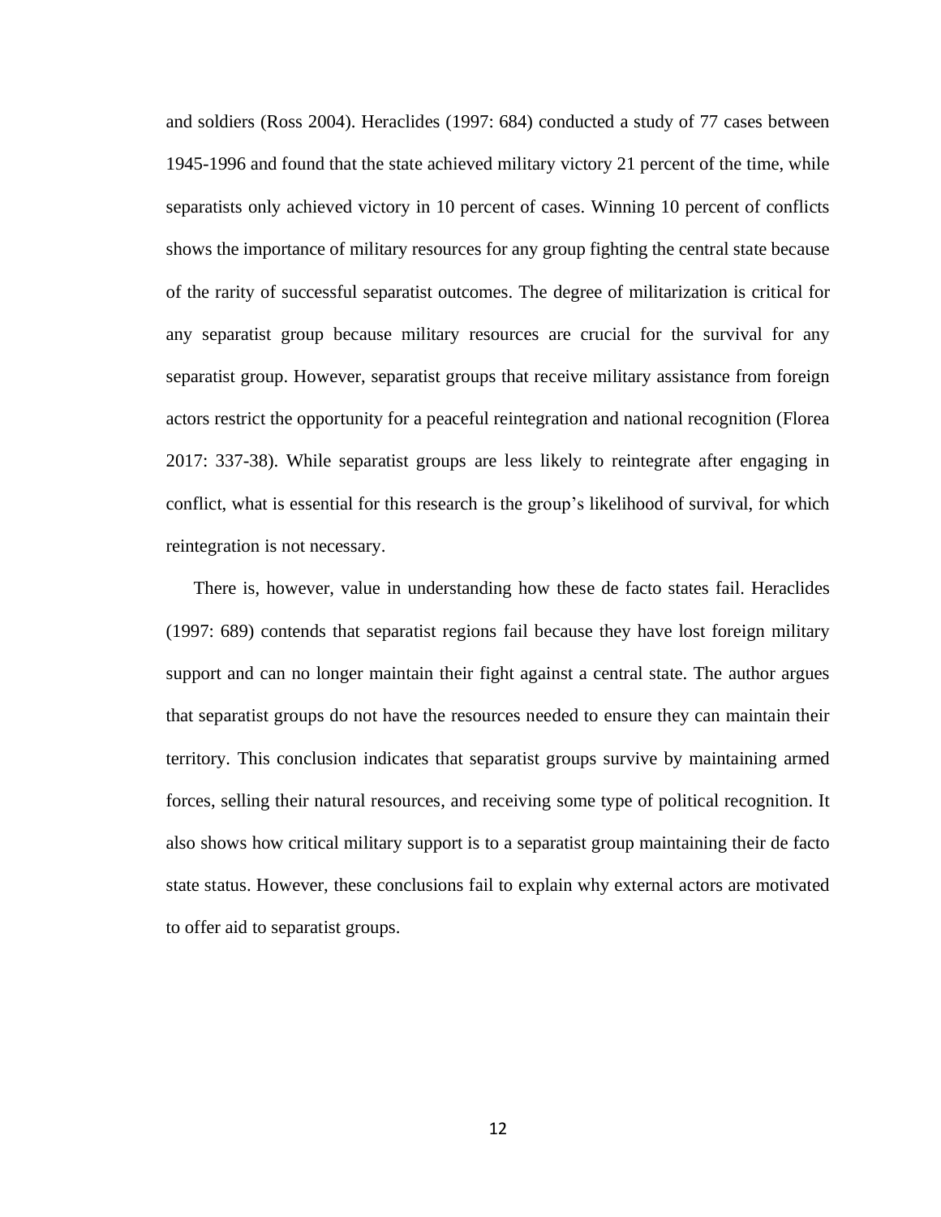and soldiers (Ross 2004). Heraclides (1997: 684) conducted a study of 77 cases between 1945-1996 and found that the state achieved military victory 21 percent of the time, while separatists only achieved victory in 10 percent of cases. Winning 10 percent of conflicts shows the importance of military resources for any group fighting the central state because of the rarity of successful separatist outcomes. The degree of militarization is critical for any separatist group because military resources are crucial for the survival for any separatist group. However, separatist groups that receive military assistance from foreign actors restrict the opportunity for a peaceful reintegration and national recognition (Florea 2017: 337-38). While separatist groups are less likely to reintegrate after engaging in conflict, what is essential for this research is the group's likelihood of survival, for which reintegration is not necessary.

There is, however, value in understanding how these de facto states fail. Heraclides (1997: 689) contends that separatist regions fail because they have lost foreign military support and can no longer maintain their fight against a central state. The author argues that separatist groups do not have the resources needed to ensure they can maintain their territory. This conclusion indicates that separatist groups survive by maintaining armed forces, selling their natural resources, and receiving some type of political recognition. It also shows how critical military support is to a separatist group maintaining their de facto state status. However, these conclusions fail to explain why external actors are motivated to offer aid to separatist groups.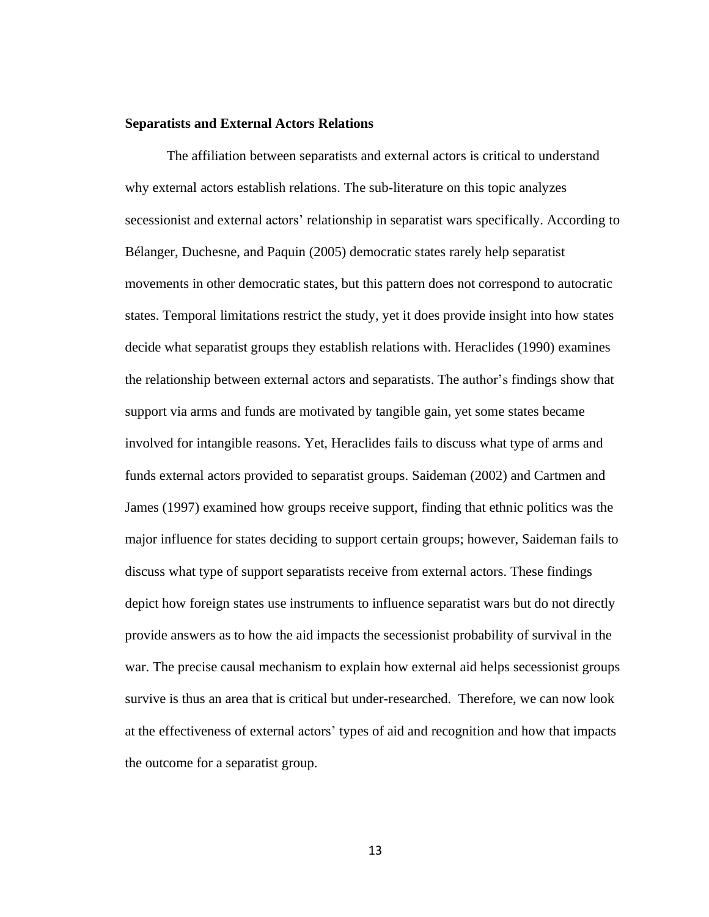**Separatists and External Actors Relations**

The affiliation between separatists and external actors is critical to understand why external actors establish relations. The sub-literature on this topic analyzes secessionist and external actors' relationship in separatist wars specifically. According to Bélanger, Duchesne, and Paquin (2005) democratic states rarely help separatist movements in other democratic states, but this pattern does not correspond to autocratic states. Temporal limitations restrict the study, yet it does provide insight into how states decide what separatist groups they establish relations with. Heraclides (1990) examines the relationship between external actors and separatists. The author's findings show that support via arms and funds are motivated by tangible gain, yet some states became involved for intangible reasons. Yet, Heraclides fails to discuss what type of arms and funds external actors provided to separatist groups. Saideman (2002) and Cartmen and James (1997) examined how groups receive support, finding that ethnic politics was the major influence for states deciding to support certain groups; however, Saideman fails to discuss what type of support separatists receive from external actors. These findings depict how foreign states use instruments to influence separatist wars but do not directly provide answers as to how the aid impacts the secessionist probability of survival in the war. The precise causal mechanism to explain how external aid helps secessionist groups survive is thus an area that is critical but under-researched. Therefore, we can now look at the effectiveness of external actors' types of aid and recognition and how that impacts the outcome for a separatist group.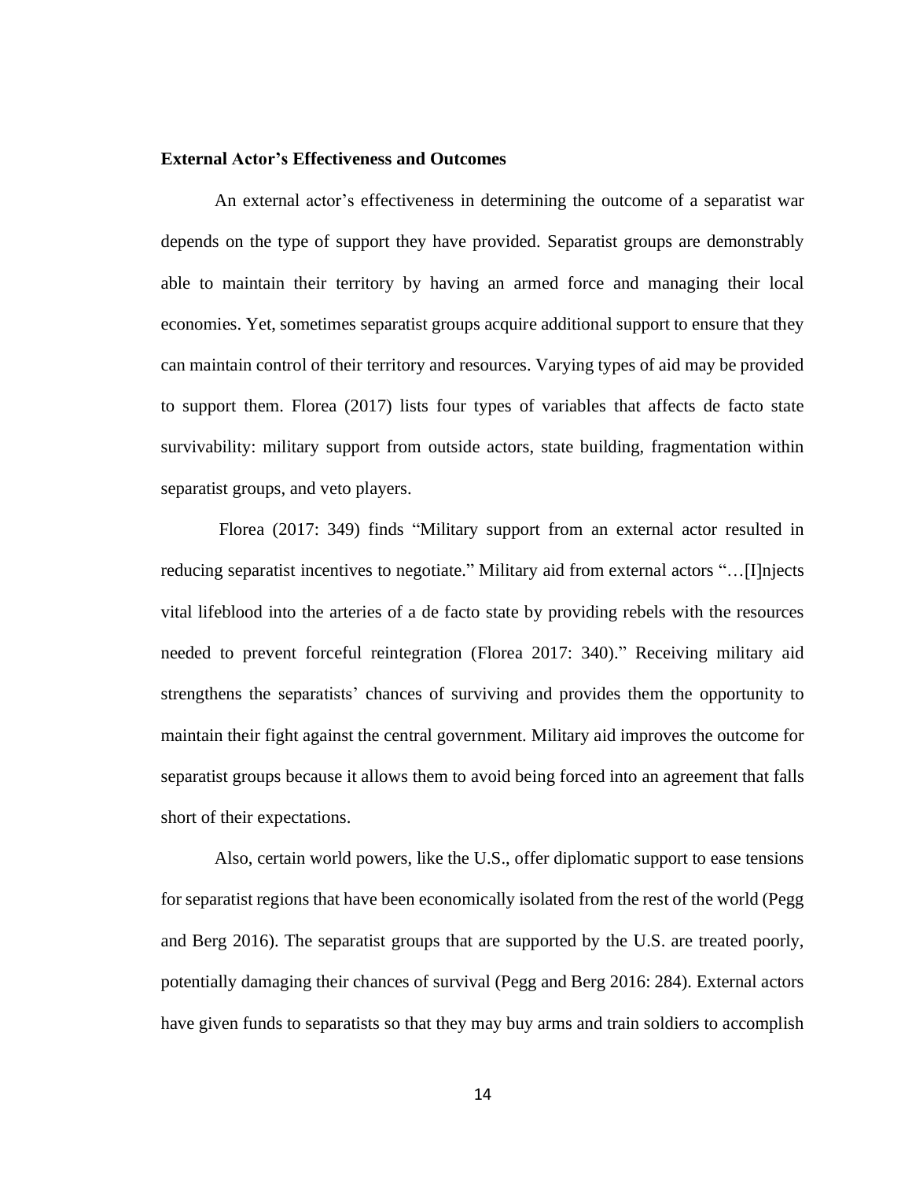**External Actor's Effectiveness and Outcomes**

An external actor's effectiveness in determining the outcome of a separatist war depends on the type of support they have provided. Separatist groups are demonstrably able to maintain their territory by having an armed force and managing their local economies. Yet, sometimes separatist groups acquire additional support to ensure that they can maintain control of their territory and resources. Varying types of aid may be provided to support them. Florea (2017) lists four types of variables that affects de facto state survivability: military support from outside actors, state building, fragmentation within separatist groups, and veto players.

Florea (2017: 349) finds "Military support from an external actor resulted in reducing separatist incentives to negotiate." Military aid from external actors "…[I]njects vital lifeblood into the arteries of a de facto state by providing rebels with the resources needed to prevent forceful reintegration (Florea 2017: 340)." Receiving military aid strengthens the separatists' chances of surviving and provides them the opportunity to maintain their fight against the central government. Military aid improves the outcome for separatist groups because it allows them to avoid being forced into an agreement that falls short of their expectations.

Also, certain world powers, like the U.S., offer diplomatic support to ease tensions for separatist regions that have been economically isolated from the rest of the world (Pegg and Berg 2016). The separatist groups that are supported by the U.S. are treated poorly, potentially damaging their chances of survival (Pegg and Berg 2016: 284). External actors have given funds to separatists so that they may buy arms and train soldiers to accomplish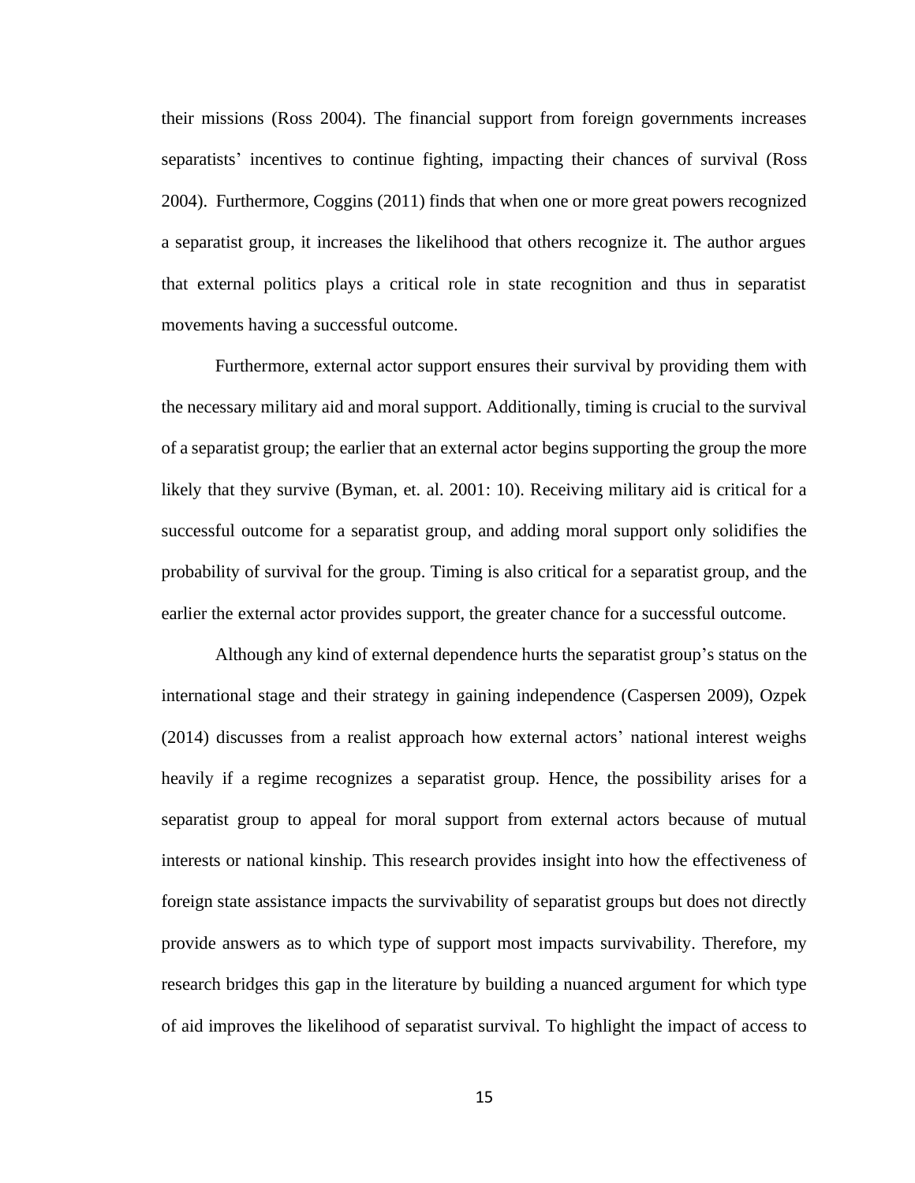their missions (Ross 2004). The financial support from foreign governments increases separatists' incentives to continue fighting, impacting their chances of survival (Ross 2004). Furthermore, Coggins (2011) finds that when one or more great powers recognized a separatist group, it increases the likelihood that others recognize it. The author argues that external politics plays a critical role in state recognition and thus in separatist movements having a successful outcome.

Furthermore, external actor support ensures their survival by providing them with the necessary military aid and moral support. Additionally, timing is crucial to the survival of a separatist group; the earlier that an external actor begins supporting the group the more likely that they survive (Byman, et. al. 2001: 10). Receiving military aid is critical for a successful outcome for a separatist group, and adding moral support only solidifies the probability of survival for the group. Timing is also critical for a separatist group, and the earlier the external actor provides support, the greater chance for a successful outcome.

Although any kind of external dependence hurts the separatist group's status on the international stage and their strategy in gaining independence (Caspersen 2009), Ozpek (2014) discusses from a realist approach how external actors' national interest weighs heavily if a regime recognizes a separatist group. Hence, the possibility arises for a separatist group to appeal for moral support from external actors because of mutual interests or national kinship. This research provides insight into how the effectiveness of foreign state assistance impacts the survivability of separatist groups but does not directly provide answers as to which type of support most impacts survivability. Therefore, my research bridges this gap in the literature by building a nuanced argument for which type of aid improves the likelihood of separatist survival. To highlight the impact of access to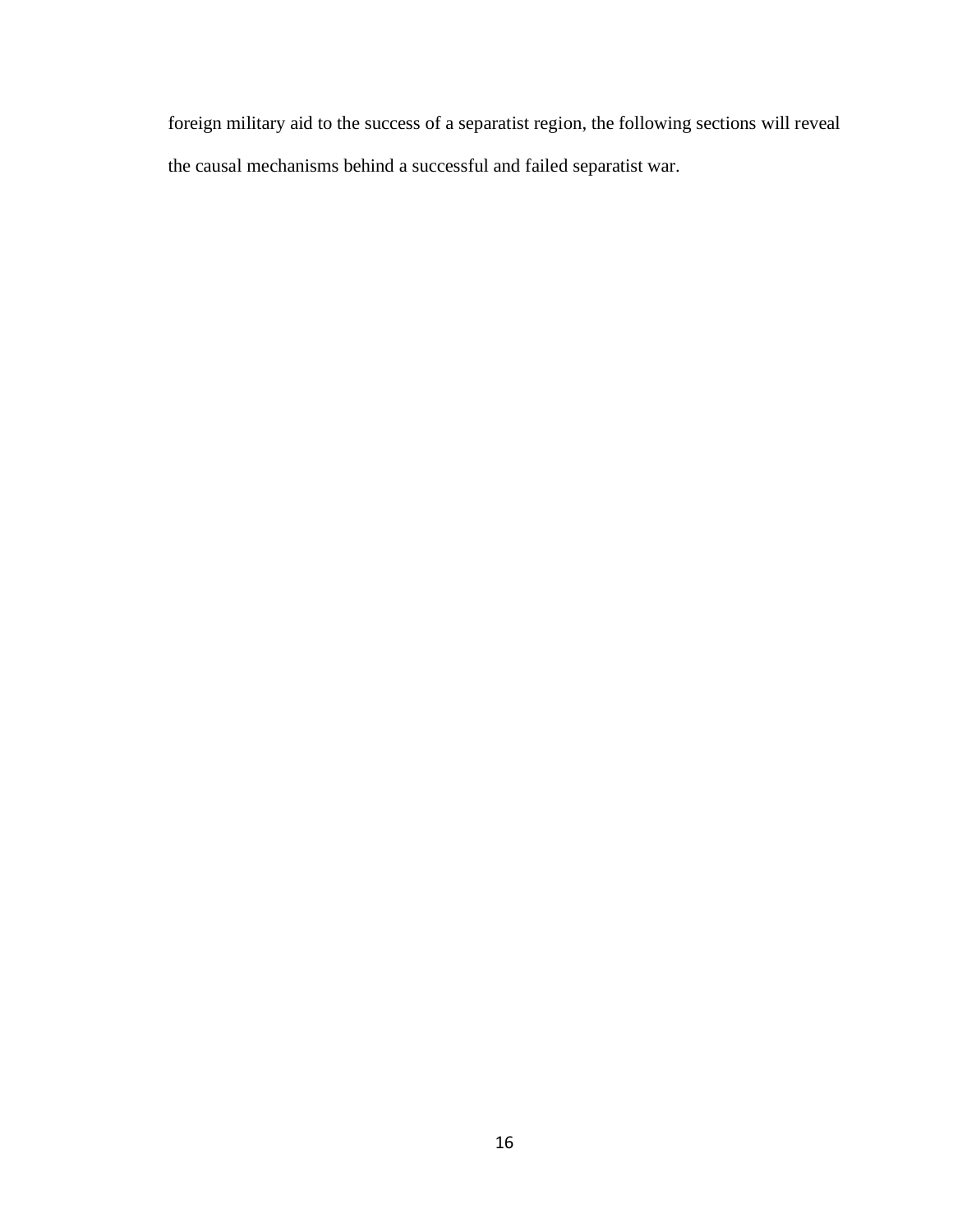foreign military aid to the success of a separatist region, the following sections will reveal the causal mechanisms behind a successful and failed separatist war.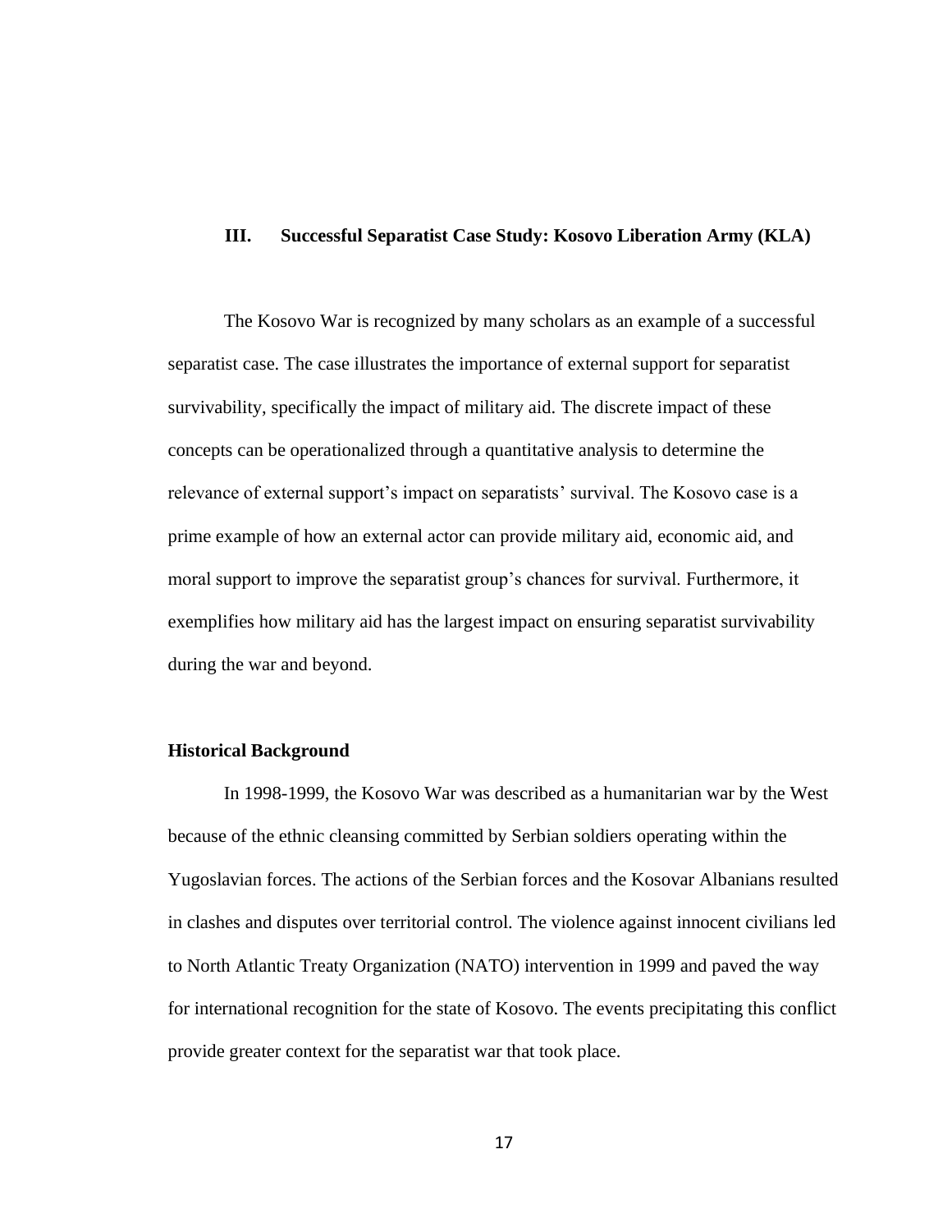## III. Successful Separatist Case Study: Kosovo Liberation Army (KLA)

The Kosovo War is recognized by many scholars as an example of a successful separatist case. The case illustrates the importance of external support for separatist survivability, specifically the impact of military aid. The discrete impact of these concepts can be operationalized through a quantitative analysis to determine the relevance of external support's impact on separatists' survival. The Kosovo case is a prime example of how an external actor can provide military aid, economic aid, and moral support to improve the separatist group's chances for survival. Furthermore, it exemplifies how military aid has the largest impact on ensuring separatist survivability during the war and beyond.

### Historical Background

In 1998-1999, the Kosovo War was described as a humanitarian war by the West because of the ethnic cleansing committed by Serbian soldiers operating within the Yugoslavian forces. The actions of the Serbian forces and the Kosovar Albanians resulted in clashes and disputes over territorial control. The violence against innocent civilians led to North Atlantic Treaty Organization (NATO) intervention in 1999 and paved the way for international recognition for the state of Kosovo. The events precipitating this conflict provide greater context for the separatist war that took place.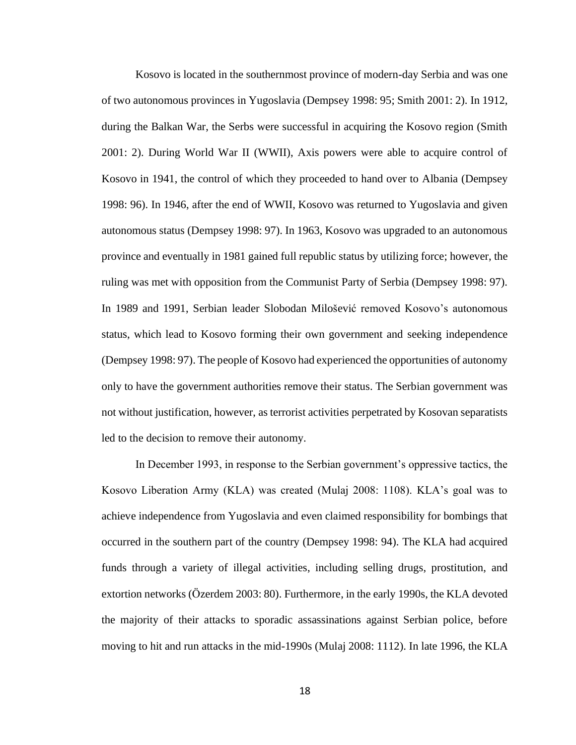Kosovo is located in the southernmost province of modern-day Serbia and was one of two autonomous provinces in Yugoslavia (Dempsey 1998: 95; Smith 2001: 2). In 1912, during the Balkan War, the Serbs were successful in acquiring the Kosovo region (Smith 2001: 2). During World War II (WWII), Axis powers were able to acquire control of Kosovo in 1941, the control of which they proceeded to hand over to Albania (Dempsey 1998: 96). In 1946, after the end of WWII, Kosovo was returned to Yugoslavia and given autonomous status (Dempsey 1998: 97). In 1963, Kosovo was upgraded to an autonomous province and eventually in 1981 gained full republic status by utilizing force; however, the ruling was met with opposition from the Communist Party of Serbia (Dempsey 1998: 97). In 1989 and 1991, Serbian leader Slobodan Milošević removed Kosovo's autonomous status, which lead to Kosovo forming their own government and seeking independence (Dempsey 1998: 97). The people of Kosovo had experienced the opportunities of autonomy only to have the government authorities remove their status. The Serbian government was not without justification, however, as terrorist activities perpetrated by Kosovan separatists led to the decision to remove their autonomy.

In December 1993, in response to the Serbian government's oppressive tactics, the Kosovo Liberation Army (KLA) was created (Mulaj 2008: 1108). KLA's goal was to achieve independence from Yugoslavia and even claimed responsibility for bombings that occurred in the southern part of the country (Dempsey 1998: 94). The KLA had acquired funds through a variety of illegal activities, including selling drugs, prostitution, and extortion networks (Özerdem 2003: 80). Furthermore, in the early 1990s, the KLA devoted the majority of their attacks to sporadic assassinations against Serbian police, before moving to hit and run attacks in the mid-1990s (Mulaj 2008: 1112). In late 1996, the KLA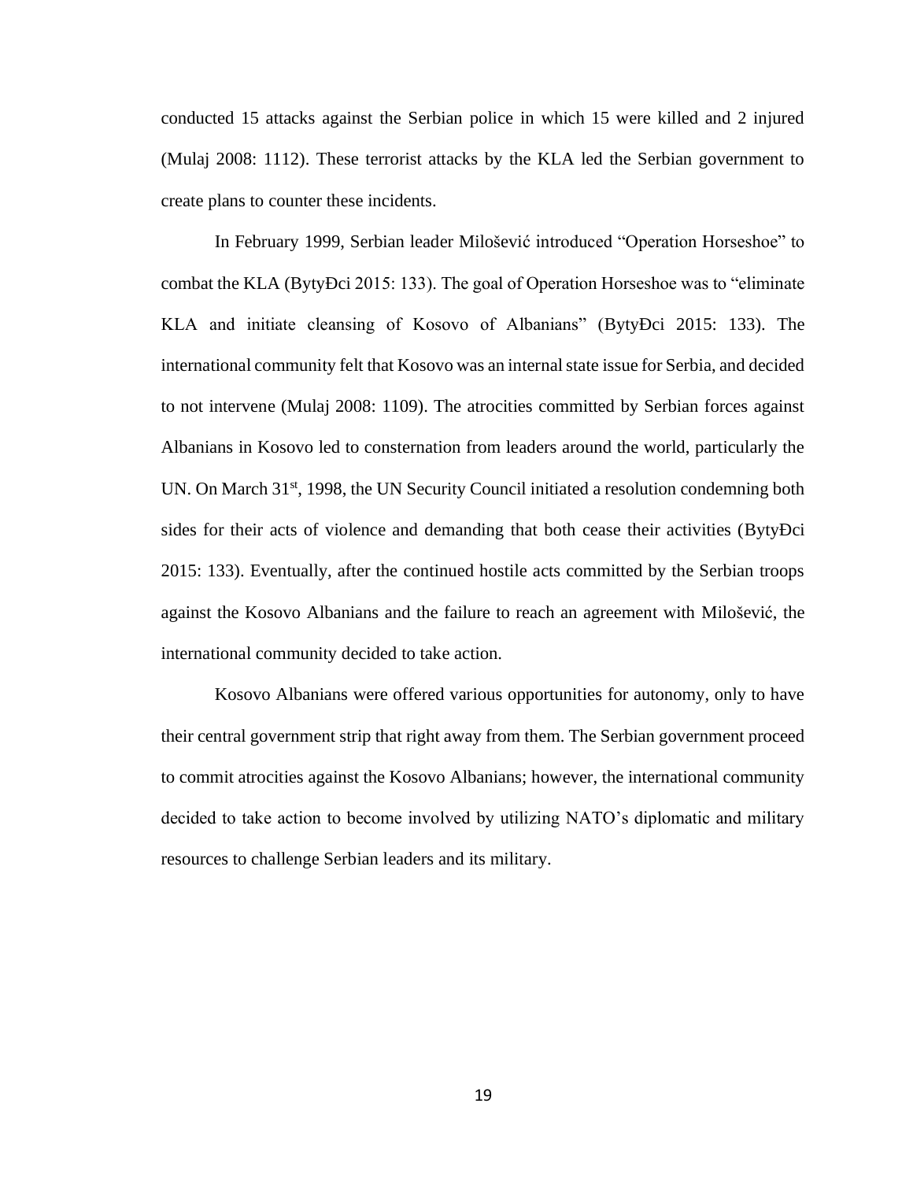conducted 15 attacks against the Serbian police in which 15 were killed and 2 injured (Mulaj 2008: 1112). These terrorist attacks by the KLA led the Serbian government to create plans to counter these incidents.

In February 1999, Serbian leader Milošević introduced "Operation Horseshoe" to combat the KLA (BytyĐci 2015: 133). The goal of Operation Horseshoe was to "eliminate KLA and initiate cleansing of Kosovo of Albanians" (BytyĐci 2015: 133). The international community felt that Kosovo was an internal state issue for Serbia, and decided to not intervene (Mulaj 2008: 1109). The atrocities committed by Serbian forces against Albanians in Kosovo led to consternation from leaders around the world, particularly the UN. On March 31st, 1998, the UN Security Council initiated a resolution condemning both sides for their acts of violence and demanding that both cease their activities (BytyĐci 2015: 133). Eventually, after the continued hostile acts committed by the Serbian troops against the Kosovo Albanians and the failure to reach an agreement with Milošević, the international community decided to take action.

Kosovo Albanians were offered various opportunities for autonomy, only to have their central government strip that right away from them. The Serbian government proceed to commit atrocities against the Kosovo Albanians; however, the international community decided to take action to become involved by utilizing NATO's diplomatic and military resources to challenge Serbian leaders and its military.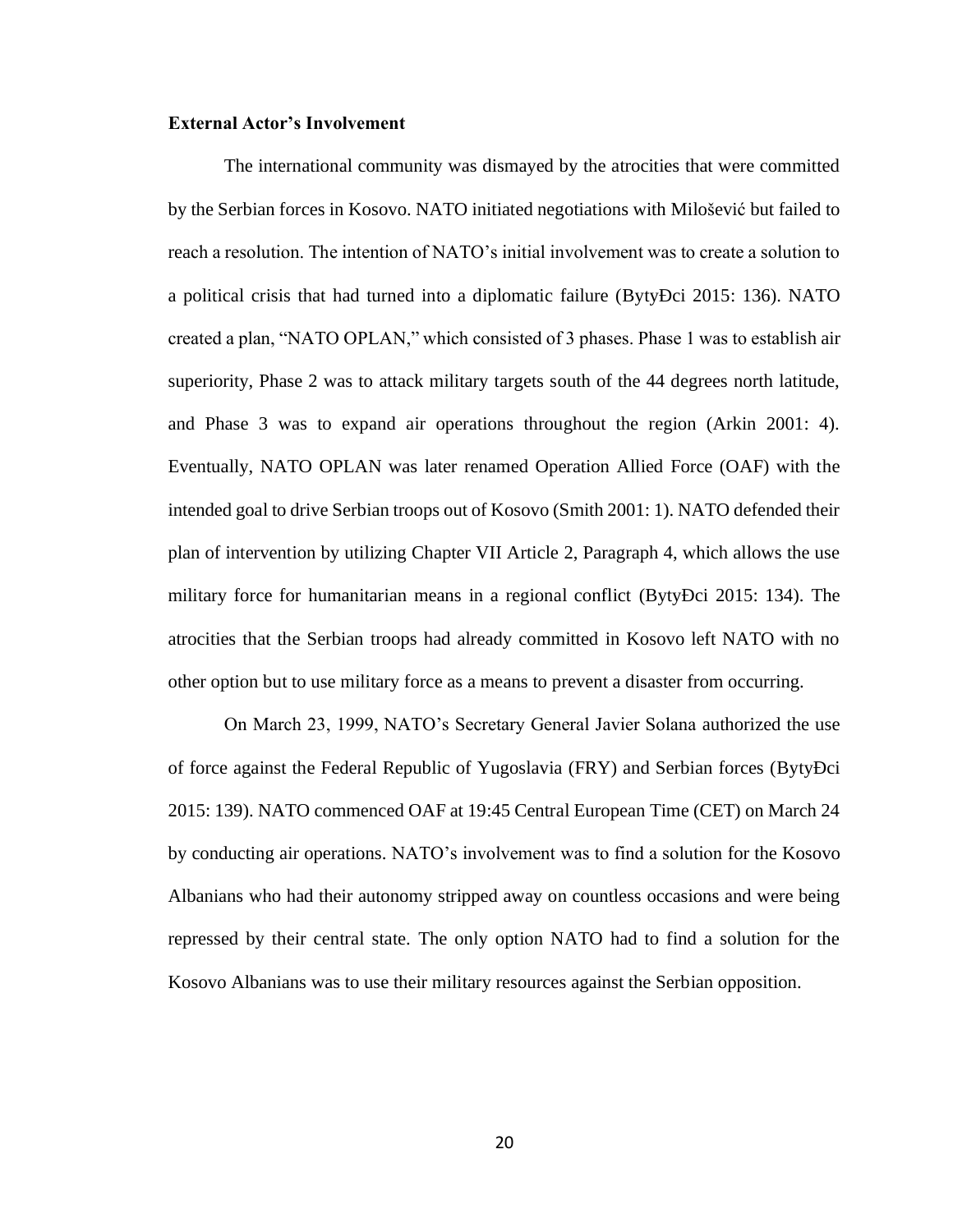**External Actor's Involvement**

The international community was dismayed by the atrocities that were committed by the Serbian forces in Kosovo. NATO initiated negotiations with Milošević but failed to reach a resolution. The intention of NATO's initial involvement was to create a solution to a political crisis that had turned into a diplomatic failure (BytyĐci 2015: 136). NATO created a plan, "NATO OPLAN," which consisted of 3 phases. Phase 1 was to establish air superiority, Phase 2 was to attack military targets south of the 44 degrees north latitude, and Phase 3 was to expand air operations throughout the region (Arkin 2001: 4). Eventually, NATO OPLAN was later renamed Operation Allied Force (OAF) with the intended goal to drive Serbian troops out of Kosovo (Smith 2001: 1). NATO defended their plan of intervention by utilizing Chapter VII Article 2, Paragraph 4, which allows the use military force for humanitarian means in a regional conflict (BytyĐci 2015: 134). The atrocities that the Serbian troops had already committed in Kosovo left NATO with no other option but to use military force as a means to prevent a disaster from occurring.

On March 23, 1999, NATO's Secretary General Javier Solana authorized the use of force against the Federal Republic of Yugoslavia (FRY) and Serbian forces (BytyĐci 2015: 139). NATO commenced OAF at 19:45 Central European Time (CET) on March 24 by conducting air operations. NATO's involvement was to find a solution for the Kosovo Albanians who had their autonomy stripped away on countless occasions and were being repressed by their central state. The only option NATO had to find a solution for the Kosovo Albanians was to use their military resources against the Serbian opposition.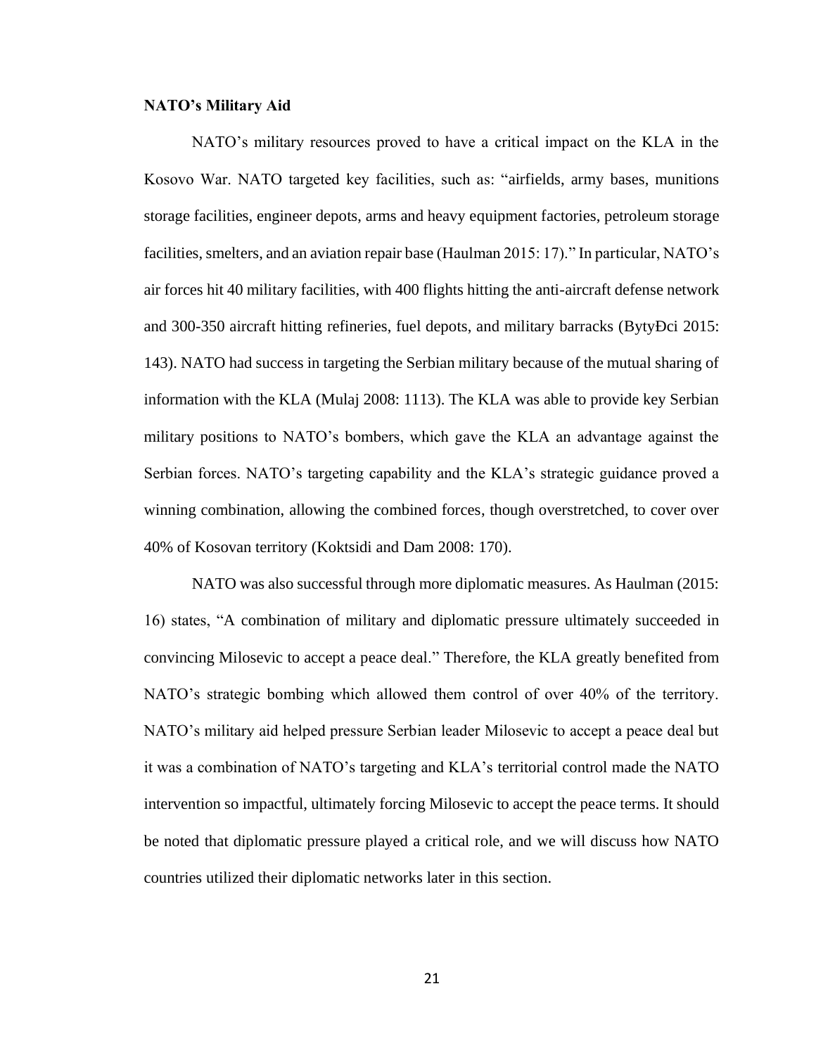**NATO's Military Aid**

NATO's military resources proved to have a critical impact on the KLA in the Kosovo War. NATO targeted key facilities, such as: "airfields, army bases, munitions storage facilities, engineer depots, arms and heavy equipment factories, petroleum storage facilities, smelters, and an aviation repair base (Haulman 2015: 17)." In particular, NATO's air forces hit 40 military facilities, with 400 flights hitting the anti-aircraft defense network and 300-350 aircraft hitting refineries, fuel depots, and military barracks (BytyĐci 2015: 143). NATO had success in targeting the Serbian military because of the mutual sharing of information with the KLA (Mulaj 2008: 1113). The KLA was able to provide key Serbian military positions to NATO's bombers, which gave the KLA an advantage against the Serbian forces. NATO's targeting capability and the KLA's strategic guidance proved a winning combination, allowing the combined forces, though overstretched, to cover over 40% of Kosovan territory (Koktsidi and Dam 2008: 170).

NATO was also successful through more diplomatic measures. As Haulman (2015: 16) states, "A combination of military and diplomatic pressure ultimately succeeded in convincing Milosevic to accept a peace deal." Therefore, the KLA greatly benefited from NATO's strategic bombing which allowed them control of over 40% of the territory. NATO's military aid helped pressure Serbian leader Milosevic to accept a peace deal but it was a combination of NATO's targeting and KLA's territorial control made the NATO intervention so impactful, ultimately forcing Milosevic to accept the peace terms. It should be noted that diplomatic pressure played a critical role, and we will discuss how NATO countries utilized their diplomatic networks later in this section.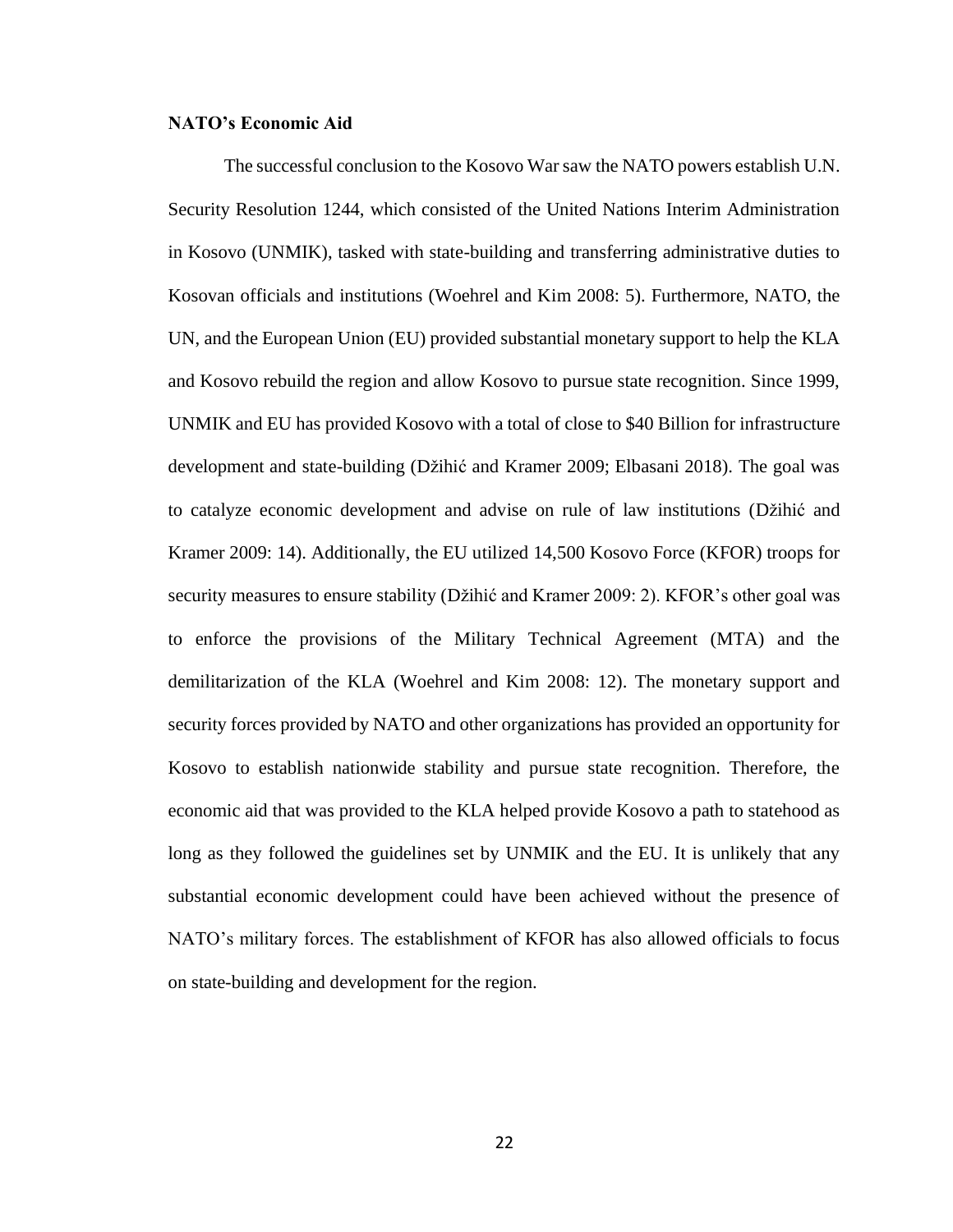**NATO's Economic Aid**

The successful conclusion to the Kosovo War saw the NATO powers establish U.N. Security Resolution 1244, which consisted of the United Nations Interim Administration in Kosovo (UNMIK), tasked with state-building and transferring administrative duties to Kosovan officials and institutions (Woehrel and Kim 2008: 5). Furthermore, NATO, the UN, and the European Union (EU) provided substantial monetary support to help the KLA and Kosovo rebuild the region and allow Kosovo to pursue state recognition. Since 1999, UNMIK and EU has provided Kosovo with a total of close to $40 Billion for infrastructure development and state-building (Džihić and Kramer 2009; Elbasani 2018). The goal was to catalyze economic development and advise on rule of law institutions (Džihić and Kramer 2009: 14). Additionally, the EU utilized 14,500 Kosovo Force (KFOR) troops for security measures to ensure stability (Džihić and Kramer 2009: 2). KFOR's other goal was to enforce the provisions of the Military Technical Agreement (MTA) and the demilitarization of the KLA (Woehrel and Kim 2008: 12). The monetary support and security forces provided by NATO and other organizations has provided an opportunity for Kosovo to establish nationwide stability and pursue state recognition. Therefore, the economic aid that was provided to the KLA helped provide Kosovo a path to statehood as long as they followed the guidelines set by UNMIK and the EU. It is unlikely that any substantial economic development could have been achieved without the presence of NATO's military forces. The establishment of KFOR has also allowed officials to focus on state-building and development for the region.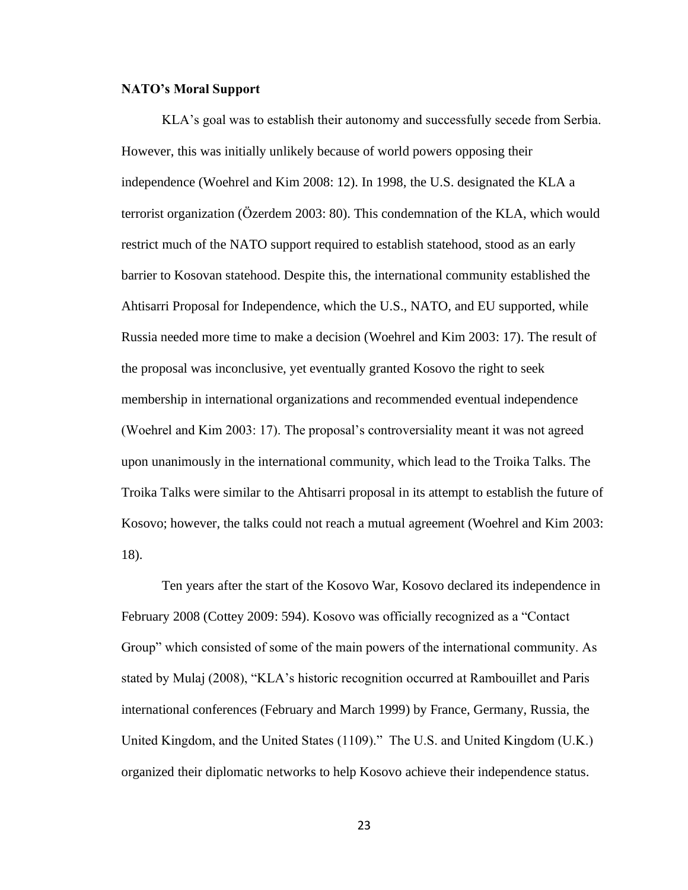**NATO's Moral Support**

KLA's goal was to establish their autonomy and successfully secede from Serbia. However, this was initially unlikely because of world powers opposing their independence (Woehrel and Kim 2008: 12). In 1998, the U.S. designated the KLA a terrorist organization (Özerdem 2003: 80). This condemnation of the KLA, which would restrict much of the NATO support required to establish statehood, stood as an early barrier to Kosovan statehood. Despite this, the international community established the Ahtisarri Proposal for Independence, which the U.S., NATO, and EU supported, while Russia needed more time to make a decision (Woehrel and Kim 2003: 17). The result of the proposal was inconclusive, yet eventually granted Kosovo the right to seek membership in international organizations and recommended eventual independence (Woehrel and Kim 2003: 17). The proposal's controversiality meant it was not agreed upon unanimously in the international community, which lead to the Troika Talks. The Troika Talks were similar to the Ahtisarri proposal in its attempt to establish the future of Kosovo; however, the talks could not reach a mutual agreement (Woehrel and Kim 2003: 18).

Ten years after the start of the Kosovo War, Kosovo declared its independence in February 2008 (Cottey 2009: 594). Kosovo was officially recognized as a "Contact Group" which consisted of some of the main powers of the international community. As stated by Mulaj (2008), "KLA's historic recognition occurred at Rambouillet and Paris international conferences (February and March 1999) by France, Germany, Russia, the United Kingdom, and the United States (1109)." The U.S. and United Kingdom (U.K.) organized their diplomatic networks to help Kosovo achieve their independence status.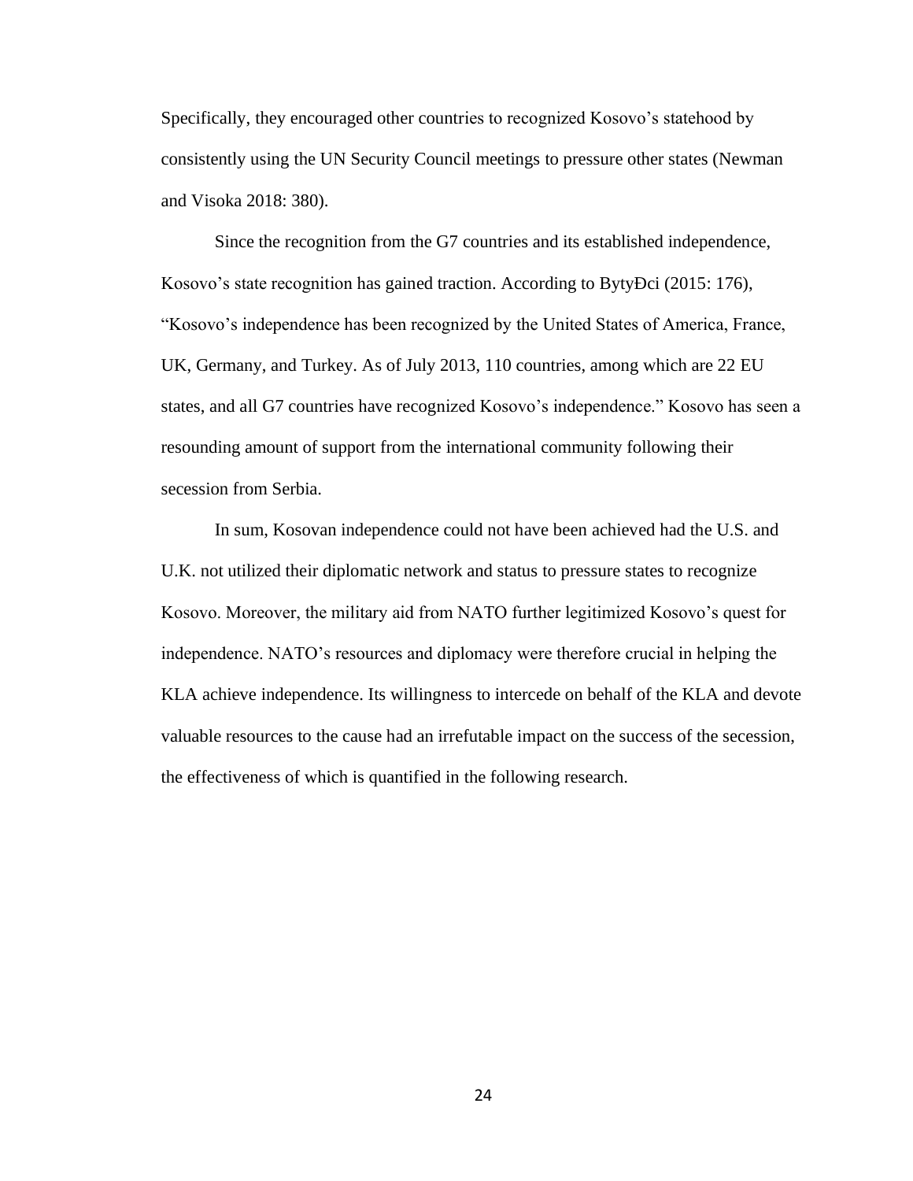Specifically, they encouraged other countries to recognized Kosovo's statehood by consistently using the UN Security Council meetings to pressure other states (Newman and Visoka 2018: 380).

Since the recognition from the G7 countries and its established independence, Kosovo's state recognition has gained traction. According to BytyĐci (2015: 176), "Kosovo's independence has been recognized by the United States of America, France, UK, Germany, and Turkey. As of July 2013, 110 countries, among which are 22 EU states, and all G7 countries have recognized Kosovo's independence." Kosovo has seen a resounding amount of support from the international community following their secession from Serbia.

In sum, Kosovan independence could not have been achieved had the U.S. and U.K. not utilized their diplomatic network and status to pressure states to recognize Kosovo. Moreover, the military aid from NATO further legitimized Kosovo's quest for independence. NATO's resources and diplomacy were therefore crucial in helping the KLA achieve independence. Its willingness to intercede on behalf of the KLA and devote valuable resources to the cause had an irrefutable impact on the success of the secession, the effectiveness of which is quantified in the following research.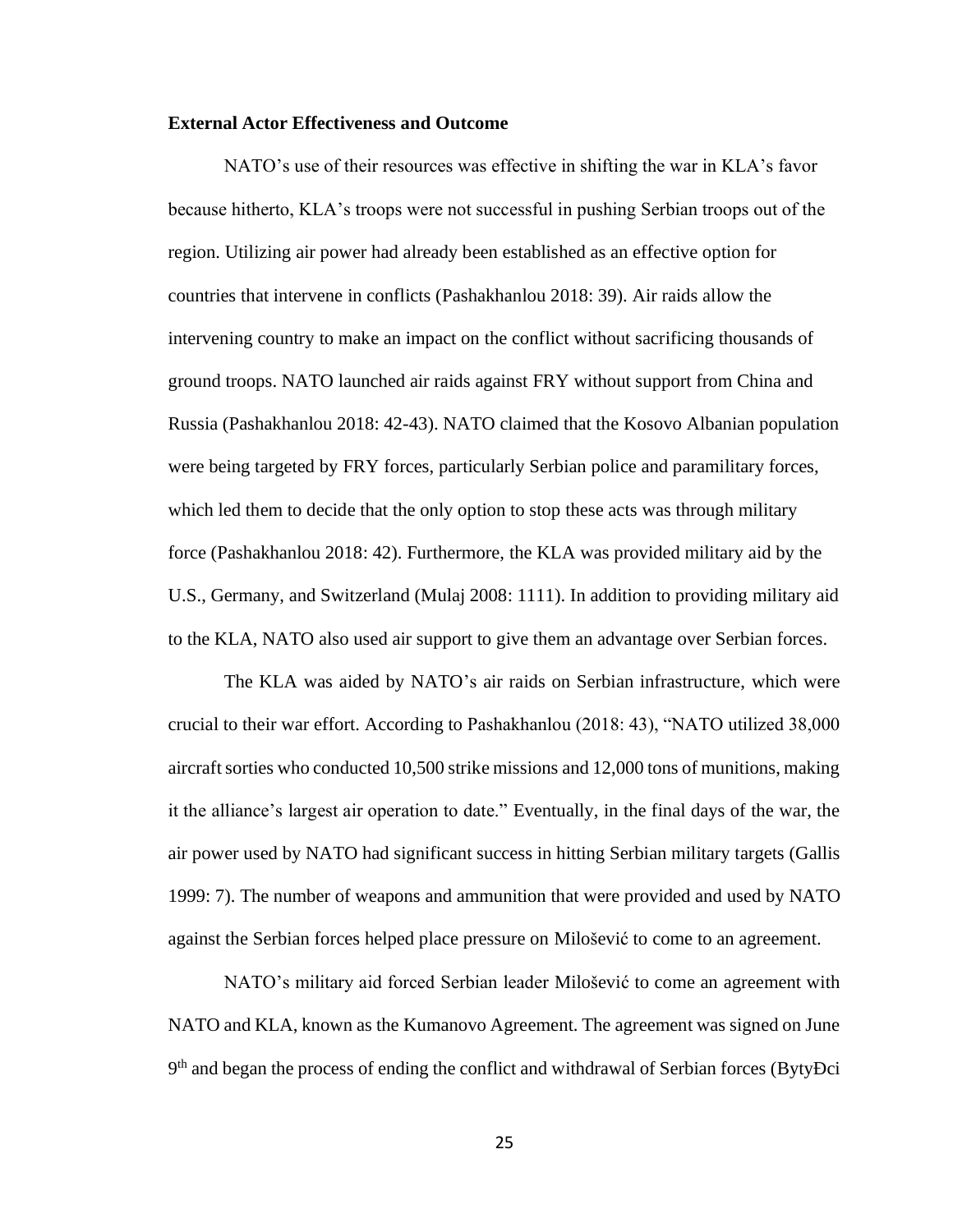**External Actor Effectiveness and Outcome**

NATO's use of their resources was effective in shifting the war in KLA's favor because hitherto, KLA's troops were not successful in pushing Serbian troops out of the region. Utilizing air power had already been established as an effective option for countries that intervene in conflicts (Pashakhanlou 2018: 39). Air raids allow the intervening country to make an impact on the conflict without sacrificing thousands of ground troops. NATO launched air raids against FRY without support from China and Russia (Pashakhanlou 2018: 42-43). NATO claimed that the Kosovo Albanian population were being targeted by FRY forces, particularly Serbian police and paramilitary forces, which led them to decide that the only option to stop these acts was through military force (Pashakhanlou 2018: 42). Furthermore, the KLA was provided military aid by the U.S., Germany, and Switzerland (Mulaj 2008: 1111). In addition to providing military aid to the KLA, NATO also used air support to give them an advantage over Serbian forces.

The KLA was aided by NATO's air raids on Serbian infrastructure, which were crucial to their war effort. According to Pashakhanlou (2018: 43), "NATO utilized 38,000 aircraft sorties who conducted 10,500 strike missions and 12,000 tons of munitions, making it the alliance's largest air operation to date." Eventually, in the final days of the war, the air power used by NATO had significant success in hitting Serbian military targets (Gallis 1999: 7). The number of weapons and ammunition that were provided and used by NATO against the Serbian forces helped place pressure on Milošević to come to an agreement.

NATO's military aid forced Serbian leader Milošević to come an agreement with NATO and KLA, known as the Kumanovo Agreement. The agreement was signed on June 9th and began the process of ending the conflict and withdrawal of Serbian forces (BytyĐci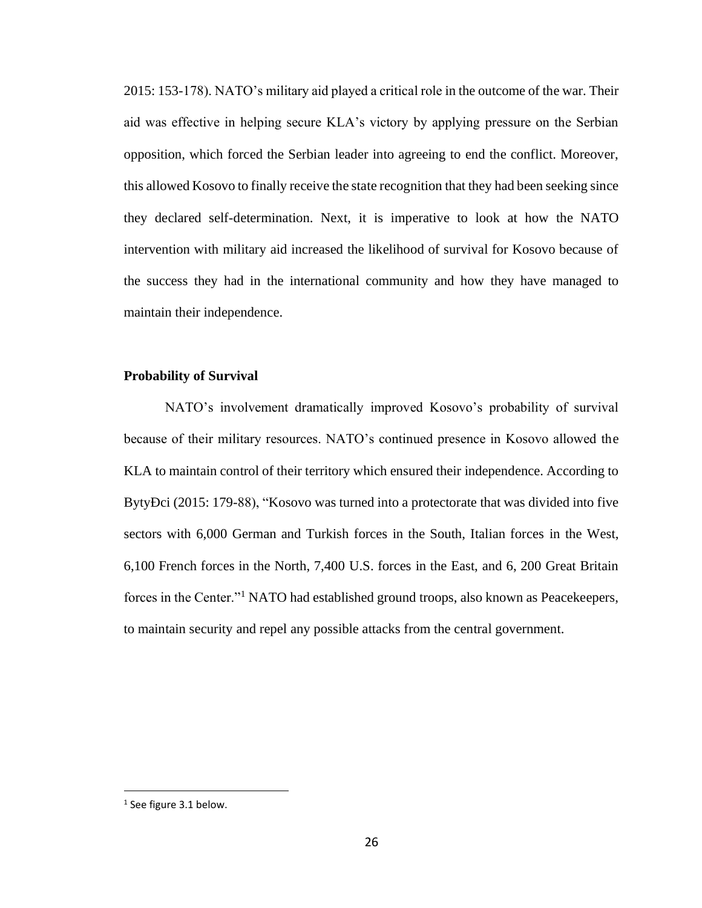2015: 153-178). NATO's military aid played a critical role in the outcome of the war. Their aid was effective in helping secure KLA's victory by applying pressure on the Serbian opposition, which forced the Serbian leader into agreeing to end the conflict. Moreover, this allowed Kosovo to finally receive the state recognition that they had been seeking since they declared self-determination. Next, it is imperative to look at how the NATO intervention with military aid increased the likelihood of survival for Kosovo because of the success they had in the international community and how they have managed to maintain their independence.

**Probability of Survival**

NATO's involvement dramatically improved Kosovo's probability of survival because of their military resources. NATO's continued presence in Kosovo allowed the KLA to maintain control of their territory which ensured their independence. According to BytyĐci (2015: 179-88), "Kosovo was turned into a protectorate that was divided into five sectors with 6,000 German and Turkish forces in the South, Italian forces in the West, 6,100 French forces in the North, 7,400 U.S. forces in the East, and 6, 200 Great Britain forces in the Center."[1] NATO had established ground troops, also known as Peacekeepers, to maintain security and repel any possible attacks from the central government.

[1] See figure 3.1 below.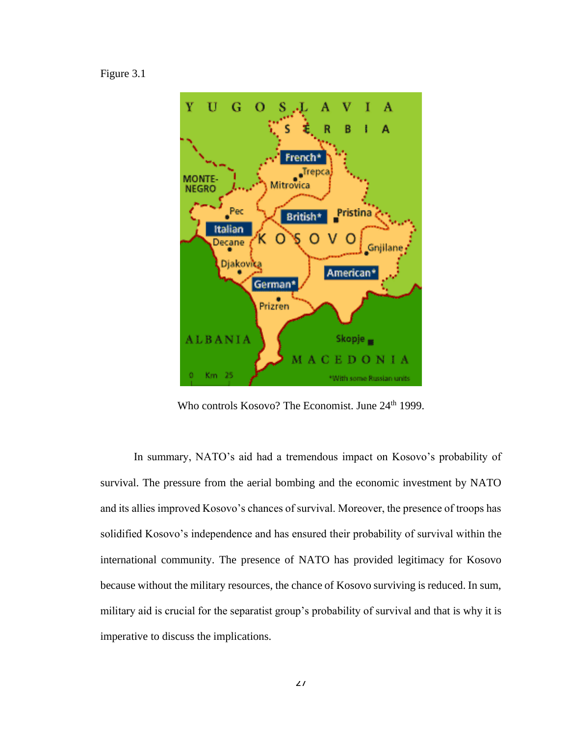Figure 3.1

Who controls Kosovo? The Economist. June 24th 1999.

In summary, NATO's aid had a tremendous impact on Kosovo's probability of survival. The pressure from the aerial bombing and the economic investment by NATO and its allies improved Kosovo's chances of survival. Moreover, the presence of troops has solidified Kosovo's independence and has ensured their probability of survival within the international community. The presence of NATO has provided legitimacy for Kosovo because without the military resources, the chance of Kosovo surviving is reduced. In sum, military aid is crucial for the separatist group's probability of survival and that is why it is imperative to discuss the implications.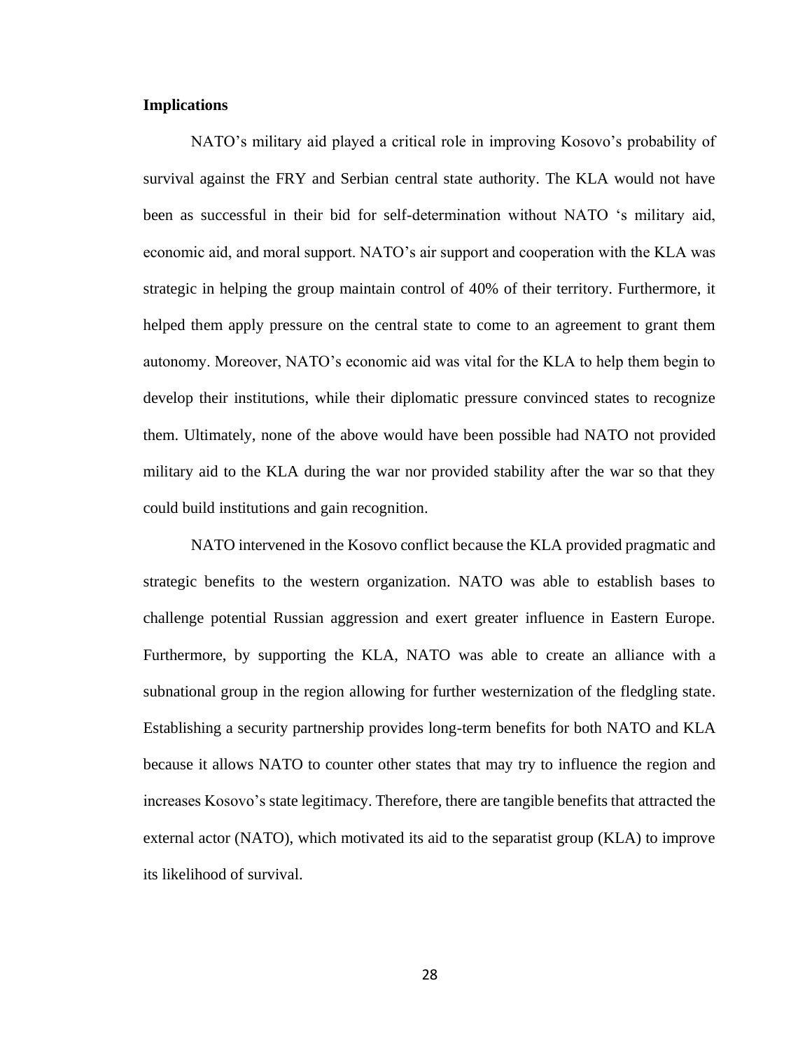**Implications**

NATO's military aid played a critical role in improving Kosovo's probability of survival against the FRY and Serbian central state authority. The KLA would not have been as successful in their bid for self-determination without NATO 's military aid, economic aid, and moral support. NATO's air support and cooperation with the KLA was strategic in helping the group maintain control of 40% of their territory. Furthermore, it helped them apply pressure on the central state to come to an agreement to grant them autonomy. Moreover, NATO's economic aid was vital for the KLA to help them begin to develop their institutions, while their diplomatic pressure convinced states to recognize them. Ultimately, none of the above would have been possible had NATO not provided military aid to the KLA during the war nor provided stability after the war so that they could build institutions and gain recognition.

NATO intervened in the Kosovo conflict because the KLA provided pragmatic and strategic benefits to the western organization. NATO was able to establish bases to challenge potential Russian aggression and exert greater influence in Eastern Europe. Furthermore, by supporting the KLA, NATO was able to create an alliance with a subnational group in the region allowing for further westernization of the fledgling state. Establishing a security partnership provides long-term benefits for both NATO and KLA because it allows NATO to counter other states that may try to influence the region and increases Kosovo's state legitimacy. Therefore, there are tangible benefits that attracted the external actor (NATO), which motivated its aid to the separatist group (KLA) to improve its likelihood of survival.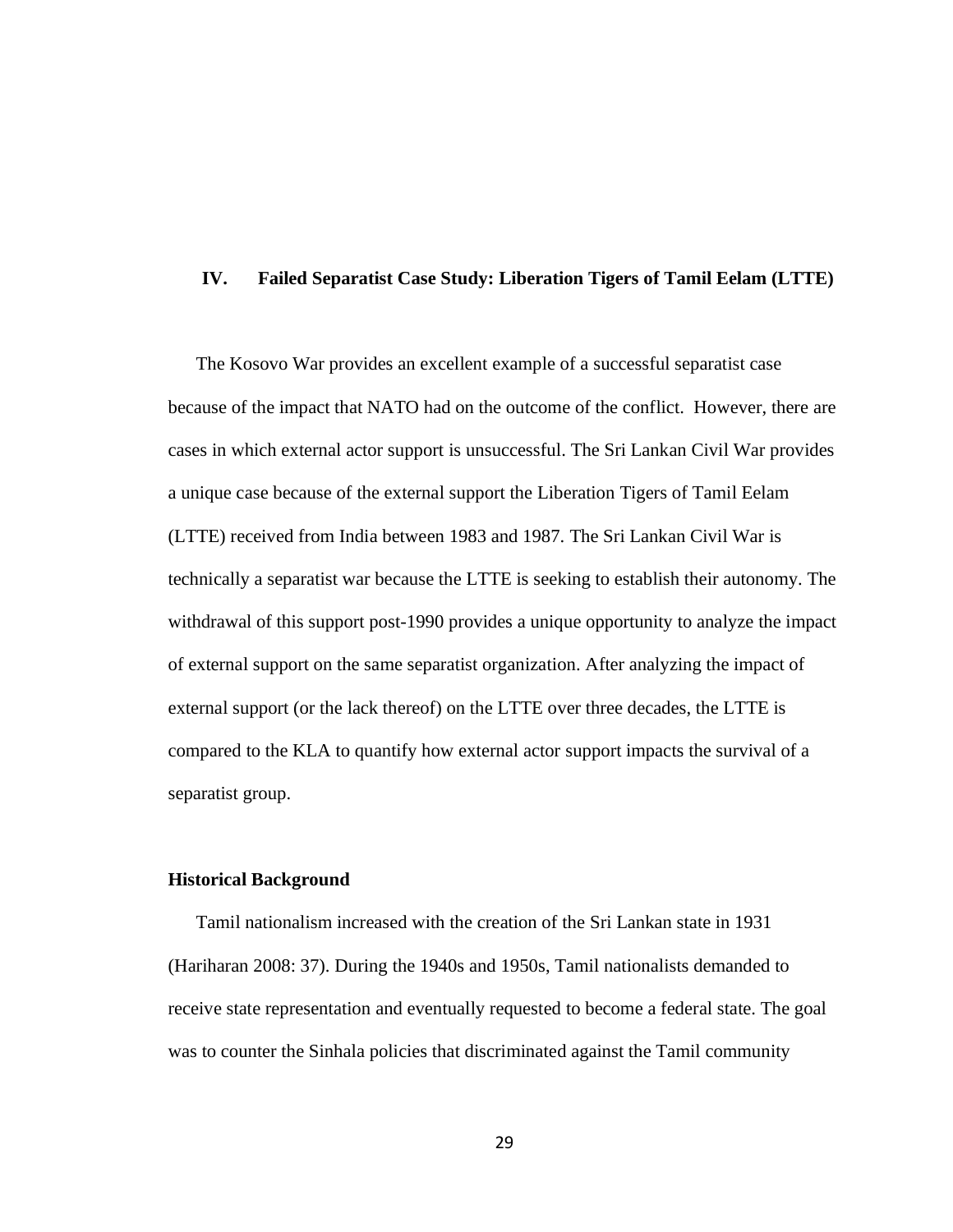## IV. Failed Separatist Case Study: Liberation Tigers of Tamil Eelam (LTTE)

The Kosovo War provides an excellent example of a successful separatist case because of the impact that NATO had on the outcome of the conflict. However, there are cases in which external actor support is unsuccessful. The Sri Lankan Civil War provides a unique case because of the external support the Liberation Tigers of Tamil Eelam (LTTE) received from India between 1983 and 1987. The Sri Lankan Civil War is technically a separatist war because the LTTE is seeking to establish their autonomy. The withdrawal of this support post-1990 provides a unique opportunity to analyze the impact of external support on the same separatist organization. After analyzing the impact of external support (or the lack thereof) on the LTTE over three decades, the LTTE is compared to the KLA to quantify how external actor support impacts the survival of a separatist group.

### Historical Background

Tamil nationalism increased with the creation of the Sri Lankan state in 1931 (Hariharan 2008: 37). During the 1940s and 1950s, Tamil nationalists demanded to receive state representation and eventually requested to become a federal state. The goal was to counter the Sinhala policies that discriminated against the Tamil community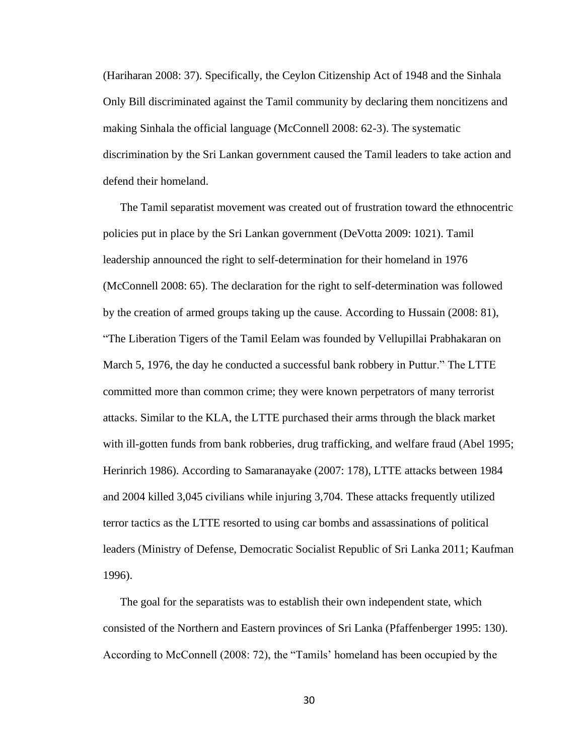(Hariharan 2008: 37). Specifically, the Ceylon Citizenship Act of 1948 and the Sinhala Only Bill discriminated against the Tamil community by declaring them noncitizens and making Sinhala the official language (McConnell 2008: 62-3). The systematic discrimination by the Sri Lankan government caused the Tamil leaders to take action and defend their homeland.

The Tamil separatist movement was created out of frustration toward the ethnocentric policies put in place by the Sri Lankan government (DeVotta 2009: 1021). Tamil leadership announced the right to self-determination for their homeland in 1976 (McConnell 2008: 65). The declaration for the right to self-determination was followed by the creation of armed groups taking up the cause. According to Hussain (2008: 81), "The Liberation Tigers of the Tamil Eelam was founded by Vellupillai Prabhakaran on March 5, 1976, the day he conducted a successful bank robbery in Puttur." The LTTE committed more than common crime; they were known perpetrators of many terrorist attacks. Similar to the KLA, the LTTE purchased their arms through the black market with ill-gotten funds from bank robberies, drug trafficking, and welfare fraud (Abel 1995; Herinrich 1986). According to Samaranayake (2007: 178), LTTE attacks between 1984 and 2004 killed 3,045 civilians while injuring 3,704. These attacks frequently utilized terror tactics as the LTTE resorted to using car bombs and assassinations of political leaders (Ministry of Defense, Democratic Socialist Republic of Sri Lanka 2011; Kaufman 1996).

The goal for the separatists was to establish their own independent state, which consisted of the Northern and Eastern provinces of Sri Lanka (Pfaffenberger 1995: 130). According to McConnell (2008: 72), the "Tamils' homeland has been occupied by the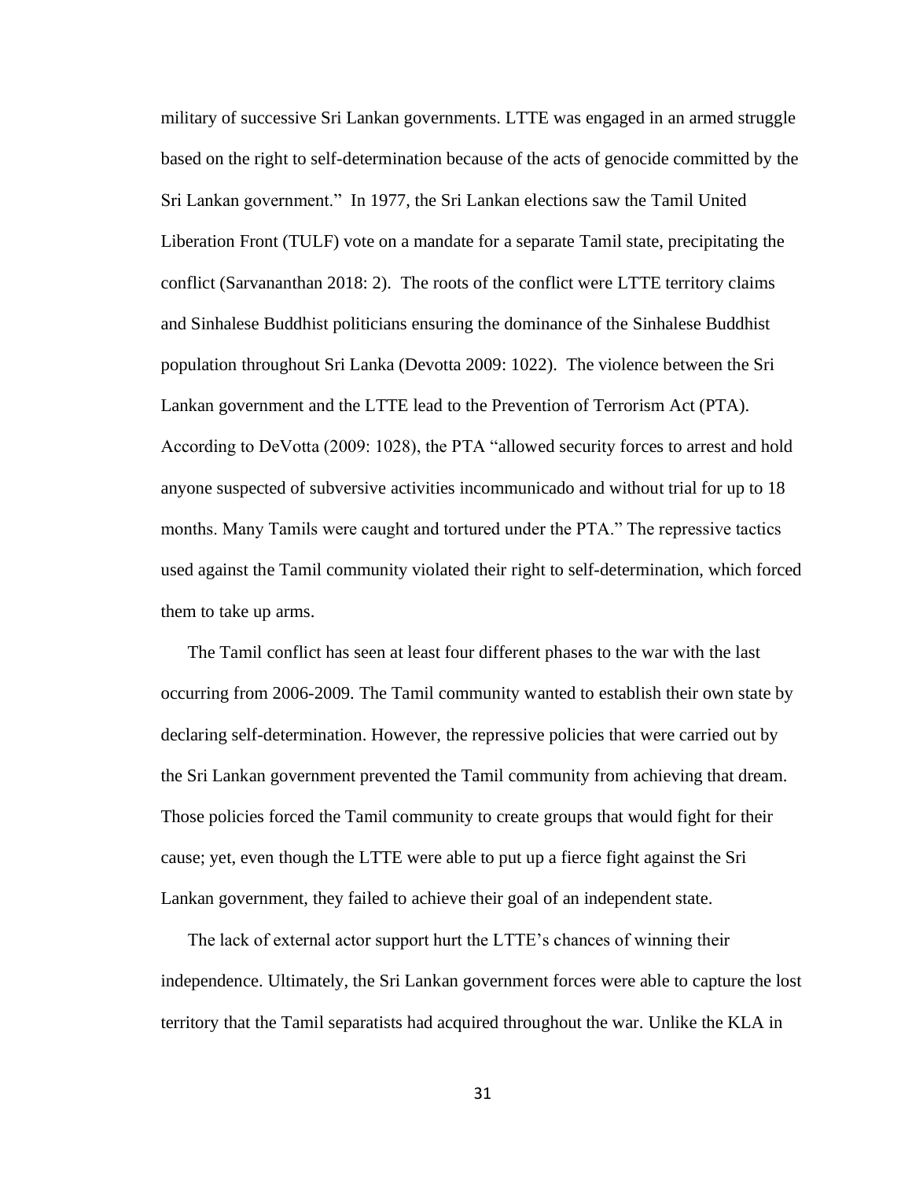military of successive Sri Lankan governments. LTTE was engaged in an armed struggle based on the right to self-determination because of the acts of genocide committed by the Sri Lankan government." In 1977, the Sri Lankan elections saw the Tamil United Liberation Front (TULF) vote on a mandate for a separate Tamil state, precipitating the conflict (Sarvananthan 2018: 2). The roots of the conflict were LTTE territory claims and Sinhalese Buddhist politicians ensuring the dominance of the Sinhalese Buddhist population throughout Sri Lanka (Devotta 2009: 1022). The violence between the Sri Lankan government and the LTTE lead to the Prevention of Terrorism Act (PTA). According to DeVotta (2009: 1028), the PTA "allowed security forces to arrest and hold anyone suspected of subversive activities incommunicado and without trial for up to 18 months. Many Tamils were caught and tortured under the PTA." The repressive tactics used against the Tamil community violated their right to self-determination, which forced them to take up arms.

The Tamil conflict has seen at least four different phases to the war with the last occurring from 2006-2009. The Tamil community wanted to establish their own state by declaring self-determination. However, the repressive policies that were carried out by the Sri Lankan government prevented the Tamil community from achieving that dream. Those policies forced the Tamil community to create groups that would fight for their cause; yet, even though the LTTE were able to put up a fierce fight against the Sri Lankan government, they failed to achieve their goal of an independent state.

The lack of external actor support hurt the LTTE's chances of winning their independence. Ultimately, the Sri Lankan government forces were able to capture the lost territory that the Tamil separatists had acquired throughout the war. Unlike the KLA in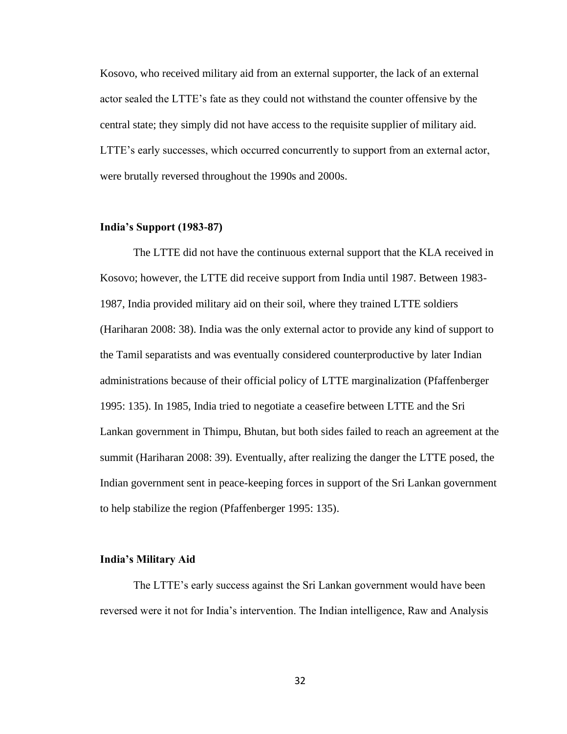Kosovo, who received military aid from an external supporter, the lack of an external actor sealed the LTTE's fate as they could not withstand the counter offensive by the central state; they simply did not have access to the requisite supplier of military aid. LTTE's early successes, which occurred concurrently to support from an external actor, were brutally reversed throughout the 1990s and 2000s.

### India's Support (1983-87)

The LTTE did not have the continuous external support that the KLA received in Kosovo; however, the LTTE did receive support from India until 1987. Between 1983-1987, India provided military aid on their soil, where they trained LTTE soldiers (Hariharan 2008: 38). India was the only external actor to provide any kind of support to the Tamil separatists and was eventually considered counterproductive by later Indian administrations because of their official policy of LTTE marginalization (Pfaffenberger 1995: 135). In 1985, India tried to negotiate a ceasefire between LTTE and the Sri Lankan government in Thimpu, Bhutan, but both sides failed to reach an agreement at the summit (Hariharan 2008: 39). Eventually, after realizing the danger the LTTE posed, the Indian government sent in peace-keeping forces in support of the Sri Lankan government to help stabilize the region (Pfaffenberger 1995: 135).

### India's Military Aid

The LTTE's early success against the Sri Lankan government would have been reversed were it not for India's intervention. The Indian intelligence, Raw and Analysis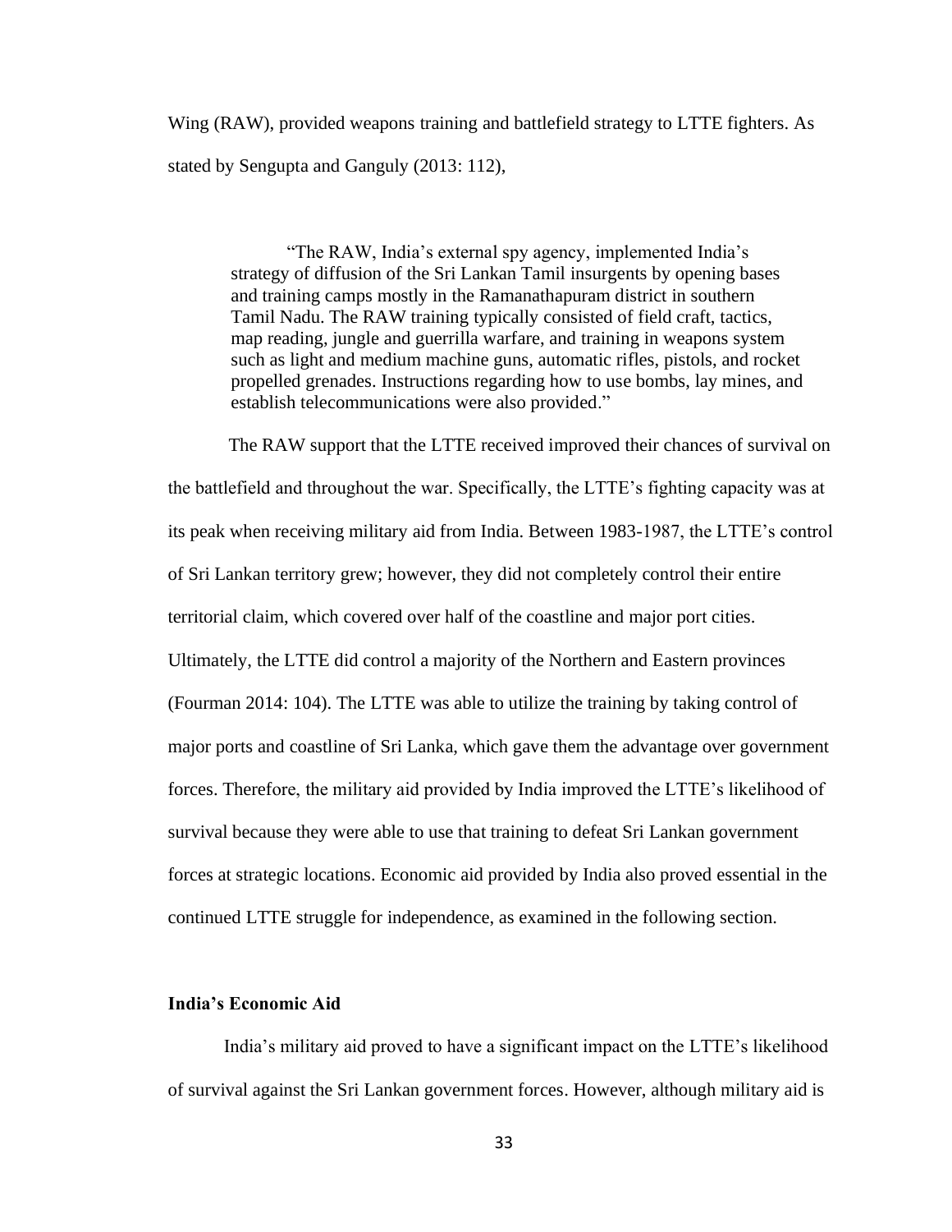Wing (RAW), provided weapons training and battlefield strategy to LTTE fighters. As stated by Sengupta and Ganguly (2013: 112),

> "The RAW, India's external spy agency, implemented India's strategy of diffusion of the Sri Lankan Tamil insurgents by opening bases and training camps mostly in the Ramanathapuram district in southern Tamil Nadu. The RAW training typically consisted of field craft, tactics, map reading, jungle and guerrilla warfare, and training in weapons system such as light and medium machine guns, automatic rifles, pistols, and rocket propelled grenades. Instructions regarding how to use bombs, lay mines, and establish telecommunications were also provided."

The RAW support that the LTTE received improved their chances of survival on the battlefield and throughout the war. Specifically, the LTTE's fighting capacity was at its peak when receiving military aid from India. Between 1983-1987, the LTTE's control of Sri Lankan territory grew; however, they did not completely control their entire territorial claim, which covered over half of the coastline and major port cities. Ultimately, the LTTE did control a majority of the Northern and Eastern provinces (Fourman 2014: 104). The LTTE was able to utilize the training by taking control of major ports and coastline of Sri Lanka, which gave them the advantage over government forces. Therefore, the military aid provided by India improved the LTTE's likelihood of survival because they were able to use that training to defeat Sri Lankan government forces at strategic locations. Economic aid provided by India also proved essential in the continued LTTE struggle for independence, as examined in the following section.

### India's Economic Aid

India's military aid proved to have a significant impact on the LTTE's likelihood of survival against the Sri Lankan government forces. However, although military aid is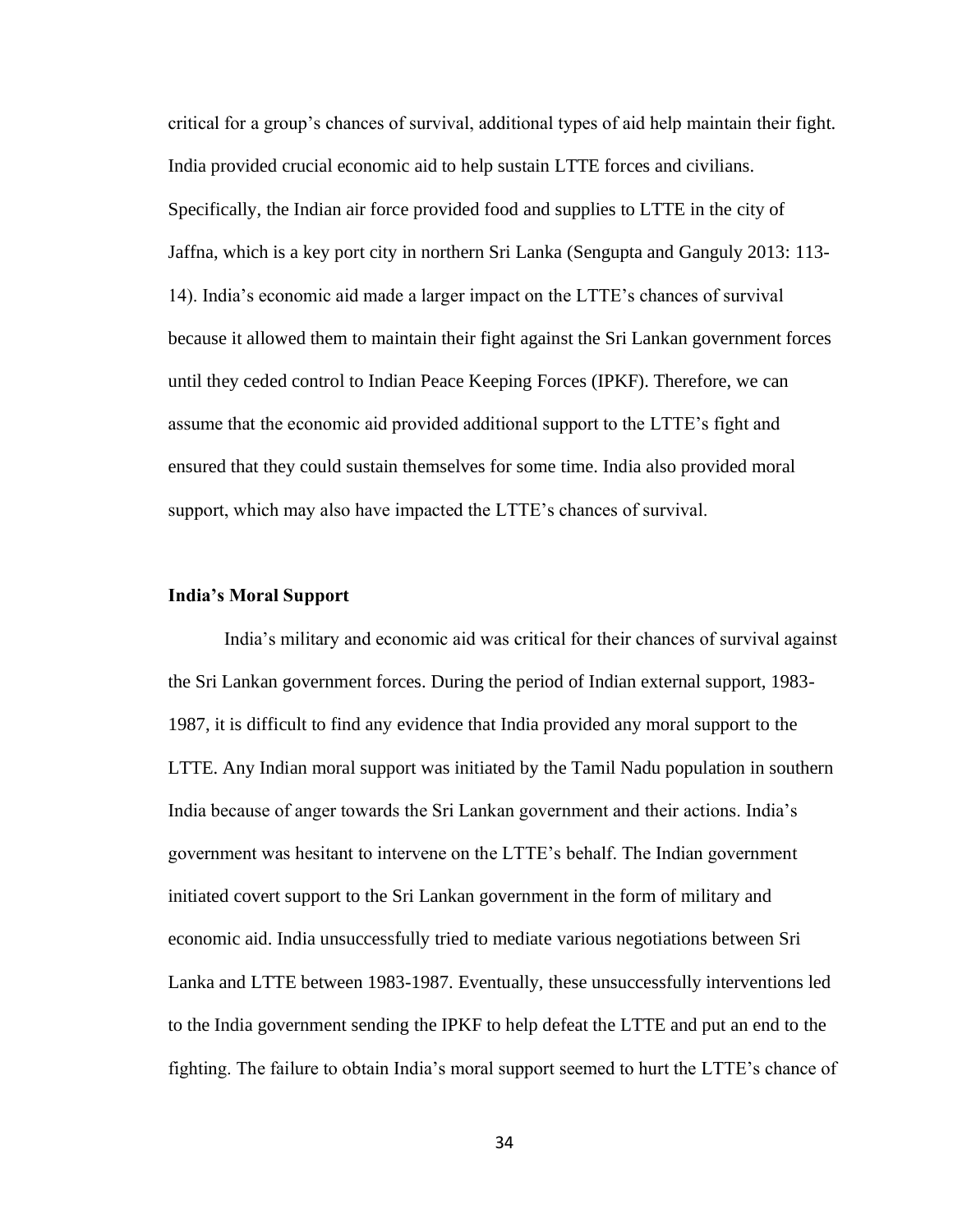critical for a group's chances of survival, additional types of aid help maintain their fight. India provided crucial economic aid to help sustain LTTE forces and civilians. Specifically, the Indian air force provided food and supplies to LTTE in the city of Jaffna, which is a key port city in northern Sri Lanka (Sengupta and Ganguly 2013: 113-14). India's economic aid made a larger impact on the LTTE's chances of survival because it allowed them to maintain their fight against the Sri Lankan government forces until they ceded control to Indian Peace Keeping Forces (IPKF). Therefore, we can assume that the economic aid provided additional support to the LTTE's fight and ensured that they could sustain themselves for some time. India also provided moral support, which may also have impacted the LTTE's chances of survival.

**India's Moral Support**

India's military and economic aid was critical for their chances of survival against the Sri Lankan government forces. During the period of Indian external support, 1983-1987, it is difficult to find any evidence that India provided any moral support to the LTTE. Any Indian moral support was initiated by the Tamil Nadu population in southern India because of anger towards the Sri Lankan government and their actions. India's government was hesitant to intervene on the LTTE's behalf. The Indian government initiated covert support to the Sri Lankan government in the form of military and economic aid. India unsuccessfully tried to mediate various negotiations between Sri Lanka and LTTE between 1983-1987. Eventually, these unsuccessfully interventions led to the India government sending the IPKF to help defeat the LTTE and put an end to the fighting. The failure to obtain India's moral support seemed to hurt the LTTE's chance of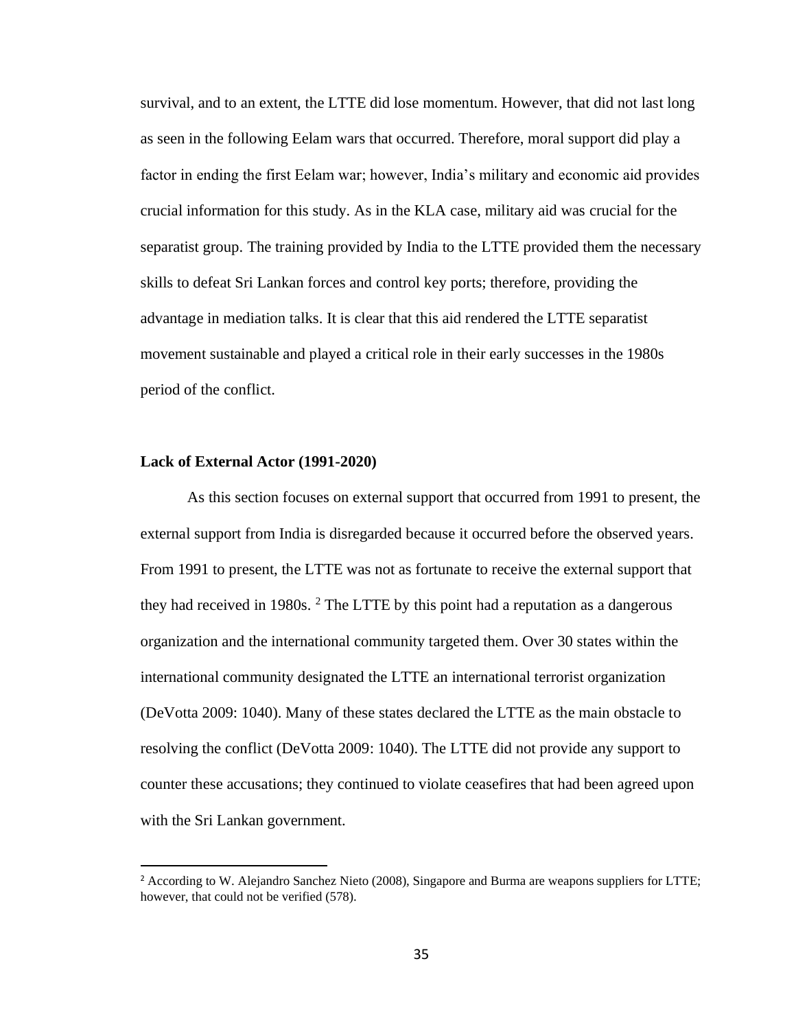survival, and to an extent, the LTTE did lose momentum. However, that did not last long as seen in the following Eelam wars that occurred. Therefore, moral support did play a factor in ending the first Eelam war; however, India's military and economic aid provides crucial information for this study. As in the KLA case, military aid was crucial for the separatist group. The training provided by India to the LTTE provided them the necessary skills to defeat Sri Lankan forces and control key ports; therefore, providing the advantage in mediation talks. It is clear that this aid rendered the LTTE separatist movement sustainable and played a critical role in their early successes in the 1980s period of the conflict.

**Lack of External Actor (1991-2020)**

As this section focuses on external support that occurred from 1991 to present, the external support from India is disregarded because it occurred before the observed years. From 1991 to present, the LTTE was not as fortunate to receive the external support that they had received in 1980s. [2] The LTTE by this point had a reputation as a dangerous organization and the international community targeted them. Over 30 states within the international community designated the LTTE an international terrorist organization (DeVotta 2009: 1040). Many of these states declared the LTTE as the main obstacle to resolving the conflict (DeVotta 2009: 1040). The LTTE did not provide any support to counter these accusations; they continued to violate ceasefires that had been agreed upon with the Sri Lankan government.

---

[2] According to W. Alejandro Sanchez Nieto (2008), Singapore and Burma are weapons suppliers for LTTE; however, that could not be verified (578).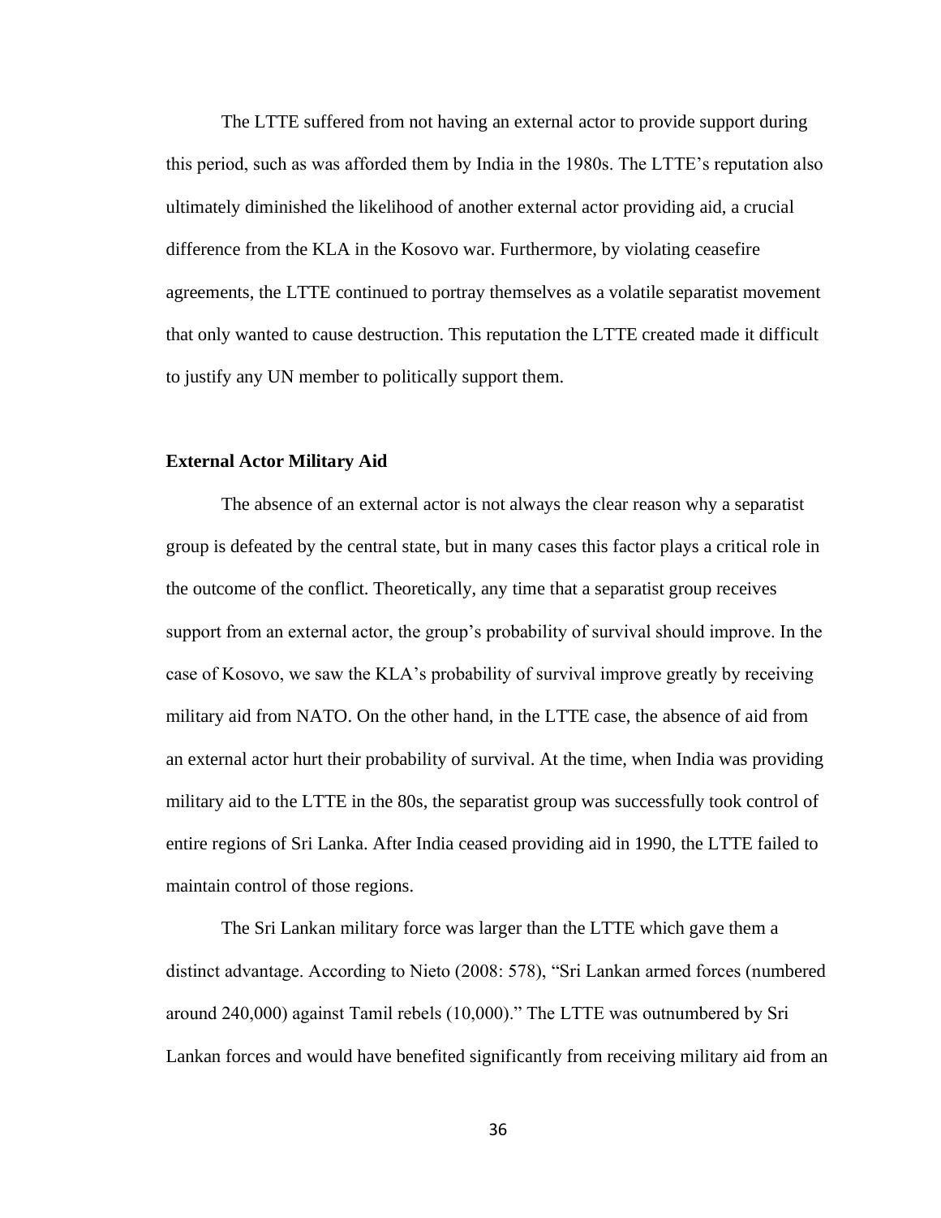The LTTE suffered from not having an external actor to provide support during this period, such as was afforded them by India in the 1980s. The LTTE's reputation also ultimately diminished the likelihood of another external actor providing aid, a crucial difference from the KLA in the Kosovo war. Furthermore, by violating ceasefire agreements, the LTTE continued to portray themselves as a volatile separatist movement that only wanted to cause destruction. This reputation the LTTE created made it difficult to justify any UN member to politically support them.

**External Actor Military Aid**

The absence of an external actor is not always the clear reason why a separatist group is defeated by the central state, but in many cases this factor plays a critical role in the outcome of the conflict. Theoretically, any time that a separatist group receives support from an external actor, the group's probability of survival should improve. In the case of Kosovo, we saw the KLA's probability of survival improve greatly by receiving military aid from NATO. On the other hand, in the LTTE case, the absence of aid from an external actor hurt their probability of survival. At the time, when India was providing military aid to the LTTE in the 80s, the separatist group was successfully took control of entire regions of Sri Lanka. After India ceased providing aid in 1990, the LTTE failed to maintain control of those regions.

The Sri Lankan military force was larger than the LTTE which gave them a distinct advantage. According to Nieto (2008: 578), "Sri Lankan armed forces (numbered around 240,000) against Tamil rebels (10,000)." The LTTE was outnumbered by Sri Lankan forces and would have benefited significantly from receiving military aid from an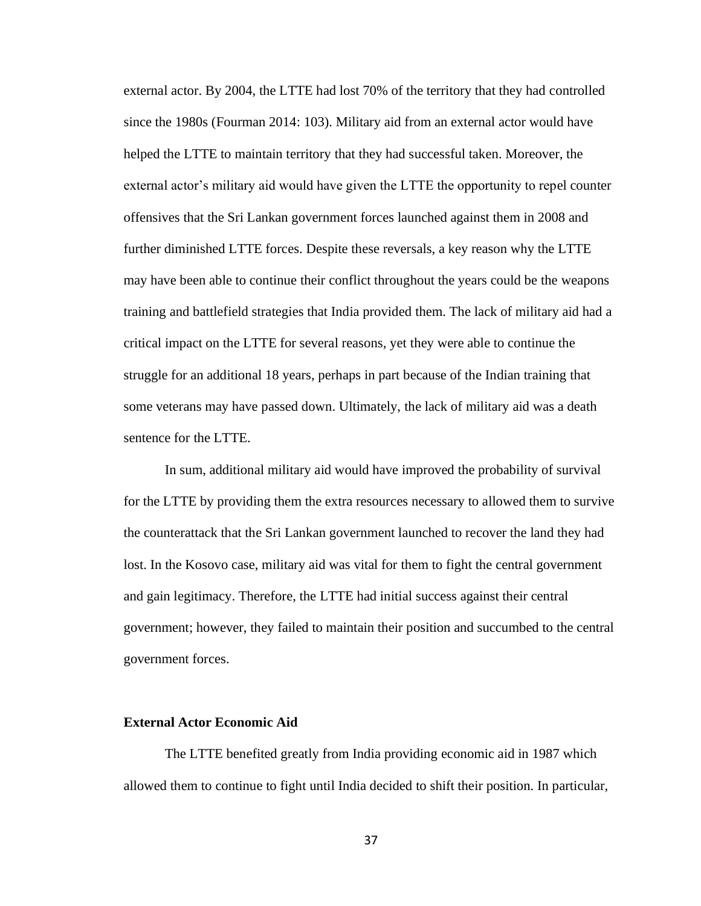external actor. By 2004, the LTTE had lost 70% of the territory that they had controlled since the 1980s (Fourman 2014: 103). Military aid from an external actor would have helped the LTTE to maintain territory that they had successful taken. Moreover, the external actor's military aid would have given the LTTE the opportunity to repel counter offensives that the Sri Lankan government forces launched against them in 2008 and further diminished LTTE forces. Despite these reversals, a key reason why the LTTE may have been able to continue their conflict throughout the years could be the weapons training and battlefield strategies that India provided them. The lack of military aid had a critical impact on the LTTE for several reasons, yet they were able to continue the struggle for an additional 18 years, perhaps in part because of the Indian training that some veterans may have passed down. Ultimately, the lack of military aid was a death sentence for the LTTE.

In sum, additional military aid would have improved the probability of survival for the LTTE by providing them the extra resources necessary to allowed them to survive the counterattack that the Sri Lankan government launched to recover the land they had lost. In the Kosovo case, military aid was vital for them to fight the central government and gain legitimacy. Therefore, the LTTE had initial success against their central government; however, they failed to maintain their position and succumbed to the central government forces.

**External Actor Economic Aid**

The LTTE benefited greatly from India providing economic aid in 1987 which allowed them to continue to fight until India decided to shift their position. In particular,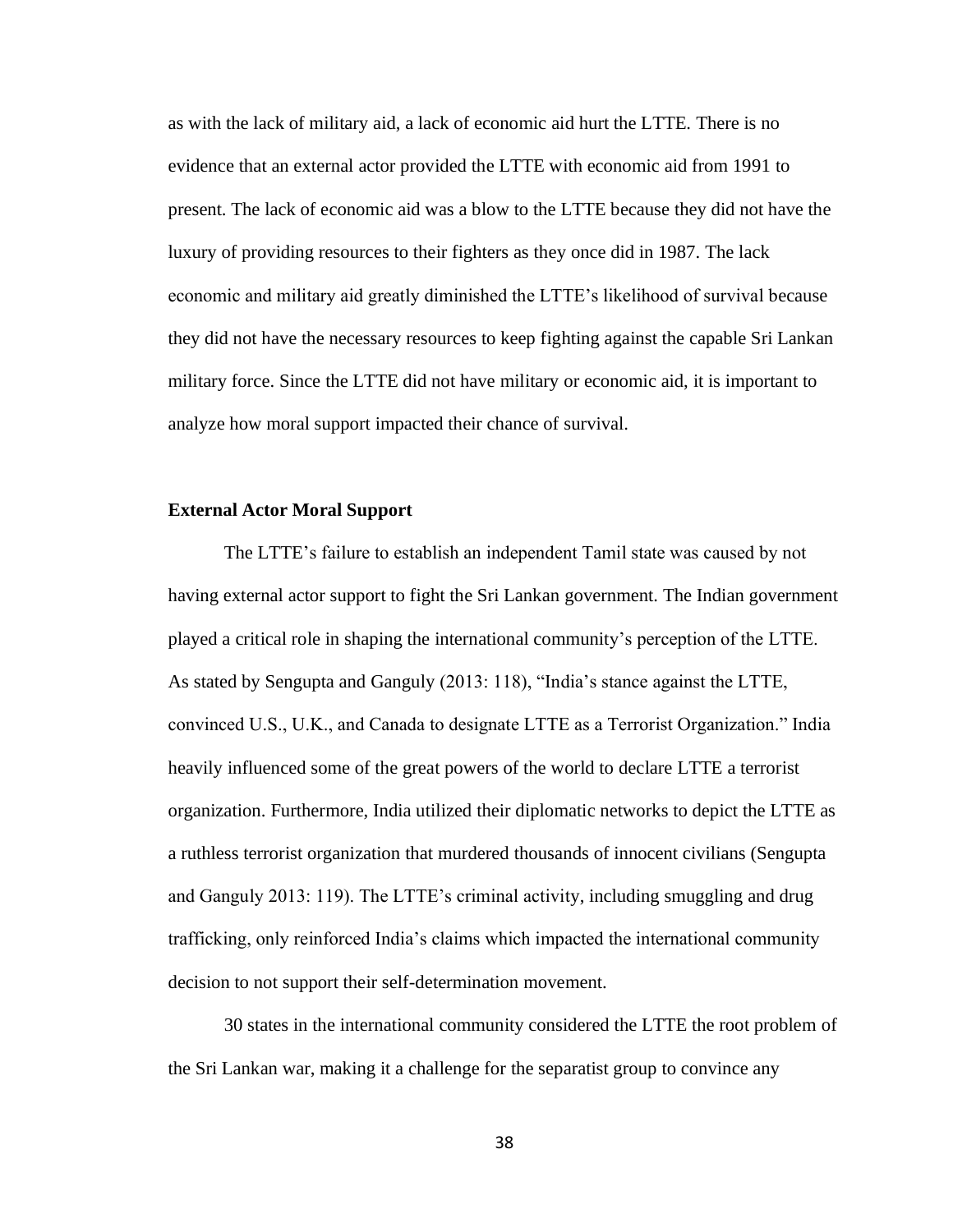as with the lack of military aid, a lack of economic aid hurt the LTTE. There is no evidence that an external actor provided the LTTE with economic aid from 1991 to present. The lack of economic aid was a blow to the LTTE because they did not have the luxury of providing resources to their fighters as they once did in 1987. The lack economic and military aid greatly diminished the LTTE's likelihood of survival because they did not have the necessary resources to keep fighting against the capable Sri Lankan military force. Since the LTTE did not have military or economic aid, it is important to analyze how moral support impacted their chance of survival.

### External Actor Moral Support

The LTTE's failure to establish an independent Tamil state was caused by not having external actor support to fight the Sri Lankan government. The Indian government played a critical role in shaping the international community's perception of the LTTE. As stated by Sengupta and Ganguly (2013: 118), "India's stance against the LTTE, convinced U.S., U.K., and Canada to designate LTTE as a Terrorist Organization." India heavily influenced some of the great powers of the world to declare LTTE a terrorist organization. Furthermore, India utilized their diplomatic networks to depict the LTTE as a ruthless terrorist organization that murdered thousands of innocent civilians (Sengupta and Ganguly 2013: 119). The LTTE's criminal activity, including smuggling and drug trafficking, only reinforced India's claims which impacted the international community decision to not support their self-determination movement.

30 states in the international community considered the LTTE the root problem of the Sri Lankan war, making it a challenge for the separatist group to convince any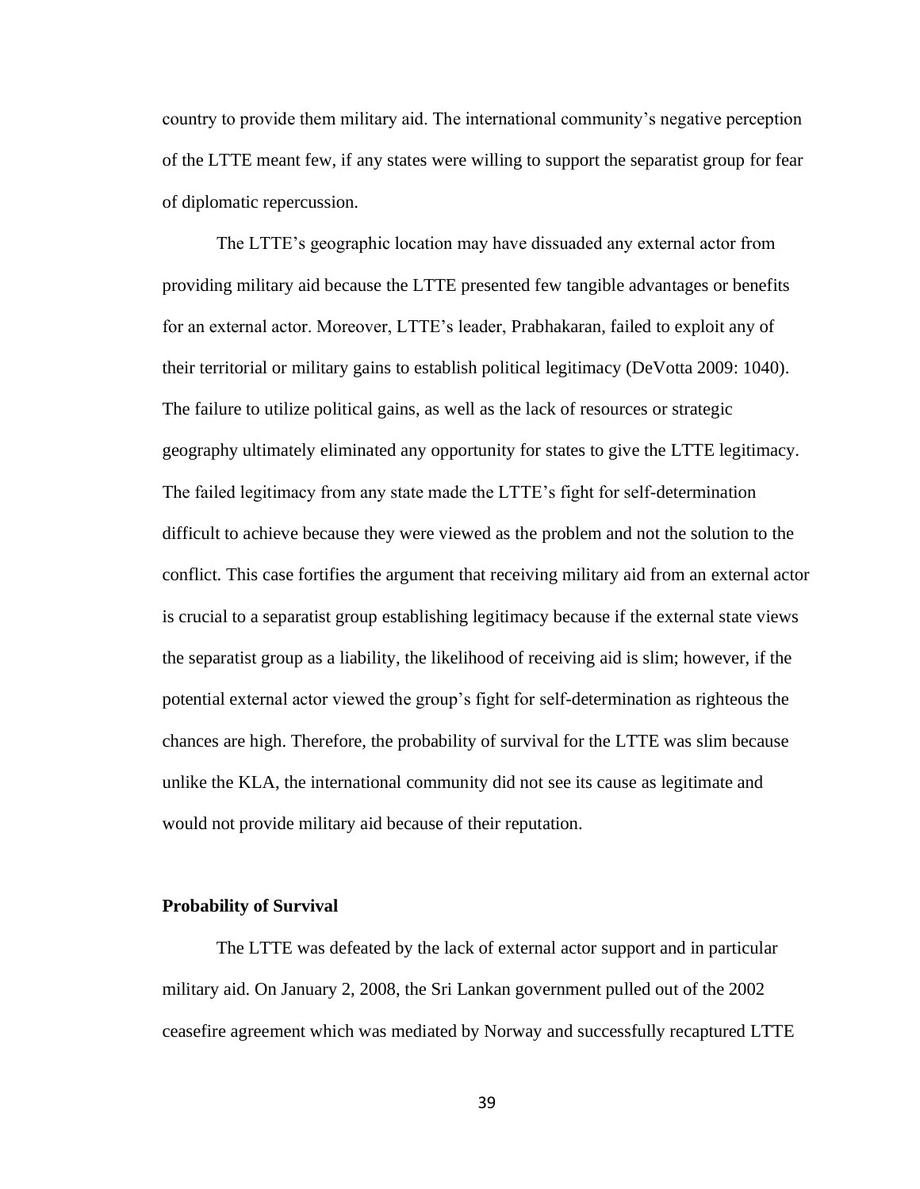country to provide them military aid. The international community's negative perception of the LTTE meant few, if any states were willing to support the separatist group for fear of diplomatic repercussion.

The LTTE's geographic location may have dissuaded any external actor from providing military aid because the LTTE presented few tangible advantages or benefits for an external actor. Moreover, LTTE's leader, Prabhakaran, failed to exploit any of their territorial or military gains to establish political legitimacy (DeVotta 2009: 1040). The failure to utilize political gains, as well as the lack of resources or strategic geography ultimately eliminated any opportunity for states to give the LTTE legitimacy. The failed legitimacy from any state made the LTTE's fight for self-determination difficult to achieve because they were viewed as the problem and not the solution to the conflict. This case fortifies the argument that receiving military aid from an external actor is crucial to a separatist group establishing legitimacy because if the external state views the separatist group as a liability, the likelihood of receiving aid is slim; however, if the potential external actor viewed the group's fight for self-determination as righteous the chances are high. Therefore, the probability of survival for the LTTE was slim because unlike the KLA, the international community did not see its cause as legitimate and would not provide military aid because of their reputation.

**Probability of Survival**

The LTTE was defeated by the lack of external actor support and in particular military aid. On January 2, 2008, the Sri Lankan government pulled out of the 2002 ceasefire agreement which was mediated by Norway and successfully recaptured LTTE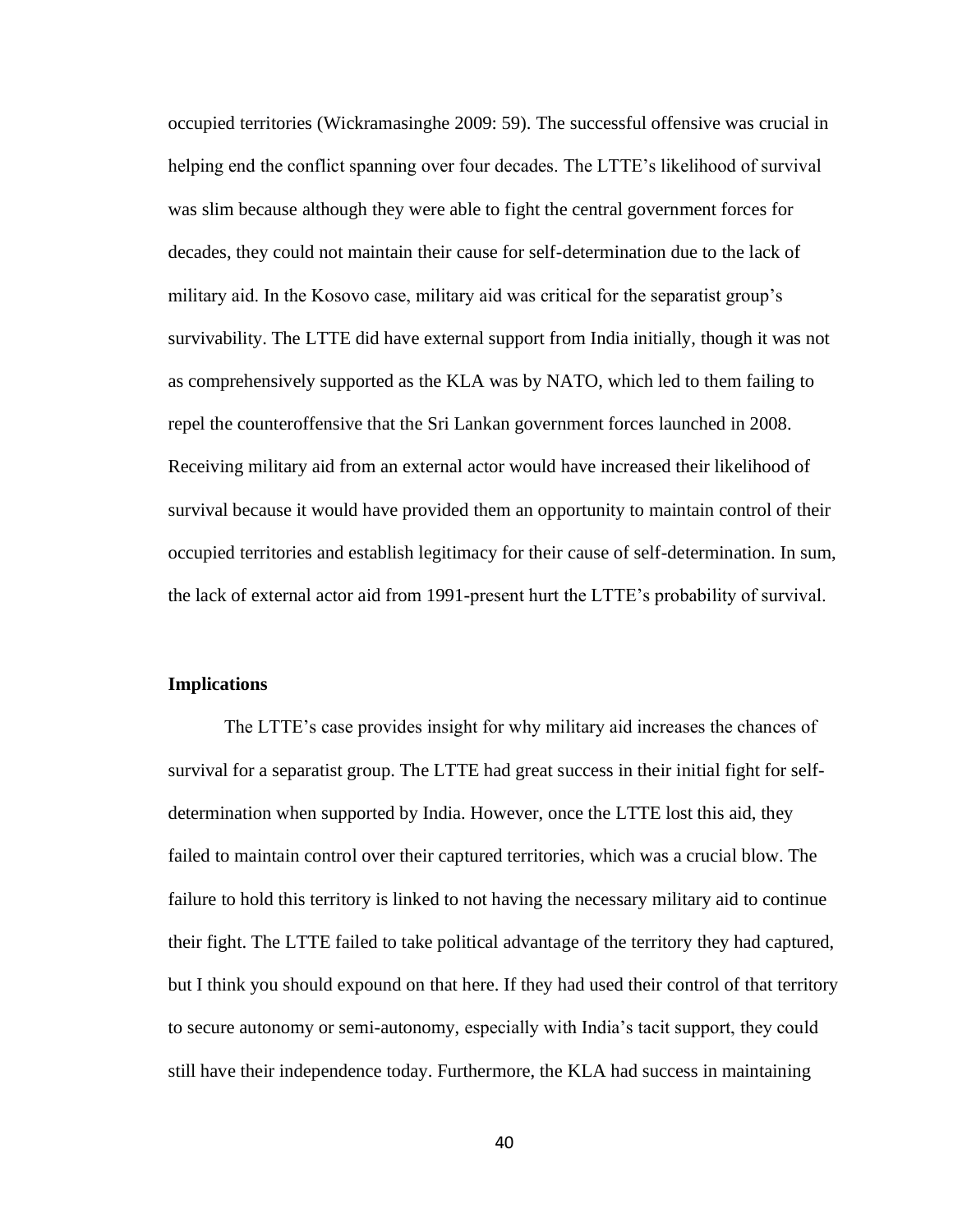occupied territories (Wickramasinghe 2009: 59). The successful offensive was crucial in helping end the conflict spanning over four decades. The LTTE's likelihood of survival was slim because although they were able to fight the central government forces for decades, they could not maintain their cause for self-determination due to the lack of military aid. In the Kosovo case, military aid was critical for the separatist group's survivability. The LTTE did have external support from India initially, though it was not as comprehensively supported as the KLA was by NATO, which led to them failing to repel the counteroffensive that the Sri Lankan government forces launched in 2008. Receiving military aid from an external actor would have increased their likelihood of survival because it would have provided them an opportunity to maintain control of their occupied territories and establish legitimacy for their cause of self-determination. In sum, the lack of external actor aid from 1991-present hurt the LTTE's probability of survival.

**Implications**

The LTTE's case provides insight for why military aid increases the chances of survival for a separatist group. The LTTE had great success in their initial fight for self-determination when supported by India. However, once the LTTE lost this aid, they failed to maintain control over their captured territories, which was a crucial blow. The failure to hold this territory is linked to not having the necessary military aid to continue their fight. The LTTE failed to take political advantage of the territory they had captured, but I think you should expound on that here. If they had used their control of that territory to secure autonomy or semi-autonomy, especially with India's tacit support, they could still have their independence today. Furthermore, the KLA had success in maintaining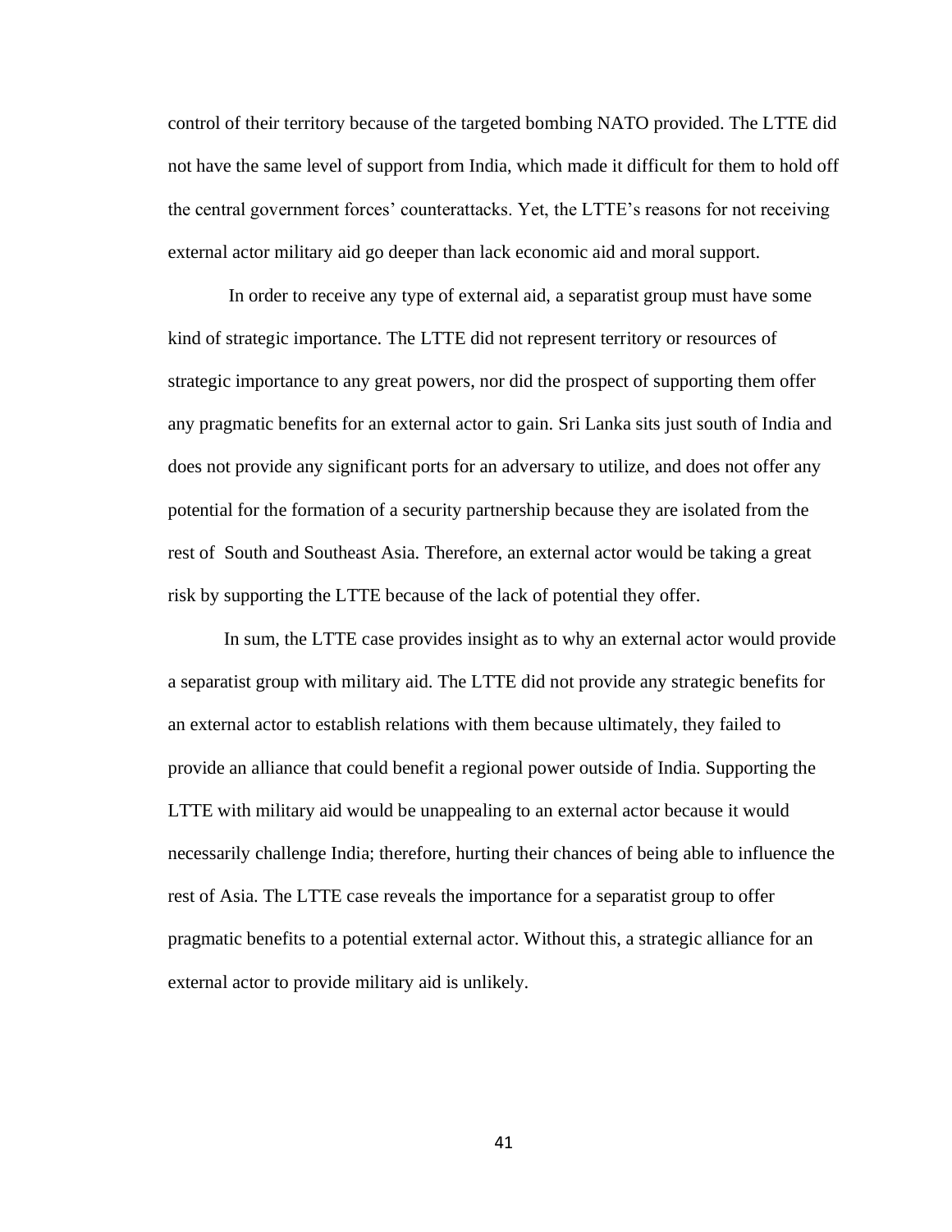control of their territory because of the targeted bombing NATO provided. The LTTE did not have the same level of support from India, which made it difficult for them to hold off the central government forces' counterattacks. Yet, the LTTE's reasons for not receiving external actor military aid go deeper than lack economic aid and moral support.

In order to receive any type of external aid, a separatist group must have some kind of strategic importance. The LTTE did not represent territory or resources of strategic importance to any great powers, nor did the prospect of supporting them offer any pragmatic benefits for an external actor to gain. Sri Lanka sits just south of India and does not provide any significant ports for an adversary to utilize, and does not offer any potential for the formation of a security partnership because they are isolated from the rest of South and Southeast Asia. Therefore, an external actor would be taking a great risk by supporting the LTTE because of the lack of potential they offer.

In sum, the LTTE case provides insight as to why an external actor would provide a separatist group with military aid. The LTTE did not provide any strategic benefits for an external actor to establish relations with them because ultimately, they failed to provide an alliance that could benefit a regional power outside of India. Supporting the LTTE with military aid would be unappealing to an external actor because it would necessarily challenge India; therefore, hurting their chances of being able to influence the rest of Asia. The LTTE case reveals the importance for a separatist group to offer pragmatic benefits to a potential external actor. Without this, a strategic alliance for an external actor to provide military aid is unlikely.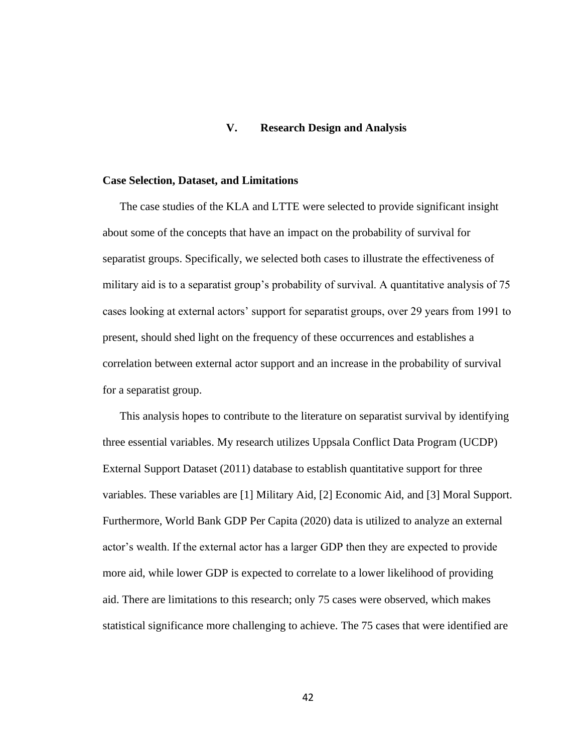# V. Research Design and Analysis

## Case Selection, Dataset, and Limitations

The case studies of the KLA and LTTE were selected to provide significant insight about some of the concepts that have an impact on the probability of survival for separatist groups. Specifically, we selected both cases to illustrate the effectiveness of military aid is to a separatist group's probability of survival. A quantitative analysis of 75 cases looking at external actors' support for separatist groups, over 29 years from 1991 to present, should shed light on the frequency of these occurrences and establishes a correlation between external actor support and an increase in the probability of survival for a separatist group.

This analysis hopes to contribute to the literature on separatist survival by identifying three essential variables. My research utilizes Uppsala Conflict Data Program (UCDP) External Support Dataset (2011) database to establish quantitative support for three variables. These variables are [1] Military Aid, [2] Economic Aid, and [3] Moral Support. Furthermore, World Bank GDP Per Capita (2020) data is utilized to analyze an external actor's wealth. If the external actor has a larger GDP then they are expected to provide more aid, while lower GDP is expected to correlate to a lower likelihood of providing aid. There are limitations to this research; only 75 cases were observed, which makes statistical significance more challenging to achieve. The 75 cases that were identified are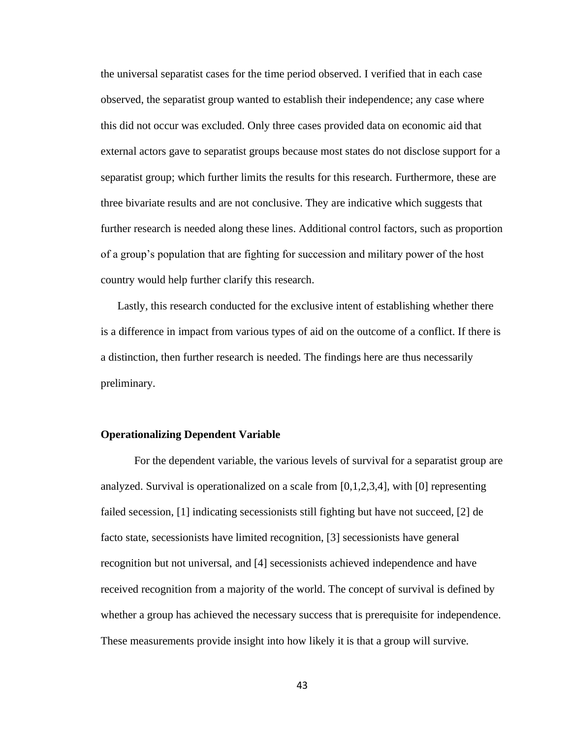the universal separatist cases for the time period observed. I verified that in each case observed, the separatist group wanted to establish their independence; any case where this did not occur was excluded. Only three cases provided data on economic aid that external actors gave to separatist groups because most states do not disclose support for a separatist group; which further limits the results for this research. Furthermore, these are three bivariate results and are not conclusive. They are indicative which suggests that further research is needed along these lines. Additional control factors, such as proportion of a group's population that are fighting for succession and military power of the host country would help further clarify this research.

Lastly, this research conducted for the exclusive intent of establishing whether there is a difference in impact from various types of aid on the outcome of a conflict. If there is a distinction, then further research is needed. The findings here are thus necessarily preliminary.

### Operationalizing Dependent Variable

For the dependent variable, the various levels of survival for a separatist group are analyzed. Survival is operationalized on a scale from [0,1,2,3,4], with [0] representing failed secession, [1] indicating secessionists still fighting but have not succeed, [2] de facto state, secessionists have limited recognition, [3] secessionists have general recognition but not universal, and [4] secessionists achieved independence and have received recognition from a majority of the world. The concept of survival is defined by whether a group has achieved the necessary success that is prerequisite for independence. These measurements provide insight into how likely it is that a group will survive.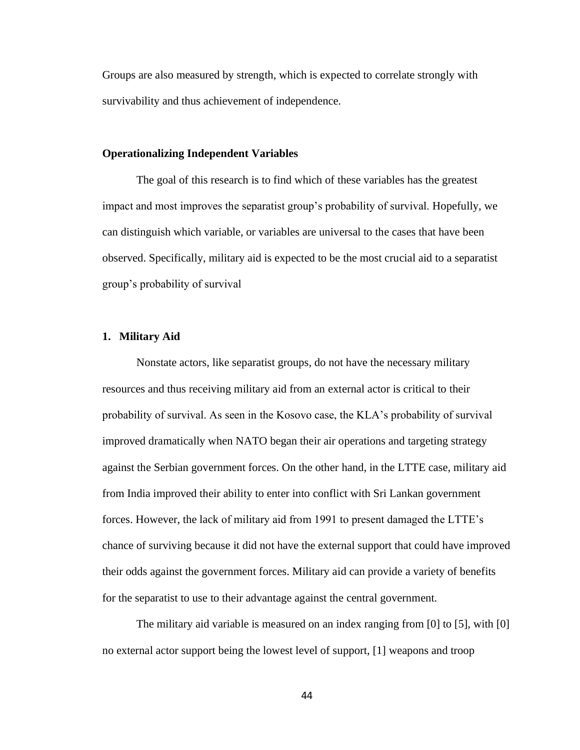Groups are also measured by strength, which is expected to correlate strongly with survivability and thus achievement of independence.

### Operationalizing Independent Variables

The goal of this research is to find which of these variables has the greatest impact and most improves the separatist group's probability of survival. Hopefully, we can distinguish which variable, or variables are universal to the cases that have been observed. Specifically, military aid is expected to be the most crucial aid to a separatist group's probability of survival

#### 1. Military Aid

Nonstate actors, like separatist groups, do not have the necessary military resources and thus receiving military aid from an external actor is critical to their probability of survival. As seen in the Kosovo case, the KLA's probability of survival improved dramatically when NATO began their air operations and targeting strategy against the Serbian government forces. On the other hand, in the LTTE case, military aid from India improved their ability to enter into conflict with Sri Lankan government forces. However, the lack of military aid from 1991 to present damaged the LTTE's chance of surviving because it did not have the external support that could have improved their odds against the government forces. Military aid can provide a variety of benefits for the separatist to use to their advantage against the central government.

The military aid variable is measured on an index ranging from [0] to [5], with [0] no external actor support being the lowest level of support, [1] weapons and troop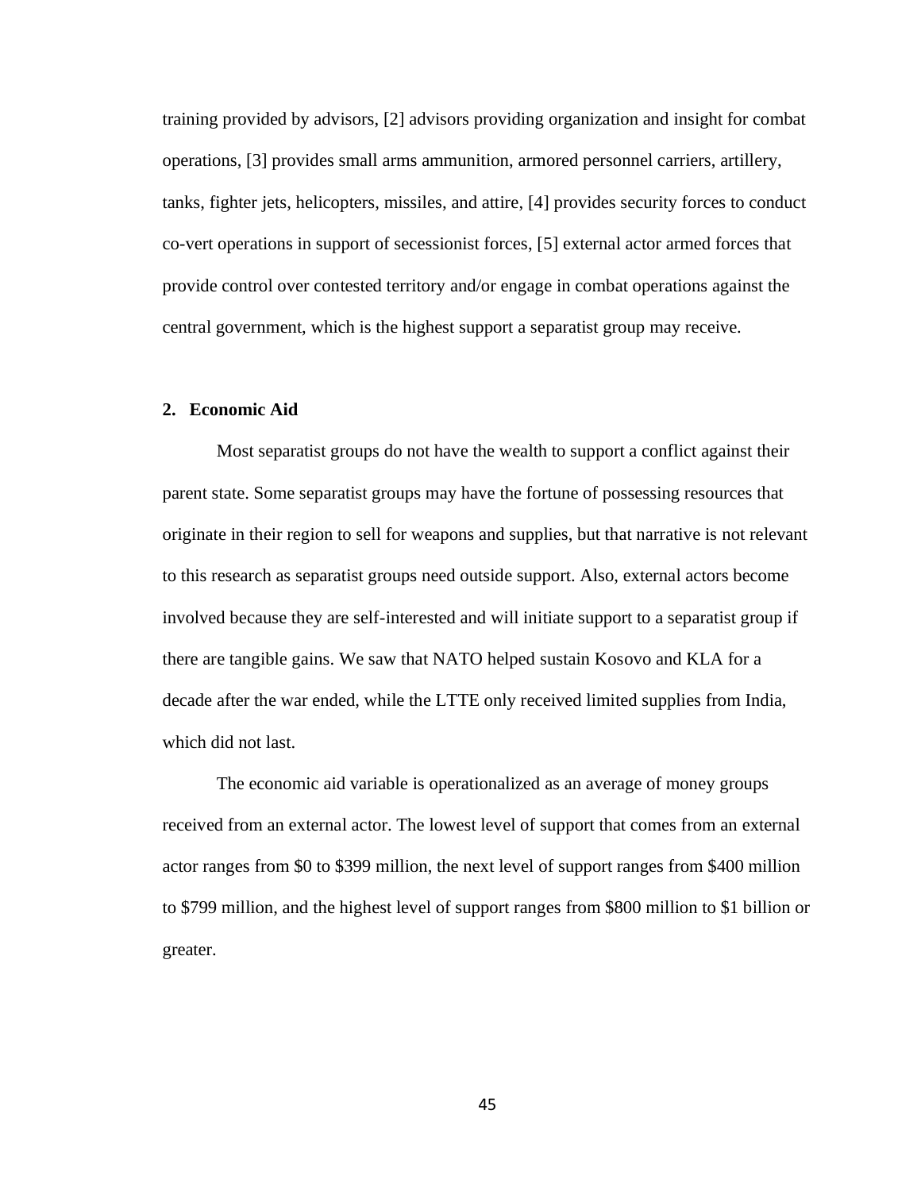training provided by advisors, [2] advisors providing organization and insight for combat operations, [3] provides small arms ammunition, armored personnel carriers, artillery, tanks, fighter jets, helicopters, missiles, and attire, [4] provides security forces to conduct co-vert operations in support of secessionist forces, [5] external actor armed forces that provide control over contested territory and/or engage in combat operations against the central government, which is the highest support a separatist group may receive.

**2. Economic Aid**

Most separatist groups do not have the wealth to support a conflict against their parent state. Some separatist groups may have the fortune of possessing resources that originate in their region to sell for weapons and supplies, but that narrative is not relevant to this research as separatist groups need outside support. Also, external actors become involved because they are self-interested and will initiate support to a separatist group if there are tangible gains. We saw that NATO helped sustain Kosovo and KLA for a decade after the war ended, while the LTTE only received limited supplies from India, which did not last.

The economic aid variable is operationalized as an average of money groups received from an external actor. The lowest level of support that comes from an external actor ranges from $0 to $399 million, the next level of support ranges from $400 million to $799 million, and the highest level of support ranges from $800 million to $1 billion or greater.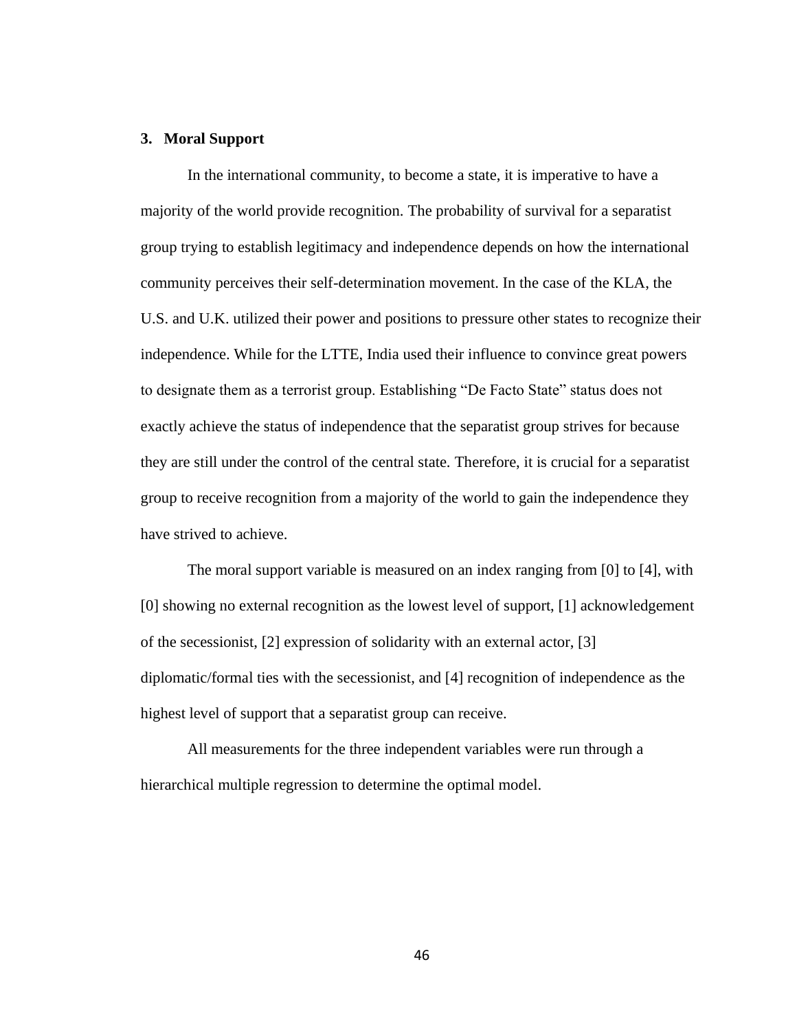### 3. Moral Support

In the international community, to become a state, it is imperative to have a majority of the world provide recognition. The probability of survival for a separatist group trying to establish legitimacy and independence depends on how the international community perceives their self-determination movement. In the case of the KLA, the U.S. and U.K. utilized their power and positions to pressure other states to recognize their independence. While for the LTTE, India used their influence to convince great powers to designate them as a terrorist group. Establishing "De Facto State" status does not exactly achieve the status of independence that the separatist group strives for because they are still under the control of the central state. Therefore, it is crucial for a separatist group to receive recognition from a majority of the world to gain the independence they have strived to achieve.

The moral support variable is measured on an index ranging from [0] to [4], with [0] showing no external recognition as the lowest level of support, [1] acknowledgement of the secessionist, [2] expression of solidarity with an external actor, [3] diplomatic/formal ties with the secessionist, and [4] recognition of independence as the highest level of support that a separatist group can receive.

All measurements for the three independent variables were run through a hierarchical multiple regression to determine the optimal model.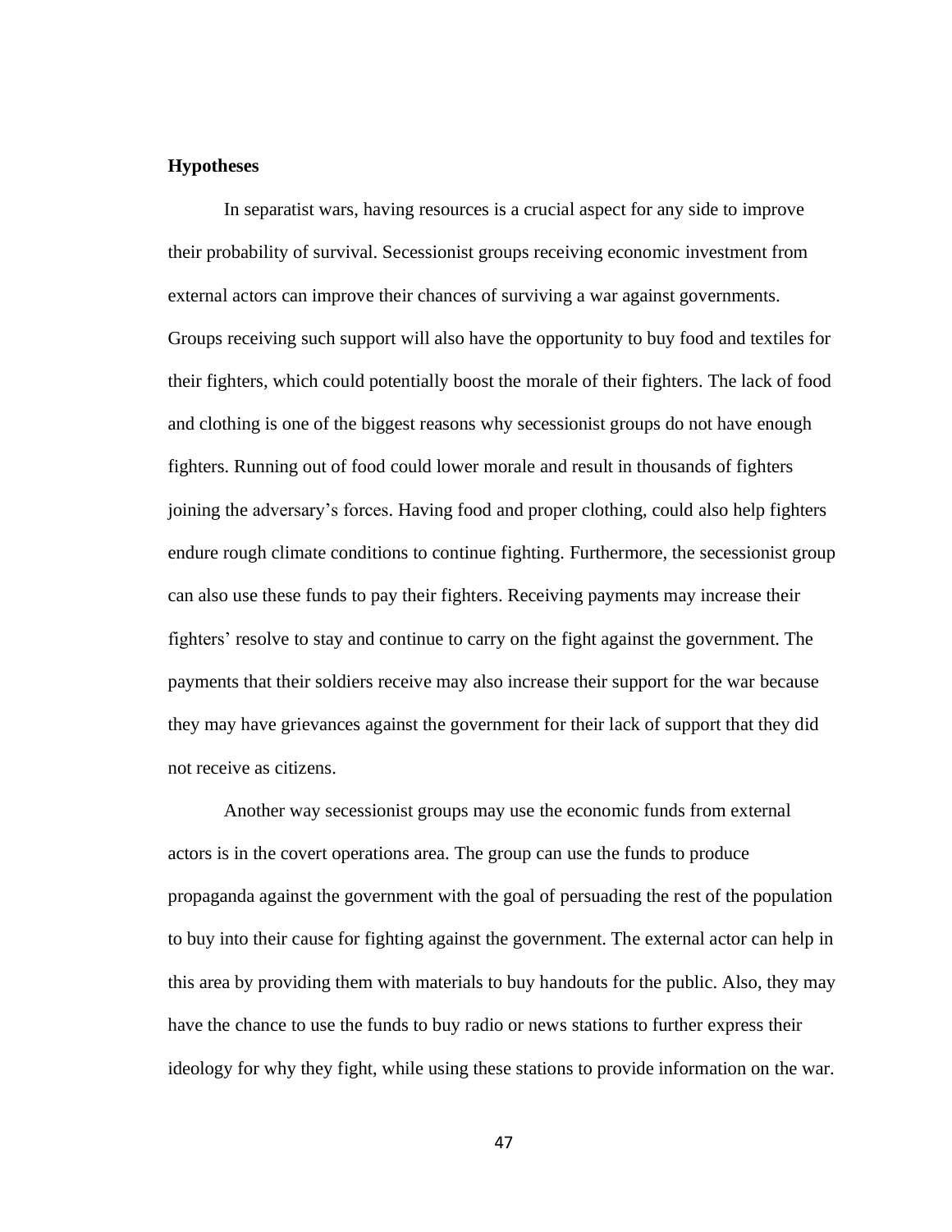**Hypotheses**

In separatist wars, having resources is a crucial aspect for any side to improve their probability of survival. Secessionist groups receiving economic investment from external actors can improve their chances of surviving a war against governments. Groups receiving such support will also have the opportunity to buy food and textiles for their fighters, which could potentially boost the morale of their fighters. The lack of food and clothing is one of the biggest reasons why secessionist groups do not have enough fighters. Running out of food could lower morale and result in thousands of fighters joining the adversary's forces. Having food and proper clothing, could also help fighters endure rough climate conditions to continue fighting. Furthermore, the secessionist group can also use these funds to pay their fighters. Receiving payments may increase their fighters' resolve to stay and continue to carry on the fight against the government. The payments that their soldiers receive may also increase their support for the war because they may have grievances against the government for their lack of support that they did not receive as citizens.

Another way secessionist groups may use the economic funds from external actors is in the covert operations area. The group can use the funds to produce propaganda against the government with the goal of persuading the rest of the population to buy into their cause for fighting against the government. The external actor can help in this area by providing them with materials to buy handouts for the public. Also, they may have the chance to use the funds to buy radio or news stations to further express their ideology for why they fight, while using these stations to provide information on the war.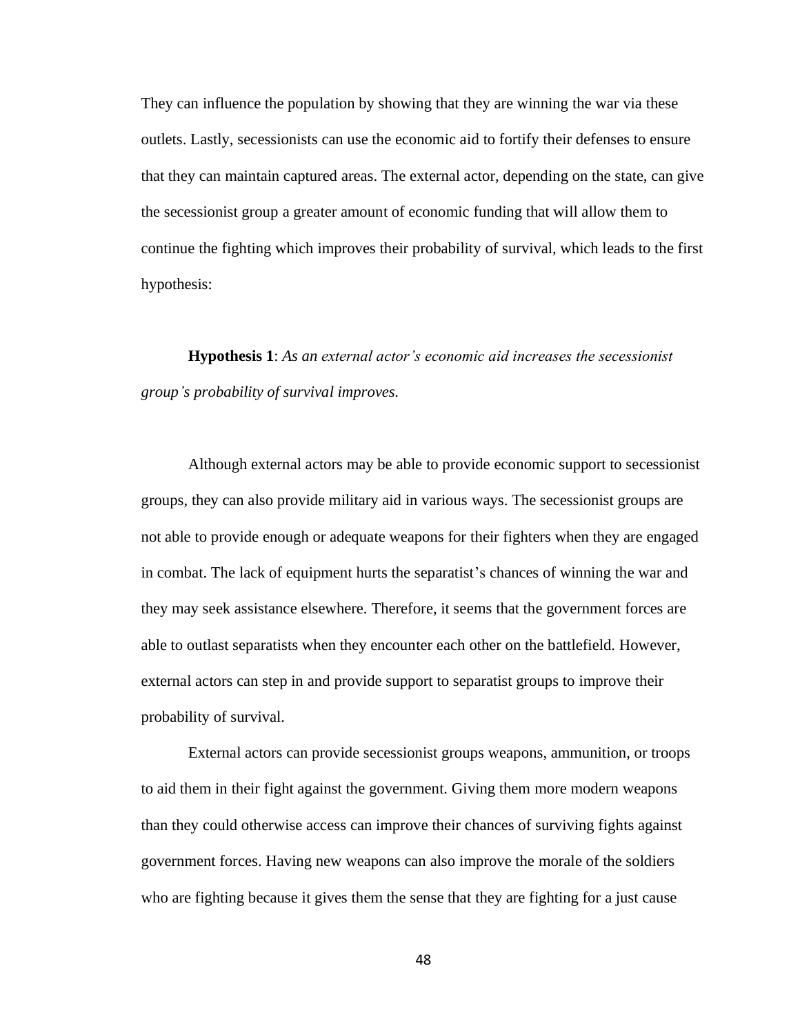They can influence the population by showing that they are winning the war via these outlets. Lastly, secessionists can use the economic aid to fortify their defenses to ensure that they can maintain captured areas. The external actor, depending on the state, can give the secessionist group a greater amount of economic funding that will allow them to continue the fighting which improves their probability of survival, which leads to the first hypothesis:

**Hypothesis 1**: *As an external actor's economic aid increases the secessionist group's probability of survival improves.*

Although external actors may be able to provide economic support to secessionist groups, they can also provide military aid in various ways. The secessionist groups are not able to provide enough or adequate weapons for their fighters when they are engaged in combat. The lack of equipment hurts the separatist's chances of winning the war and they may seek assistance elsewhere. Therefore, it seems that the government forces are able to outlast separatists when they encounter each other on the battlefield. However, external actors can step in and provide support to separatist groups to improve their probability of survival.

External actors can provide secessionist groups weapons, ammunition, or troops to aid them in their fight against the government. Giving them more modern weapons than they could otherwise access can improve their chances of surviving fights against government forces. Having new weapons can also improve the morale of the soldiers who are fighting because it gives them the sense that they are fighting for a just cause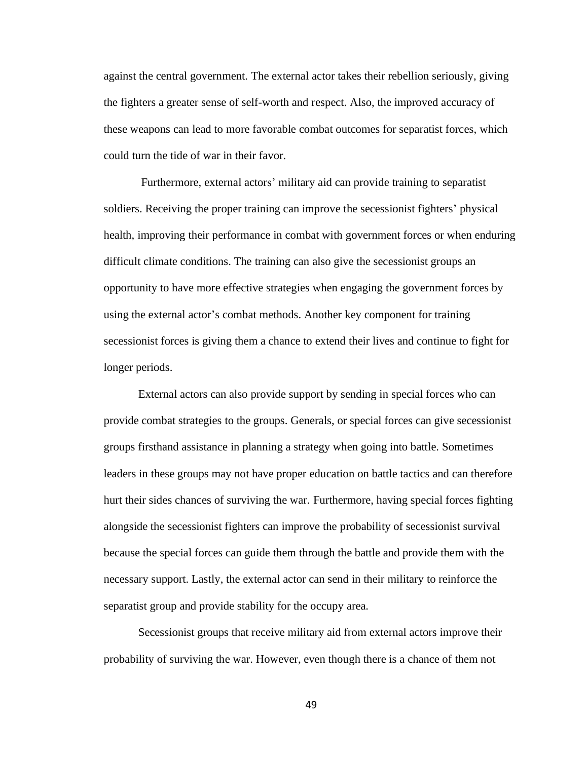against the central government. The external actor takes their rebellion seriously, giving the fighters a greater sense of self-worth and respect. Also, the improved accuracy of these weapons can lead to more favorable combat outcomes for separatist forces, which could turn the tide of war in their favor.

Furthermore, external actors' military aid can provide training to separatist soldiers. Receiving the proper training can improve the secessionist fighters' physical health, improving their performance in combat with government forces or when enduring difficult climate conditions. The training can also give the secessionist groups an opportunity to have more effective strategies when engaging the government forces by using the external actor's combat methods. Another key component for training secessionist forces is giving them a chance to extend their lives and continue to fight for longer periods.

External actors can also provide support by sending in special forces who can provide combat strategies to the groups. Generals, or special forces can give secessionist groups firsthand assistance in planning a strategy when going into battle. Sometimes leaders in these groups may not have proper education on battle tactics and can therefore hurt their sides chances of surviving the war. Furthermore, having special forces fighting alongside the secessionist fighters can improve the probability of secessionist survival because the special forces can guide them through the battle and provide them with the necessary support. Lastly, the external actor can send in their military to reinforce the separatist group and provide stability for the occupy area.

Secessionist groups that receive military aid from external actors improve their probability of surviving the war. However, even though there is a chance of them not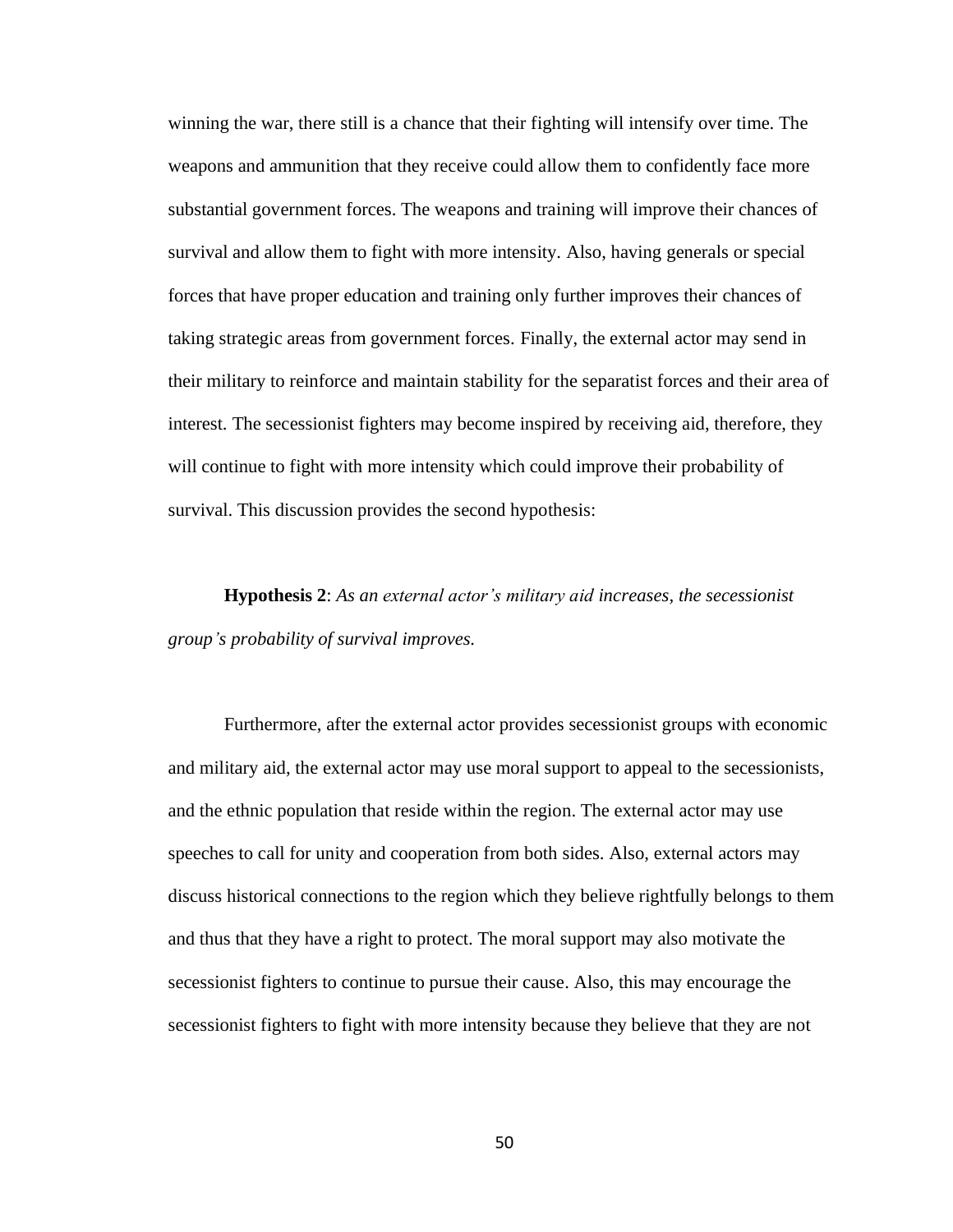winning the war, there still is a chance that their fighting will intensify over time. The weapons and ammunition that they receive could allow them to confidently face more substantial government forces. The weapons and training will improve their chances of survival and allow them to fight with more intensity. Also, having generals or special forces that have proper education and training only further improves their chances of taking strategic areas from government forces. Finally, the external actor may send in their military to reinforce and maintain stability for the separatist forces and their area of interest. The secessionist fighters may become inspired by receiving aid, therefore, they will continue to fight with more intensity which could improve their probability of survival. This discussion provides the second hypothesis:

**Hypothesis 2**: *As an external actor's military aid increases, the secessionist group's probability of survival improves.*

Furthermore, after the external actor provides secessionist groups with economic and military aid, the external actor may use moral support to appeal to the secessionists, and the ethnic population that reside within the region. The external actor may use speeches to call for unity and cooperation from both sides. Also, external actors may discuss historical connections to the region which they believe rightfully belongs to them and thus that they have a right to protect. The moral support may also motivate the secessionist fighters to continue to pursue their cause. Also, this may encourage the secessionist fighters to fight with more intensity because they believe that they are not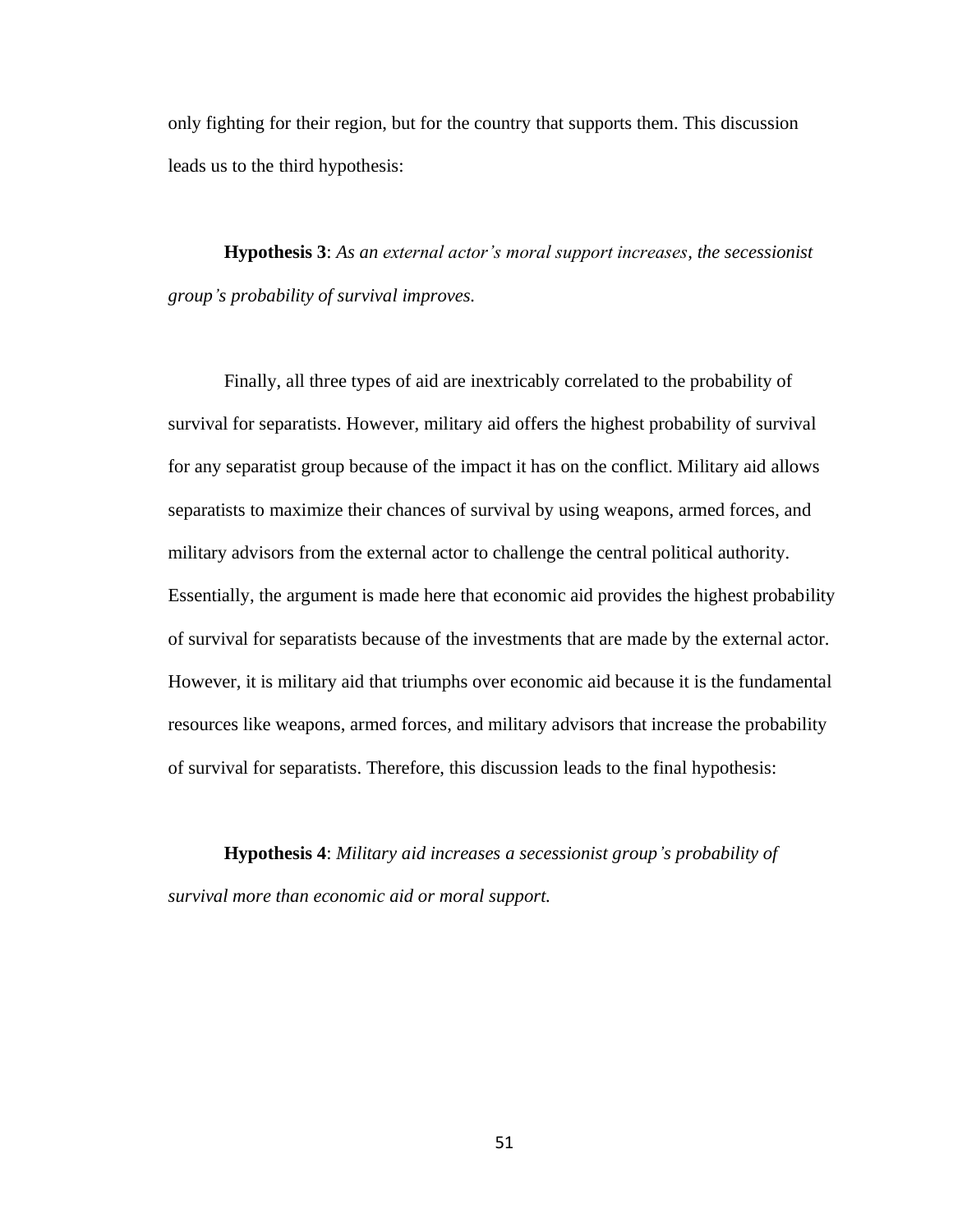only fighting for their region, but for the country that supports them. This discussion leads us to the third hypothesis:

**Hypothesis 3**: *As an external actor's moral support increases, the secessionist group's probability of survival improves.*

Finally, all three types of aid are inextricably correlated to the probability of survival for separatists. However, military aid offers the highest probability of survival for any separatist group because of the impact it has on the conflict. Military aid allows separatists to maximize their chances of survival by using weapons, armed forces, and military advisors from the external actor to challenge the central political authority. Essentially, the argument is made here that economic aid provides the highest probability of survival for separatists because of the investments that are made by the external actor. However, it is military aid that triumphs over economic aid because it is the fundamental resources like weapons, armed forces, and military advisors that increase the probability of survival for separatists. Therefore, this discussion leads to the final hypothesis:

**Hypothesis 4**: *Military aid increases a secessionist group's probability of survival more than economic aid or moral support.*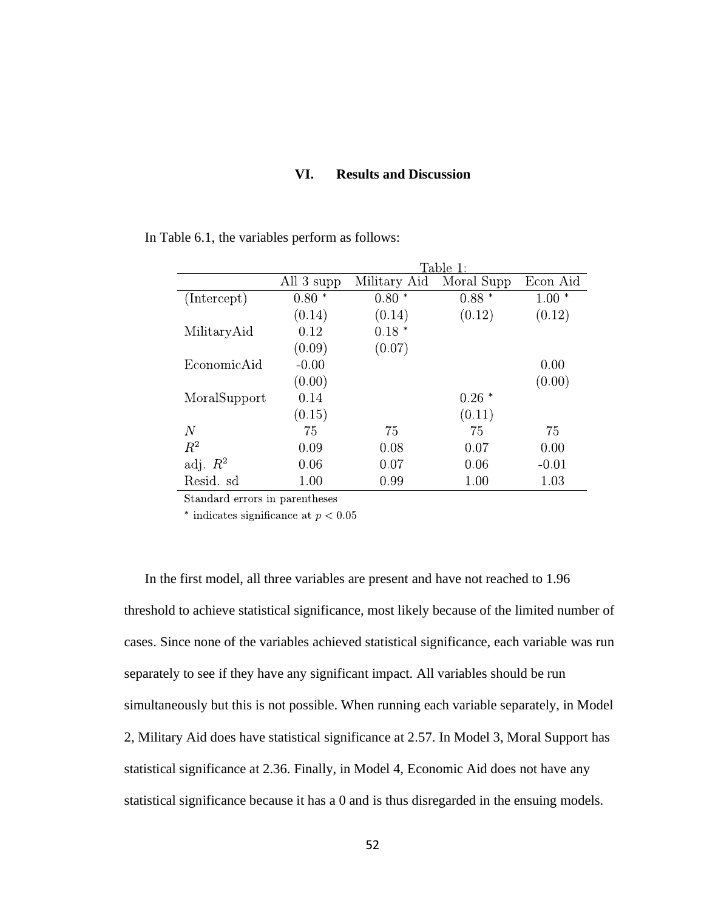# VI. Results and Discussion

In Table 6.1, the variables perform as follows:

Table 1:

| | All 3 supp | Military Aid | Moral Supp | Econ Aid |
|---|---|---|---|---|
| (Intercept) | 0.80 * | 0.80 * | 0.88 * | 1.00 * |
| | (0.14) | (0.14) | (0.12) | (0.12) |
| MilitaryAid | 0.12 | 0.18 * | | |
| | (0.09) | (0.07) | | |
| EconomicAid | -0.00 | | | 0.00 |
| | (0.00) | | | (0.00) |
| MoralSupport | 0.14 | | 0.26 * | |
| | (0.15) | | (0.11) | |
| $N$ | 75 | 75 | 75 | 75 |
| $R^2$ | 0.09 | 0.08 | 0.07 | 0.00 |
| adj. $R^2$ | 0.06 | 0.07 | 0.06 | -0.01 |
| Resid. sd | 1.00 | 0.99 | 1.00 | 1.03 |

Standard errors in parentheses

* indicates significance at $p < 0.05$

In the first model, all three variables are present and have not reached to 1.96 threshold to achieve statistical significance, most likely because of the limited number of cases. Since none of the variables achieved statistical significance, each variable was run separately to see if they have any significant impact. All variables should be run simultaneously but this is not possible. When running each variable separately, in Model 2, Military Aid does have statistical significance at 2.57. In Model 3, Moral Support has statistical significance at 2.36. Finally, in Model 4, Economic Aid does not have any statistical significance because it has a 0 and is thus disregarded in the ensuing models.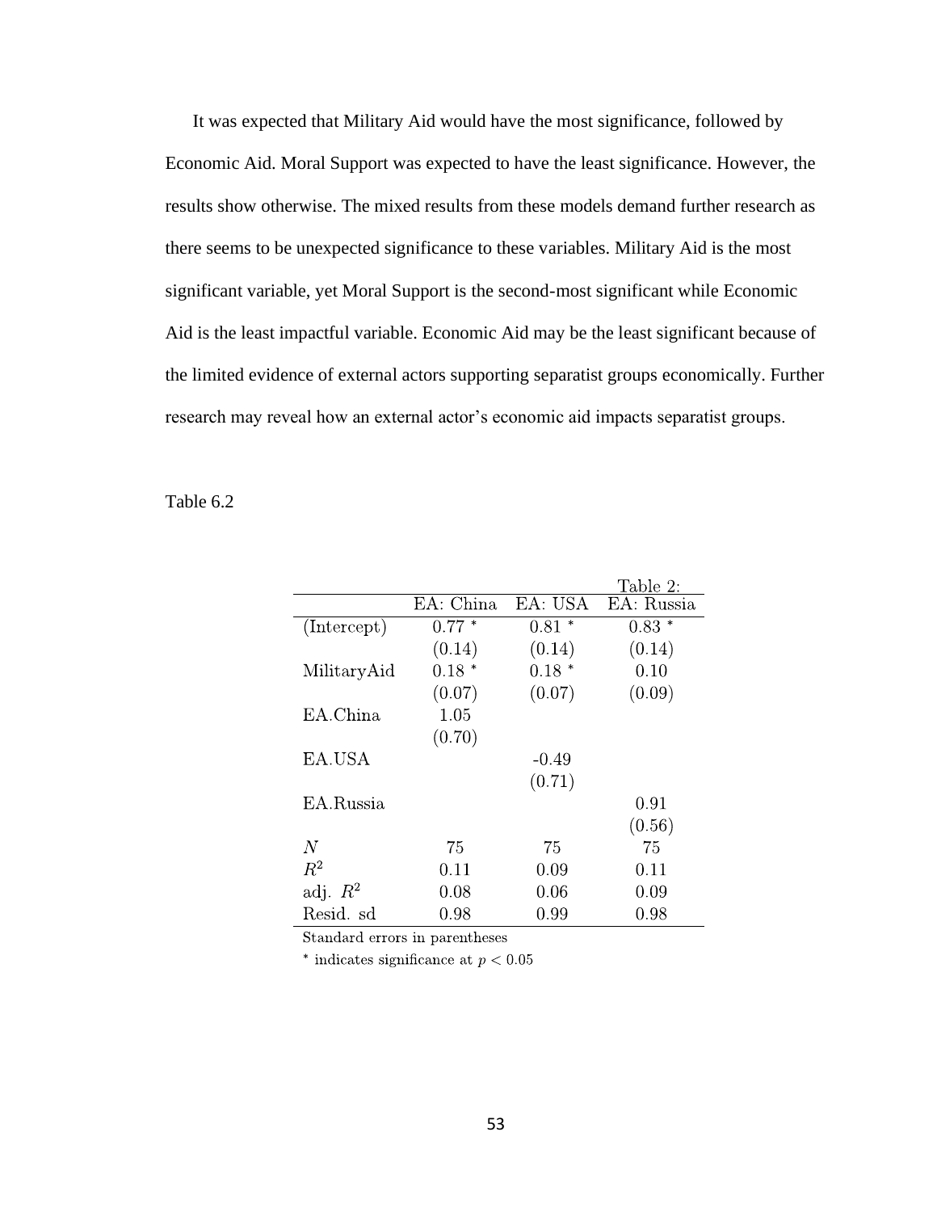It was expected that Military Aid would have the most significance, followed by Economic Aid. Moral Support was expected to have the least significance. However, the results show otherwise. The mixed results from these models demand further research as there seems to be unexpected significance to these variables. Military Aid is the most significant variable, yet Moral Support is the second-most significant while Economic Aid is the least impactful variable. Economic Aid may be the least significant because of the limited evidence of external actors supporting separatist groups economically. Further research may reveal how an external actor's economic aid impacts separatist groups.

Table 6.2

Table 2:

| | EA: China | EA: USA | EA: Russia |
|---|---|---|---|
| (Intercept) | 0.77 * | 0.81 * | 0.83 * |
| | (0.14) | (0.14) | (0.14) |
| MilitaryAid | 0.18 * | 0.18 * | 0.10 |
| | (0.07) | (0.07) | (0.09) |
| EA.China | 1.05 | | |
| | (0.70) | | |
| EA.USA | | -0.49 | |
| | | (0.71) | |
| EA.Russia | | | 0.91 |
| | | | (0.56) |
| $N$ | 75 | 75 | 75 |
| $R^2$ | 0.11 | 0.09 | 0.11 |
| adj. $R^2$ | 0.08 | 0.06 | 0.09 |
| Resid. sd | 0.98 | 0.99 | 0.98 |

Standard errors in parentheses

* indicates significance at $p < 0.05$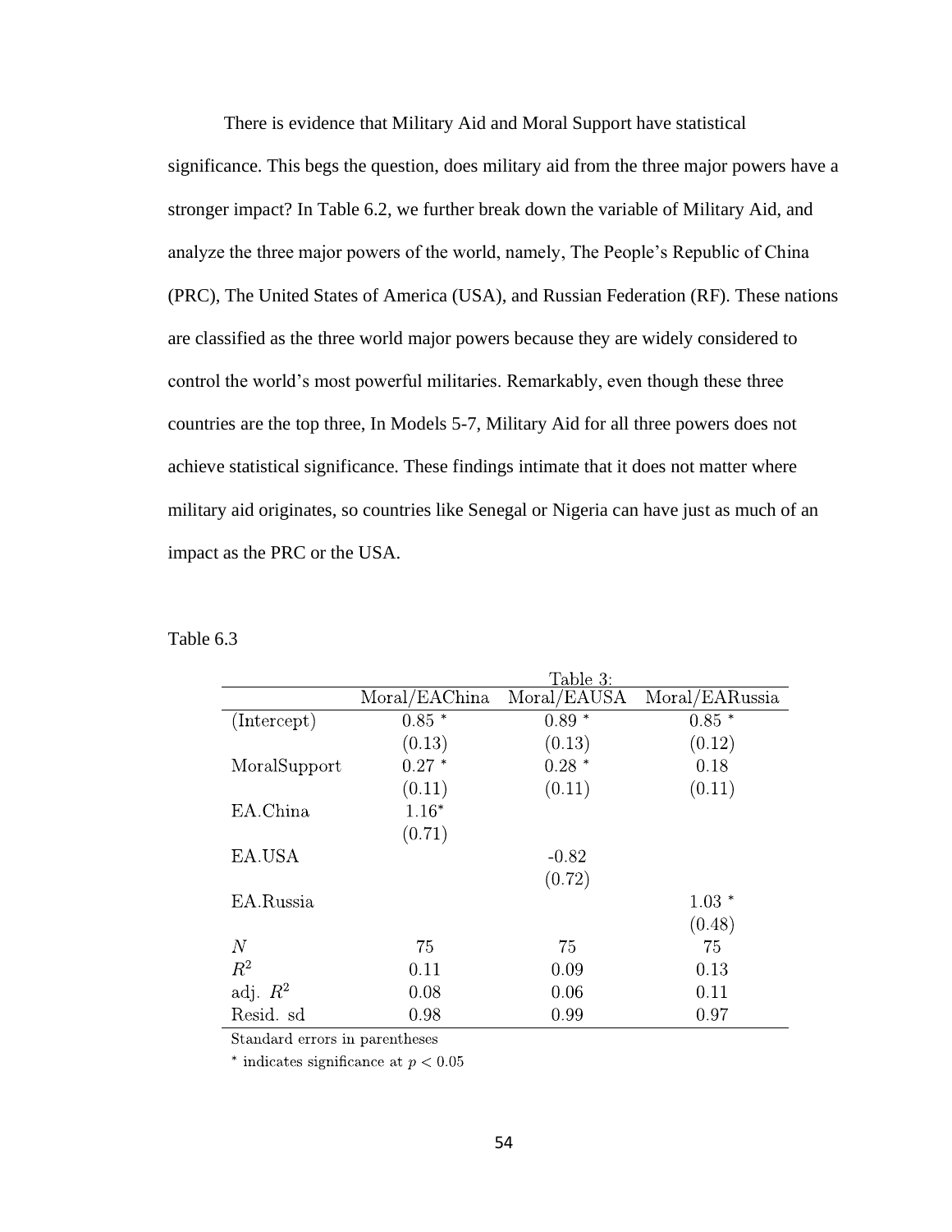There is evidence that Military Aid and Moral Support have statistical significance. This begs the question, does military aid from the three major powers have a stronger impact? In Table 6.2, we further break down the variable of Military Aid, and analyze the three major powers of the world, namely, The People's Republic of China (PRC), The United States of America (USA), and Russian Federation (RF). These nations are classified as the three world major powers because they are widely considered to control the world's most powerful militaries. Remarkably, even though these three countries are the top three, In Models 5-7, Military Aid for all three powers does not achieve statistical significance. These findings intimate that it does not matter where military aid originates, so countries like Senegal or Nigeria can have just as much of an impact as the PRC or the USA.

Table 6.3

Table 3:

| | Moral/EAChina | Moral/EAUSA | Moral/EARussia |
|---|---|---|---|
| (Intercept) | 0.85 * | 0.89 * | 0.85 * |
| | (0.13) | (0.13) | (0.12) |
| MoralSupport | 0.27 * | 0.28 * | 0.18 |
| | (0.11) | (0.11) | (0.11) |
| EA.China | 1.16* | | |
| | (0.71) | | |
| EA.USA | | -0.82 | |
| | | (0.72) | |
| EA.Russia | | | 1.03 * |
| | | | (0.48) |
| $N$ | 75 | 75 | 75 |
| $R^2$ | 0.11 | 0.09 | 0.13 |
| adj. $R^2$ | 0.08 | 0.06 | 0.11 |
| Resid. sd | 0.98 | 0.99 | 0.97 |

Standard errors in parentheses

* indicates significance at $p < 0.05$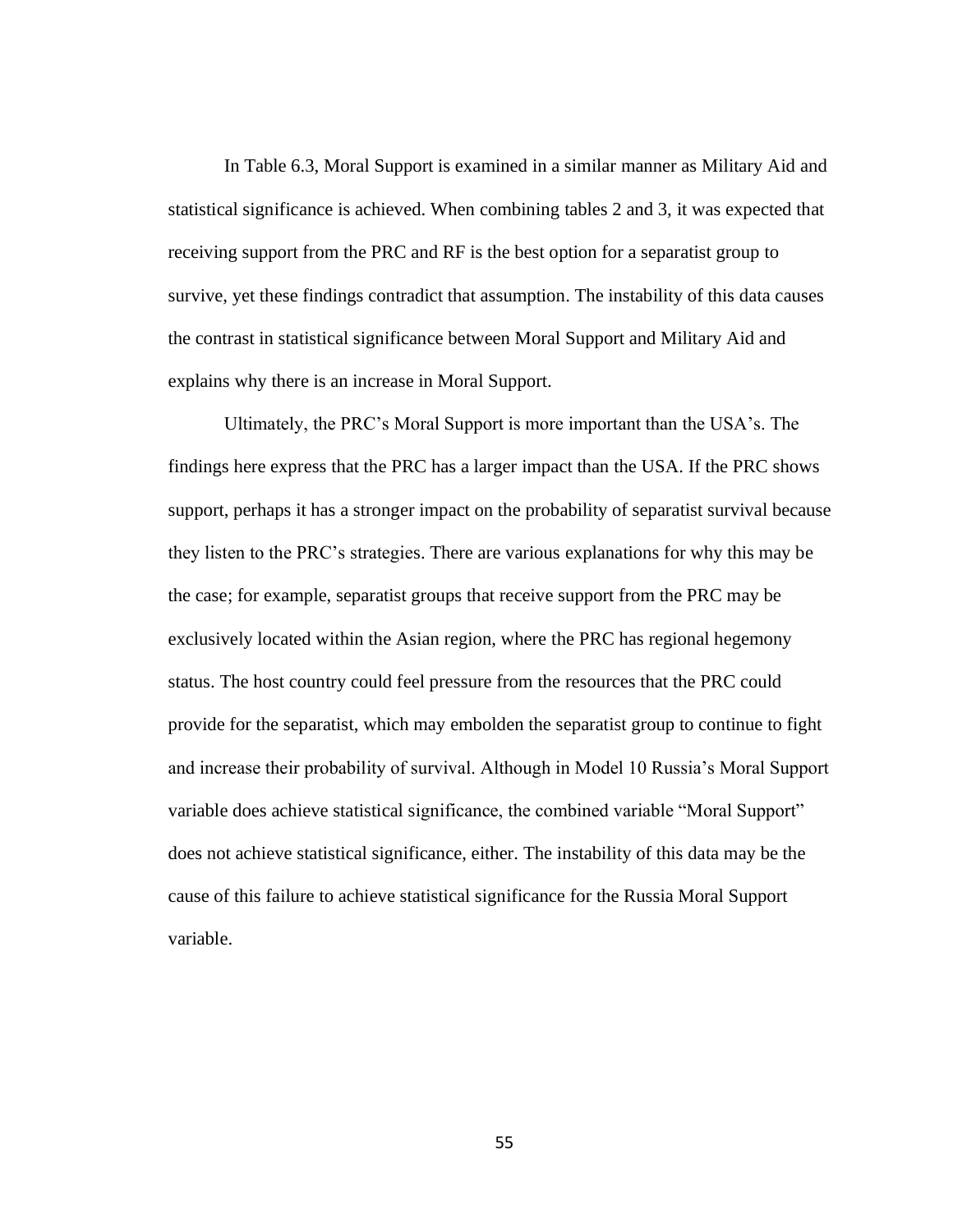In Table 6.3, Moral Support is examined in a similar manner as Military Aid and statistical significance is achieved. When combining tables 2 and 3, it was expected that receiving support from the PRC and RF is the best option for a separatist group to survive, yet these findings contradict that assumption. The instability of this data causes the contrast in statistical significance between Moral Support and Military Aid and explains why there is an increase in Moral Support.

Ultimately, the PRC's Moral Support is more important than the USA's. The findings here express that the PRC has a larger impact than the USA. If the PRC shows support, perhaps it has a stronger impact on the probability of separatist survival because they listen to the PRC's strategies. There are various explanations for why this may be the case; for example, separatist groups that receive support from the PRC may be exclusively located within the Asian region, where the PRC has regional hegemony status. The host country could feel pressure from the resources that the PRC could provide for the separatist, which may embolden the separatist group to continue to fight and increase their probability of survival. Although in Model 10 Russia's Moral Support variable does achieve statistical significance, the combined variable "Moral Support" does not achieve statistical significance, either. The instability of this data may be the cause of this failure to achieve statistical significance for the Russia Moral Support variable.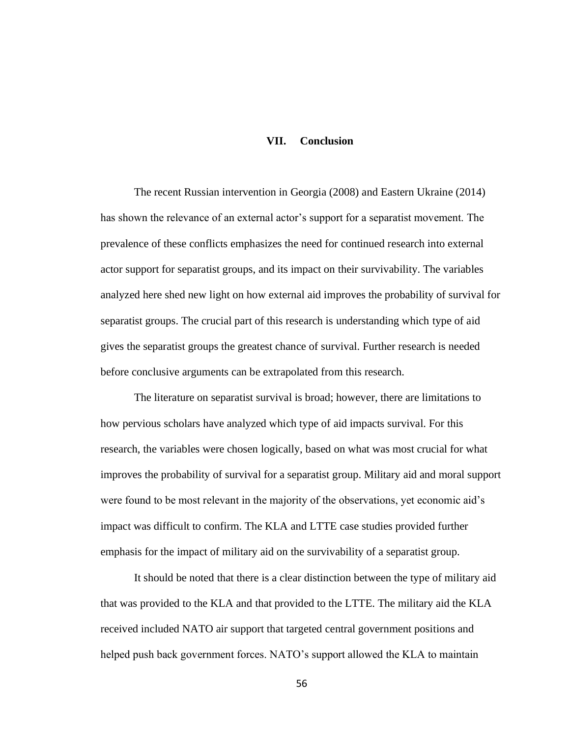# VII. Conclusion

The recent Russian intervention in Georgia (2008) and Eastern Ukraine (2014) has shown the relevance of an external actor's support for a separatist movement. The prevalence of these conflicts emphasizes the need for continued research into external actor support for separatist groups, and its impact on their survivability. The variables analyzed here shed new light on how external aid improves the probability of survival for separatist groups. The crucial part of this research is understanding which type of aid gives the separatist groups the greatest chance of survival. Further research is needed before conclusive arguments can be extrapolated from this research.

The literature on separatist survival is broad; however, there are limitations to how pervious scholars have analyzed which type of aid impacts survival. For this research, the variables were chosen logically, based on what was most crucial for what improves the probability of survival for a separatist group. Military aid and moral support were found to be most relevant in the majority of the observations, yet economic aid's impact was difficult to confirm. The KLA and LTTE case studies provided further emphasis for the impact of military aid on the survivability of a separatist group.

It should be noted that there is a clear distinction between the type of military aid that was provided to the KLA and that provided to the LTTE. The military aid the KLA received included NATO air support that targeted central government positions and helped push back government forces. NATO's support allowed the KLA to maintain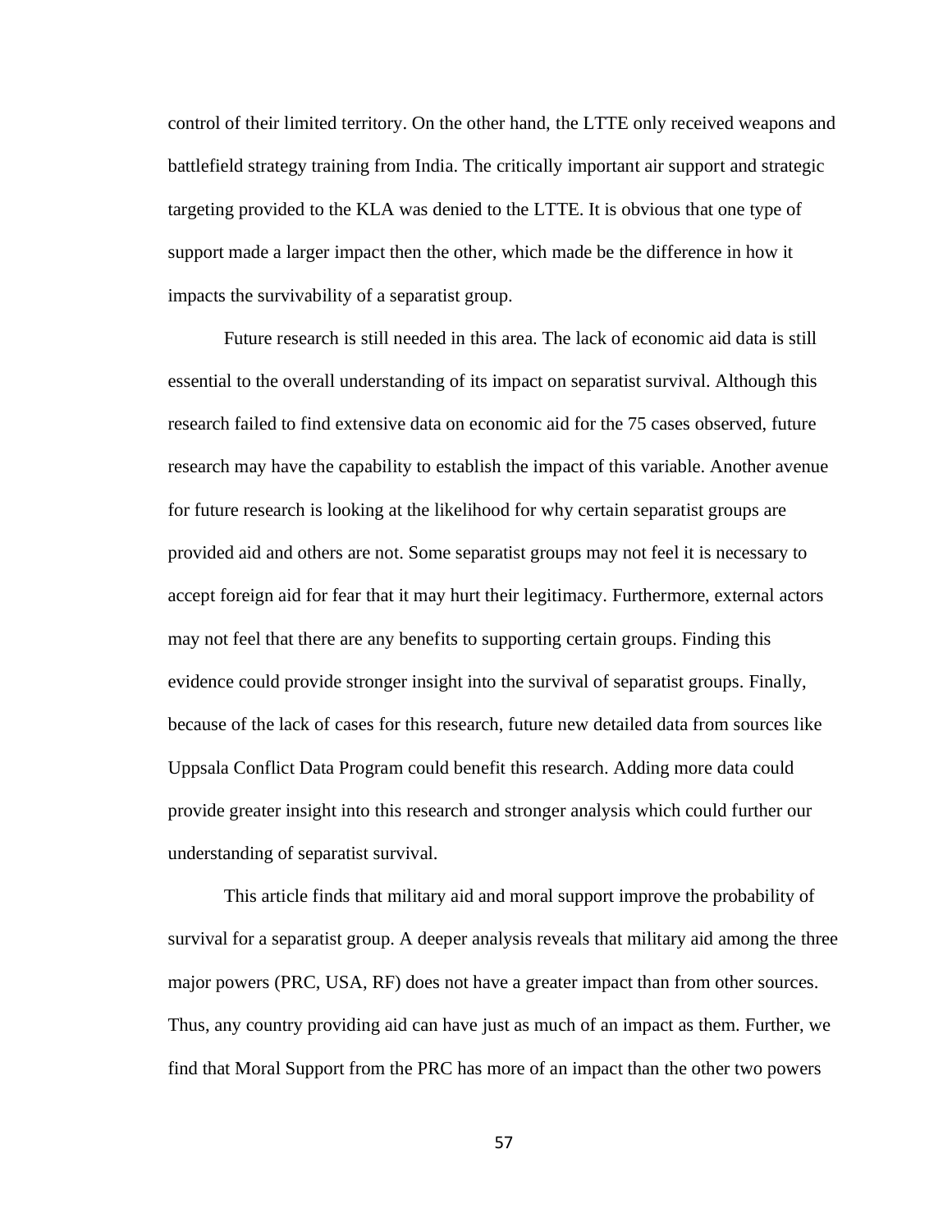control of their limited territory. On the other hand, the LTTE only received weapons and battlefield strategy training from India. The critically important air support and strategic targeting provided to the KLA was denied to the LTTE. It is obvious that one type of support made a larger impact then the other, which made be the difference in how it impacts the survivability of a separatist group.

Future research is still needed in this area. The lack of economic aid data is still essential to the overall understanding of its impact on separatist survival. Although this research failed to find extensive data on economic aid for the 75 cases observed, future research may have the capability to establish the impact of this variable. Another avenue for future research is looking at the likelihood for why certain separatist groups are provided aid and others are not. Some separatist groups may not feel it is necessary to accept foreign aid for fear that it may hurt their legitimacy. Furthermore, external actors may not feel that there are any benefits to supporting certain groups. Finding this evidence could provide stronger insight into the survival of separatist groups. Finally, because of the lack of cases for this research, future new detailed data from sources like Uppsala Conflict Data Program could benefit this research. Adding more data could provide greater insight into this research and stronger analysis which could further our understanding of separatist survival.

This article finds that military aid and moral support improve the probability of survival for a separatist group. A deeper analysis reveals that military aid among the three major powers (PRC, USA, RF) does not have a greater impact than from other sources. Thus, any country providing aid can have just as much of an impact as them. Further, we find that Moral Support from the PRC has more of an impact than the other two powers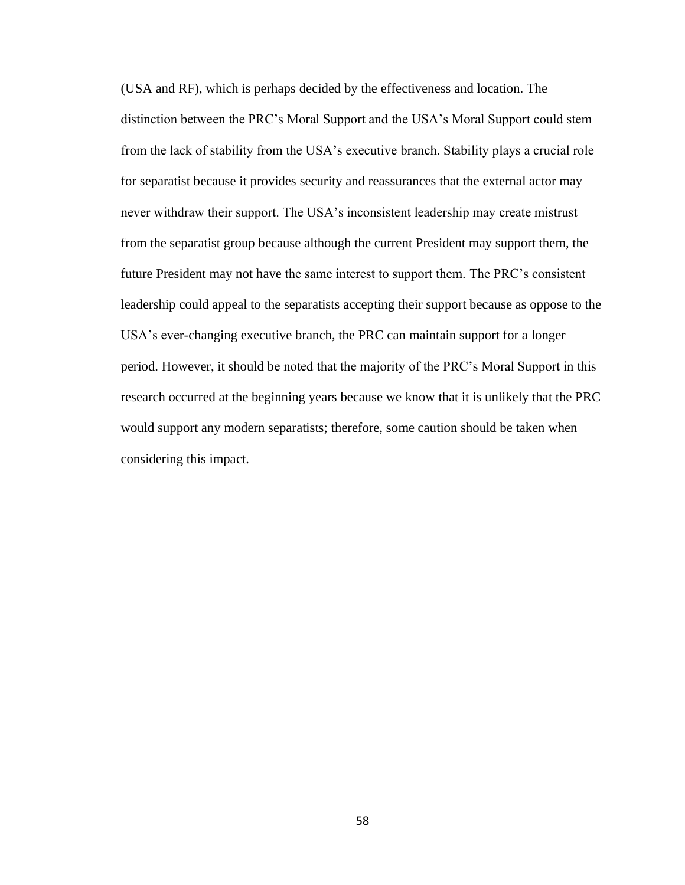(USA and RF), which is perhaps decided by the effectiveness and location. The distinction between the PRC's Moral Support and the USA's Moral Support could stem from the lack of stability from the USA's executive branch. Stability plays a crucial role for separatist because it provides security and reassurances that the external actor may never withdraw their support. The USA's inconsistent leadership may create mistrust from the separatist group because although the current President may support them, the future President may not have the same interest to support them. The PRC's consistent leadership could appeal to the separatists accepting their support because as oppose to the USA's ever-changing executive branch, the PRC can maintain support for a longer period. However, it should be noted that the majority of the PRC's Moral Support in this research occurred at the beginning years because we know that it is unlikely that the PRC would support any modern separatists; therefore, some caution should be taken when considering this impact.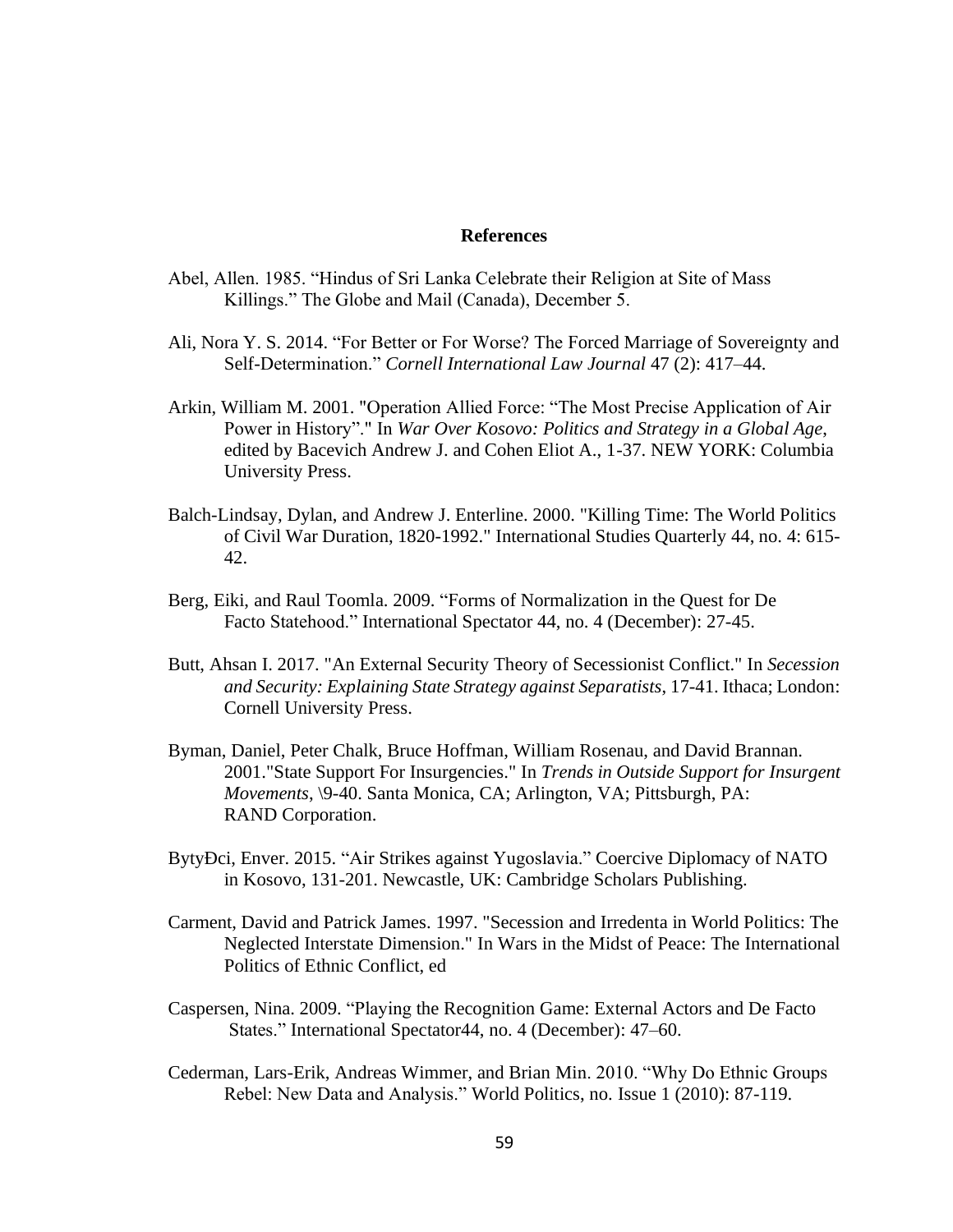# References

Abel, Allen. 1985. "Hindus of Sri Lanka Celebrate their Religion at Site of Mass Killings." The Globe and Mail (Canada), December 5.

Ali, Nora Y. S. 2014. "For Better or For Worse? The Forced Marriage of Sovereignty and Self-Determination." *Cornell International Law Journal* 47 (2): 417–44.

Arkin, William M. 2001. "Operation Allied Force: "The Most Precise Application of Air Power in History"." In *War Over Kosovo: Politics and Strategy in a Global Age,* edited by Bacevich Andrew J. and Cohen Eliot A., 1-37. NEW YORK: Columbia University Press.

Balch-Lindsay, Dylan, and Andrew J. Enterline. 2000. "Killing Time: The World Politics of Civil War Duration, 1820-1992." International Studies Quarterly 44, no. 4: 615-42.

Berg, Eiki, and Raul Toomla. 2009. "Forms of Normalization in the Quest for De Facto Statehood." International Spectator 44, no. 4 (December): 27-45.

Butt, Ahsan I. 2017. "An External Security Theory of Secessionist Conflict." In *Secession and Security: Explaining State Strategy against Separatists*, 17-41. Ithaca; London: Cornell University Press.

Byman, Daniel, Peter Chalk, Bruce Hoffman, William Rosenau, and David Brannan. 2001."State Support For Insurgencies." In *Trends in Outside Support for Insurgent Movements*, \9-40. Santa Monica, CA; Arlington, VA; Pittsburgh, PA: RAND Corporation.

BytyĐci, Enver. 2015. "Air Strikes against Yugoslavia." Coercive Diplomacy of NATO in Kosovo, 131-201. Newcastle, UK: Cambridge Scholars Publishing.

Carment, David and Patrick James. 1997. "Secession and Irredenta in World Politics: The Neglected Interstate Dimension." In Wars in the Midst of Peace: The International Politics of Ethnic Conflict, ed

Caspersen, Nina. 2009. "Playing the Recognition Game: External Actors and De Facto States." International Spectator44, no. 4 (December): 47–60.

Cederman, Lars-Erik, Andreas Wimmer, and Brian Min. 2010. "Why Do Ethnic Groups Rebel: New Data and Analysis." World Politics, no. Issue 1 (2010): 87-119.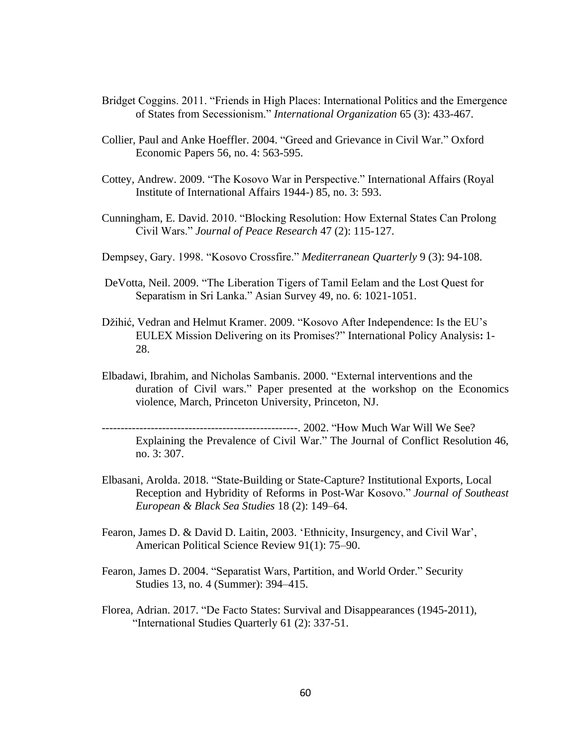Bridget Coggins. 2011. “Friends in High Places: International Politics and the Emergence of States from Secessionism.” *International Organization* 65 (3): 433-467.

Collier, Paul and Anke Hoeffler. 2004. “Greed and Grievance in Civil War.” Oxford Economic Papers 56, no. 4: 563-595.

Cottey, Andrew. 2009. “The Kosovo War in Perspective.” International Affairs (Royal Institute of International Affairs 1944-) 85, no. 3: 593.

Cunningham, E. David. 2010. “Blocking Resolution: How External States Can Prolong Civil Wars.” *Journal of Peace Research* 47 (2): 115-127.

Dempsey, Gary. 1998. “Kosovo Crossfire.” *Mediterranean Quarterly* 9 (3): 94-108.

DeVotta, Neil. 2009. “The Liberation Tigers of Tamil Eelam and the Lost Quest for Separatism in Sri Lanka.” Asian Survey 49, no. 6: 1021-1051.

Džihić, Vedran and Helmut Kramer. 2009. “Kosovo After Independence: Is the EU’s EULEX Mission Delivering on its Promises?” International Policy Analysis**:** 1-28.

Elbadawi, Ibrahim, and Nicholas Sambanis. 2000. “External interventions and the duration of Civil wars.” Paper presented at the workshop on the Economics violence, March, Princeton University, Princeton, NJ.

----------------------------------------------------. 2002. “How Much War Will We See? Explaining the Prevalence of Civil War.” The Journal of Conflict Resolution 46, no. 3: 307.

Elbasani, Arolda. 2018. “State-Building or State-Capture? Institutional Exports, Local Reception and Hybridity of Reforms in Post-War Kosovo.” *Journal of Southeast European & Black Sea Studies* 18 (2): 149–64.

Fearon, James D. & David D. Laitin, 2003. ‘Ethnicity, Insurgency, and Civil War’, American Political Science Review 91(1): 75–90.

Fearon, James D. 2004. “Separatist Wars, Partition, and World Order.” Security Studies 13, no. 4 (Summer): 394–415.

Florea, Adrian. 2017. “De Facto States: Survival and Disappearances (1945-2011), “International Studies Quarterly 61 (2): 337-51.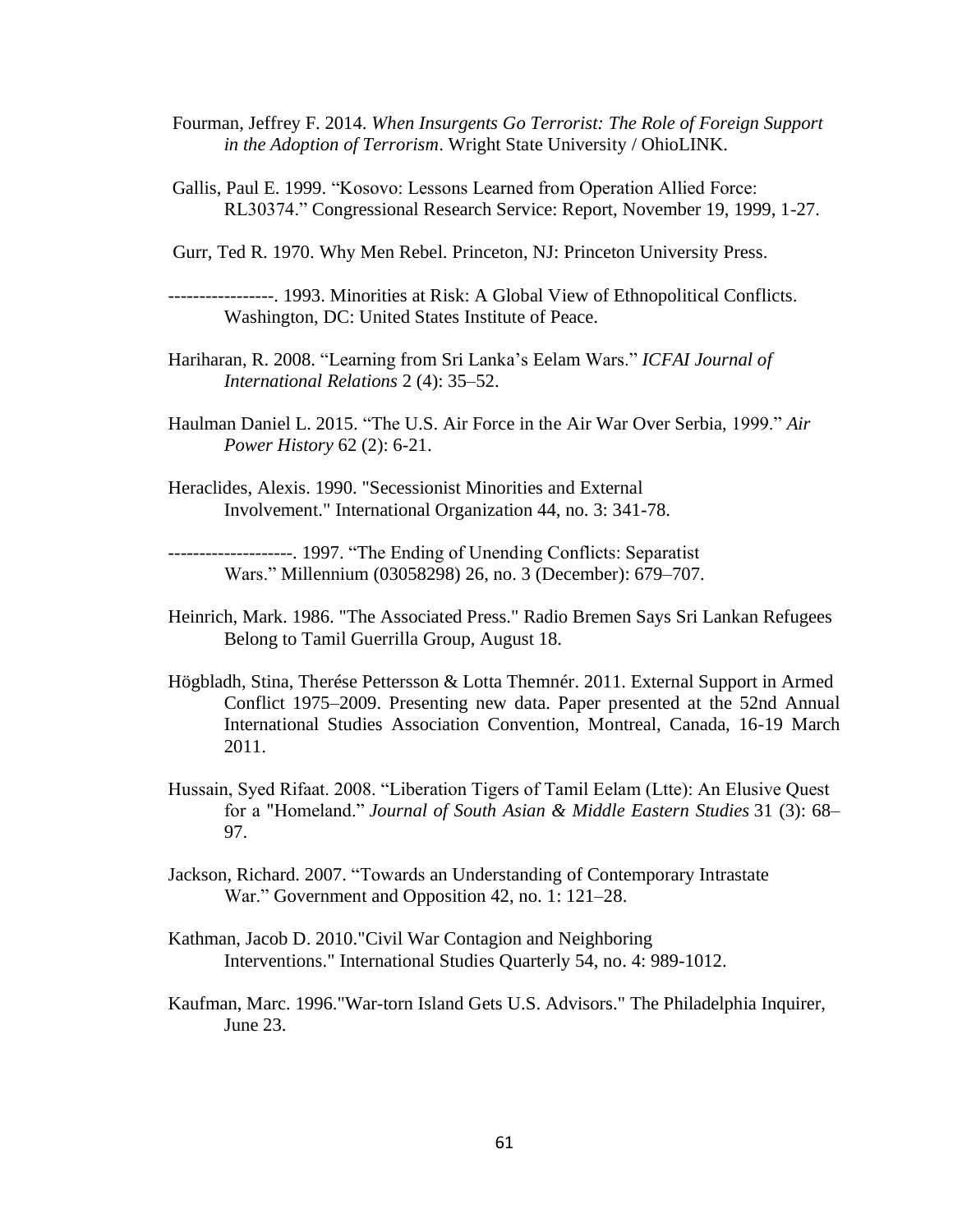Fourman, Jeffrey F. 2014. *When Insurgents Go Terrorist: The Role of Foreign Support in the Adoption of Terrorism*. Wright State University / OhioLINK.

Gallis, Paul E. 1999. "Kosovo: Lessons Learned from Operation Allied Force: RL30374." Congressional Research Service: Report, November 19, 1999, 1-27.

Gurr, Ted R. 1970. Why Men Rebel. Princeton, NJ: Princeton University Press.

-----------------. 1993. Minorities at Risk: A Global View of Ethnopolitical Conflicts. Washington, DC: United States Institute of Peace.

Hariharan, R. 2008. "Learning from Sri Lanka's Eelam Wars." *ICFAI Journal of International Relations* 2 (4): 35–52.

Haulman Daniel L. 2015. "The U.S. Air Force in the Air War Over Serbia, 1999." *Air Power History* 62 (2): 6-21.

Heraclides, Alexis. 1990. "Secessionist Minorities and External Involvement." International Organization 44, no. 3: 341-78.

--------------------. 1997. "The Ending of Unending Conflicts: Separatist Wars." Millennium (03058298) 26, no. 3 (December): 679–707.

Heinrich, Mark. 1986. "The Associated Press." Radio Bremen Says Sri Lankan Refugees Belong to Tamil Guerrilla Group, August 18.

Högbladh, Stina, Therése Pettersson & Lotta Themnér. 2011. External Support in Armed Conflict 1975–2009. Presenting new data. Paper presented at the 52nd Annual International Studies Association Convention, Montreal, Canada, 16-19 March 2011.

Hussain, Syed Rifaat. 2008. "Liberation Tigers of Tamil Eelam (Ltte): An Elusive Quest for a "Homeland." *Journal of South Asian & Middle Eastern Studies* 31 (3): 68–97.

Jackson, Richard. 2007. "Towards an Understanding of Contemporary Intrastate War." Government and Opposition 42, no. 1: 121–28.

Kathman, Jacob D. 2010."Civil War Contagion and Neighboring Interventions." International Studies Quarterly 54, no. 4: 989-1012.

Kaufman, Marc. 1996."War-torn Island Gets U.S. Advisors." The Philadelphia Inquirer, June 23.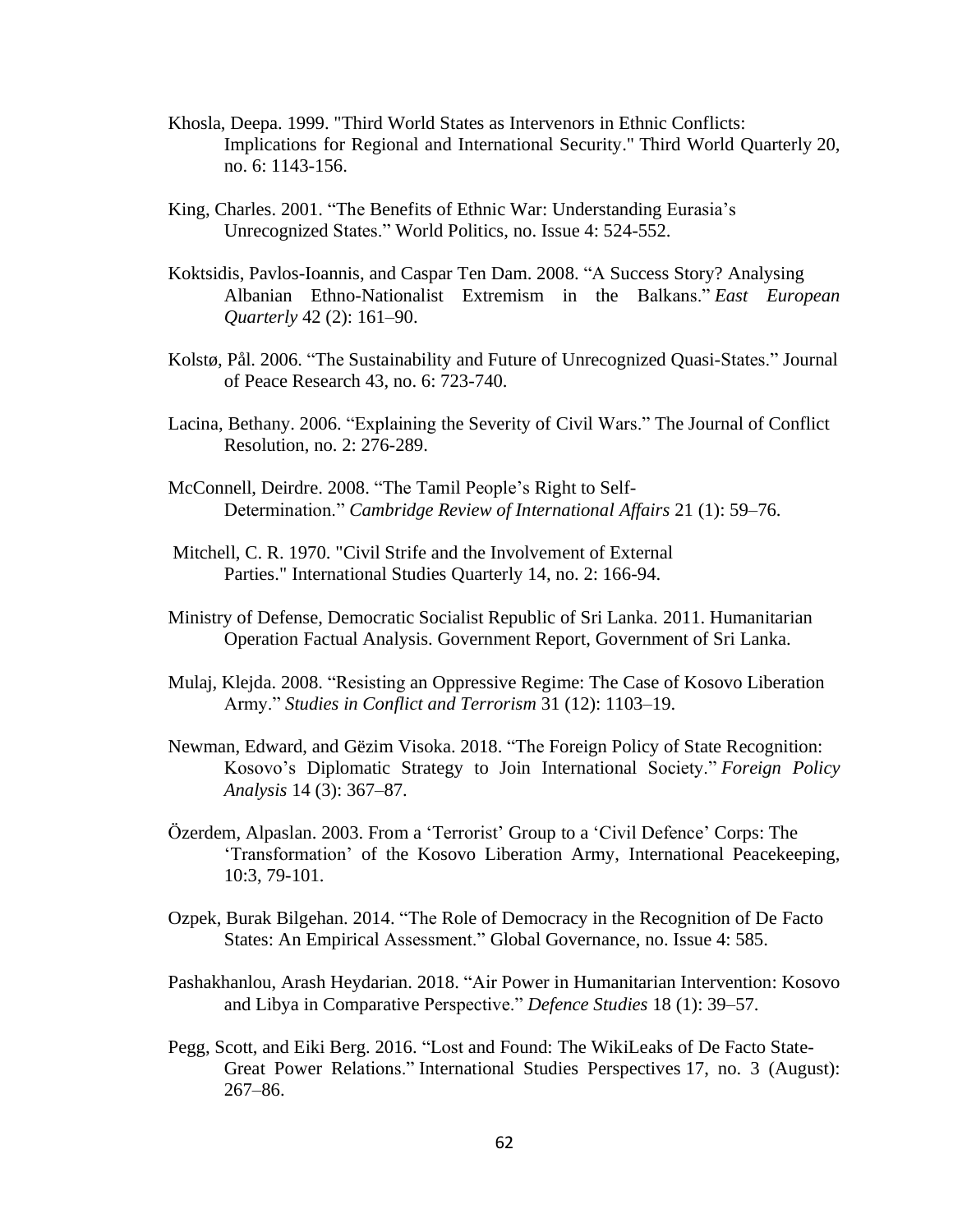Khosla, Deepa. 1999. "Third World States as Intervenors in Ethnic Conflicts: Implications for Regional and International Security." Third World Quarterly 20, no. 6: 1143-156.

King, Charles. 2001. "The Benefits of Ethnic War: Understanding Eurasia's Unrecognized States." World Politics, no. Issue 4: 524-552.

Koktsidis, Pavlos-Ioannis, and Caspar Ten Dam. 2008. "A Success Story? Analysing Albanian Ethno-Nationalist Extremism in the Balkans." *East European Quarterly* 42 (2): 161–90.

Kolstø, Pål. 2006. "The Sustainability and Future of Unrecognized Quasi-States." Journal of Peace Research 43, no. 6: 723-740.

Lacina, Bethany. 2006. "Explaining the Severity of Civil Wars." The Journal of Conflict Resolution, no. 2: 276-289.

McConnell, Deirdre. 2008. "The Tamil People's Right to Self-Determination." *Cambridge Review of International Affairs* 21 (1): 59–76.

Mitchell, C. R. 1970. "Civil Strife and the Involvement of External Parties." International Studies Quarterly 14, no. 2: 166-94.

Ministry of Defense, Democratic Socialist Republic of Sri Lanka. 2011. Humanitarian Operation Factual Analysis. Government Report, Government of Sri Lanka.

Mulaj, Klejda. 2008. "Resisting an Oppressive Regime: The Case of Kosovo Liberation Army." *Studies in Conflict and Terrorism* 31 (12): 1103–19.

Newman, Edward, and Gëzim Visoka. 2018. "The Foreign Policy of State Recognition: Kosovo's Diplomatic Strategy to Join International Society." *Foreign Policy Analysis* 14 (3): 367–87.

Özerdem, Alpaslan. 2003. From a 'Terrorist' Group to a 'Civil Defence' Corps: The 'Transformation' of the Kosovo Liberation Army, International Peacekeeping, 10:3, 79-101.

Ozpek, Burak Bilgehan. 2014. "The Role of Democracy in the Recognition of De Facto States: An Empirical Assessment." Global Governance, no. Issue 4: 585.

Pashakhanlou, Arash Heydarian. 2018. "Air Power in Humanitarian Intervention: Kosovo and Libya in Comparative Perspective." *Defence Studies* 18 (1): 39–57.

Pegg, Scott, and Eiki Berg. 2016. "Lost and Found: The WikiLeaks of De Facto State-Great Power Relations." International Studies Perspectives 17, no. 3 (August): 267–86.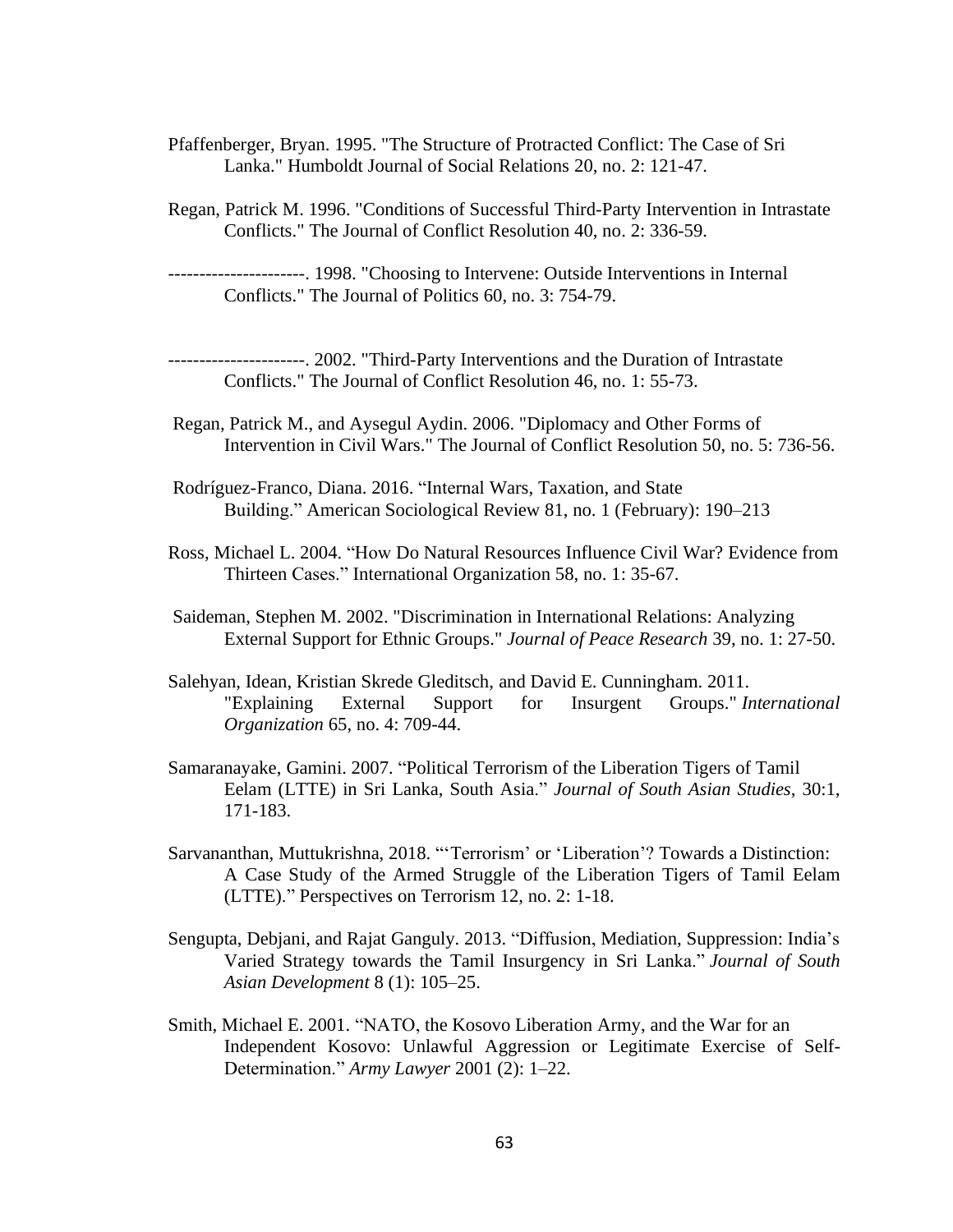Pfaffenberger, Bryan. 1995. "The Structure of Protracted Conflict: The Case of Sri Lanka." Humboldt Journal of Social Relations 20, no. 2: 121-47.

Regan, Patrick M. 1996. "Conditions of Successful Third-Party Intervention in Intrastate Conflicts." The Journal of Conflict Resolution 40, no. 2: 336-59.

----------------------. 1998. "Choosing to Intervene: Outside Interventions in Internal Conflicts." The Journal of Politics 60, no. 3: 754-79.

----------------------. 2002. "Third-Party Interventions and the Duration of Intrastate Conflicts." The Journal of Conflict Resolution 46, no. 1: 55-73.

Regan, Patrick M., and Aysegul Aydin. 2006. "Diplomacy and Other Forms of Intervention in Civil Wars." The Journal of Conflict Resolution 50, no. 5: 736-56.

Rodríguez-Franco, Diana. 2016. "Internal Wars, Taxation, and State Building." American Sociological Review 81, no. 1 (February): 190–213

Ross, Michael L. 2004. "How Do Natural Resources Influence Civil War? Evidence from Thirteen Cases." International Organization 58, no. 1: 35-67.

Saideman, Stephen M. 2002. "Discrimination in International Relations: Analyzing External Support for Ethnic Groups." *Journal of Peace Research* 39, no. 1: 27-50.

Salehyan, Idean, Kristian Skrede Gleditsch, and David E. Cunningham. 2011. "Explaining External Support for Insurgent Groups." *International Organization* 65, no. 4: 709-44.

Samaranayake, Gamini. 2007. "Political Terrorism of the Liberation Tigers of Tamil Eelam (LTTE) in Sri Lanka, South Asia." *Journal of South Asian Studies*, 30:1, 171-183.

Sarvananthan, Muttukrishna, 2018. "'Terrorism' or 'Liberation'? Towards a Distinction: A Case Study of the Armed Struggle of the Liberation Tigers of Tamil Eelam (LTTE)." Perspectives on Terrorism 12, no. 2: 1-18.

Sengupta, Debjani, and Rajat Ganguly. 2013. "Diffusion, Mediation, Suppression: India's Varied Strategy towards the Tamil Insurgency in Sri Lanka." *Journal of South Asian Development* 8 (1): 105–25.

Smith, Michael E. 2001. "NATO, the Kosovo Liberation Army, and the War for an Independent Kosovo: Unlawful Aggression or Legitimate Exercise of Self-Determination." *Army Lawyer* 2001 (2): 1–22.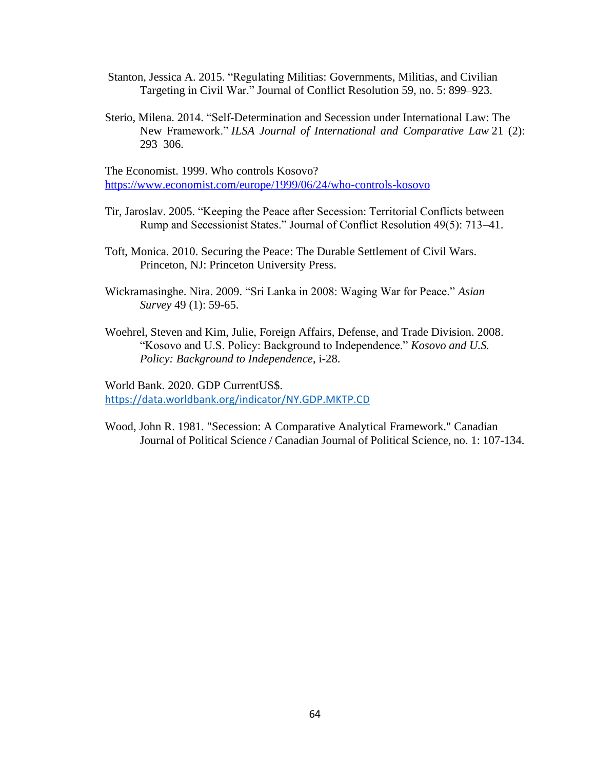Stanton, Jessica A. 2015. "Regulating Militias: Governments, Militias, and Civilian Targeting in Civil War." Journal of Conflict Resolution 59, no. 5: 899–923.

Sterio, Milena. 2014. "Self-Determination and Secession under International Law: The New Framework." *ILSA Journal of International and Comparative Law* 21 (2): 293–306.

The Economist. 1999. Who controls Kosovo? https://www.economist.com/europe/1999/06/24/who-controls-kosovo

Tir, Jaroslav. 2005. "Keeping the Peace after Secession: Territorial Conflicts between Rump and Secessionist States." Journal of Conflict Resolution 49(5): 713–41.

Toft, Monica. 2010. Securing the Peace: The Durable Settlement of Civil Wars. Princeton, NJ: Princeton University Press.

Wickramasinghe. Nira. 2009. "Sri Lanka in 2008: Waging War for Peace." *Asian Survey* 49 (1): 59-65.

Woehrel, Steven and Kim, Julie, Foreign Affairs, Defense, and Trade Division. 2008. "Kosovo and U.S. Policy: Background to Independence." *Kosovo and U.S. Policy: Background to Independence*, i-28.

World Bank. 2020. GDP CurrentUS$. https://data.worldbank.org/indicator/NY.GDP.MKTP.CD

Wood, John R. 1981. "Secession: A Comparative Analytical Framework." Canadian Journal of Political Science / Canadian Journal of Political Science, no. 1: 107-134.